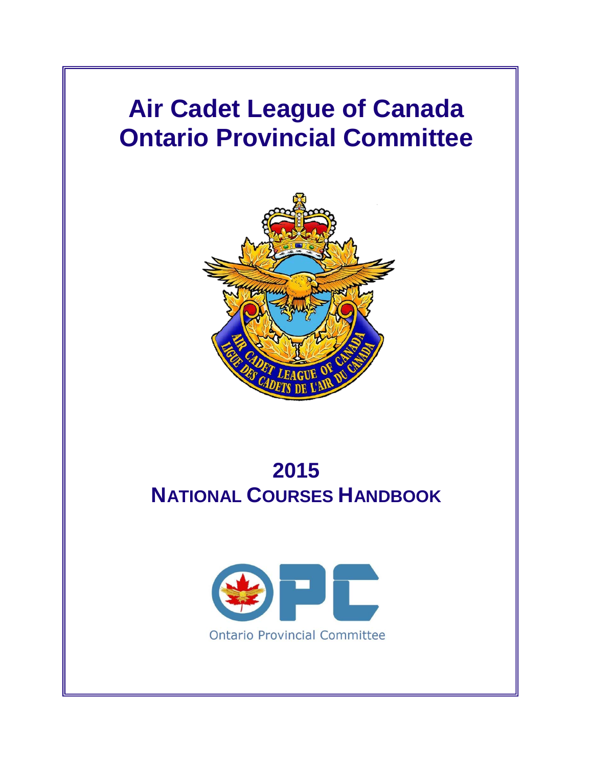# Air Cadet League of Canada
# Ontario Provincial Committee

## 2015
## NATIONAL COURSES HANDBOOK

Ontario Provincial Committee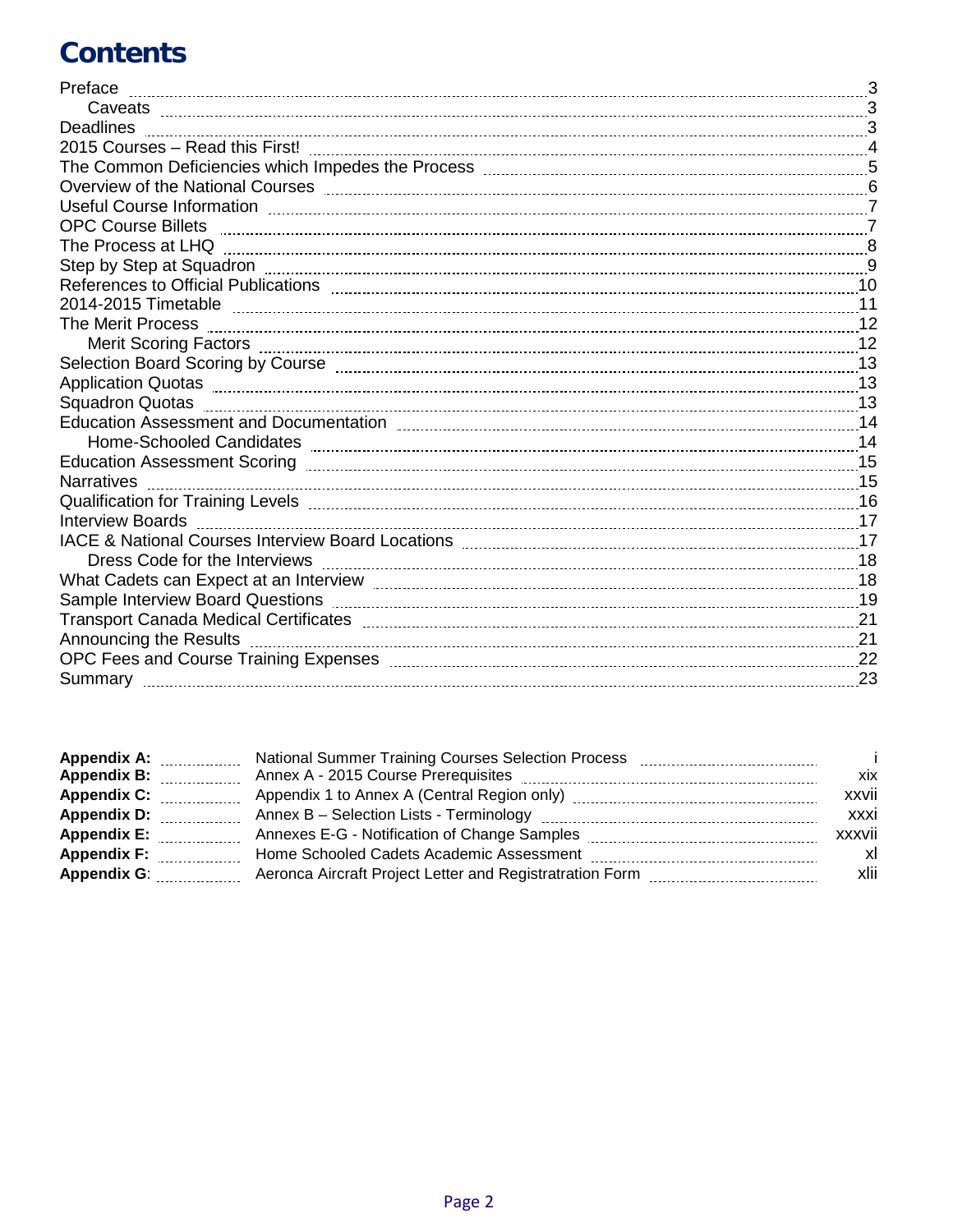# Contents

| | |
|---|---|
| Preface | 3 |
| Caveats | 3 |
| Deadlines | 3 |
| 2015 Courses – Read this First! | 4 |
| The Common Deficiencies which Impedes the Process | 5 |
| Overview of the National Courses | 6 |
| Useful Course Information | 7 |
| OPC Course Billets | 7 |
| The Process at LHQ | 8 |
| Step by Step at Squadron | 9 |
| References to Official Publications | 10 |
| 2014-2015 Timetable | 11 |
| The Merit Process | 12 |
| Merit Scoring Factors | 12 |
| Selection Board Scoring by Course | 13 |
| Application Quotas | 13 |
| Squadron Quotas | 13 |
| Education Assessment and Documentation | 14 |
| Home-Schooled Candidates | 14 |
| Education Assessment Scoring | 15 |
| Narratives | 15 |
| Qualification for Training Levels | 16 |
| Interview Boards | 17 |
| IACE & National Courses Interview Board Locations | 17 |
| Dress Code for the Interviews | 18 |
| What Cadets can Expect at an Interview | 18 |
| Sample Interview Board Questions | 19 |
| Transport Canada Medical Certificates | 21 |
| Announcing the Results | 21 |
| OPC Fees and Course Training Expenses | 22 |
| Summary | 23 |

| | | |
|---|---|---|
| **Appendix A:** | National Summer Training Courses Selection Process | i |
| **Appendix B:** | Annex A - 2015 Course Prerequisites | xix |
| **Appendix C:** | Appendix 1 to Annex A (Central Region only) | xxvii |
| **Appendix D:** | Annex B – Selection Lists - Terminology | xxxi |
| **Appendix E:** | Annexes E-G - Notification of Change Samples | xxxvii |
| **Appendix F:** | Home Schooled Cadets Academic Assessment | xl |
| **Appendix G**: | Aeronca Aircraft Project Letter and Registratration Form | xlii |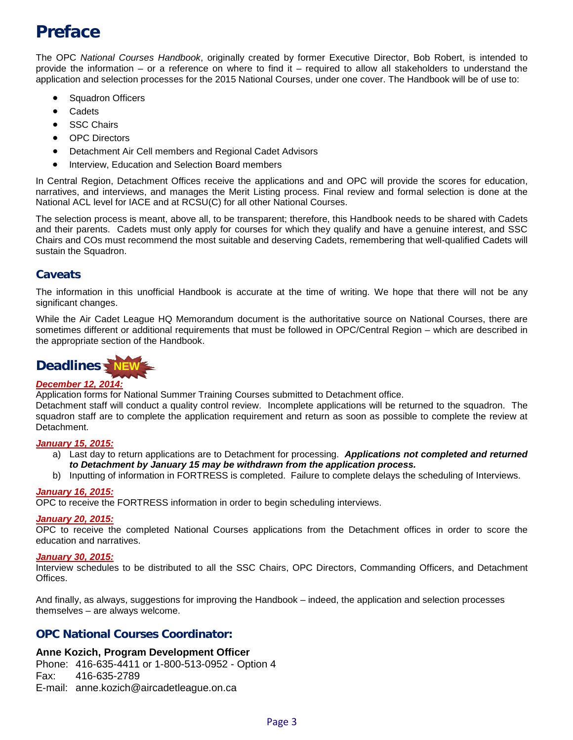# Preface

The OPC *National Courses Handbook*, originally created by former Executive Director, Bob Robert, is intended to provide the information – or a reference on where to find it – required to allow all stakeholders to understand the application and selection processes for the 2015 National Courses, under one cover. The Handbook will be of use to:

- Squadron Officers
- Cadets
- SSC Chairs
- OPC Directors
- Detachment Air Cell members and Regional Cadet Advisors
- Interview, Education and Selection Board members

In Central Region, Detachment Offices receive the applications and and OPC will provide the scores for education, narratives, and interviews, and manages the Merit Listing process. Final review and formal selection is done at the National ACL level for IACE and at RCSU(C) for all other National Courses.

The selection process is meant, above all, to be transparent; therefore, this Handbook needs to be shared with Cadets and their parents. Cadets must only apply for courses for which they qualify and have a genuine interest, and SSC Chairs and COs must recommend the most suitable and deserving Cadets, remembering that well-qualified Cadets will sustain the Squadron.

## Caveats

The information in this unofficial Handbook is accurate at the time of writing. We hope that there will not be any significant changes.

While the Air Cadet League HQ Memorandum document is the authoritative source on National Courses, there are sometimes different or additional requirements that must be followed in OPC/Central Region – which are described in the appropriate section of the Handbook.

## Deadlines NEW

***December 12, 2014:***

Application forms for National Summer Training Courses submitted to Detachment office.

Detachment staff will conduct a quality control review. Incomplete applications will be returned to the squadron. The squadron staff are to complete the application requirement and return as soon as possible to complete the review at Detachment.

***January 15, 2015:***

a) Last day to return applications are to Detachment for processing. ***Applications not completed and returned to Detachment by January 15 may be withdrawn from the application process.***
b) Inputting of information in FORTRESS is completed. Failure to complete delays the scheduling of Interviews.

***January 16, 2015:***

OPC to receive the FORTRESS information in order to begin scheduling interviews.

***January 20, 2015:***

OPC to receive the completed National Courses applications from the Detachment offices in order to score the education and narratives.

***January 30, 2015:***

Interview schedules to be distributed to all the SSC Chairs, OPC Directors, Commanding Officers, and Detachment Offices.

And finally, as always, suggestions for improving the Handbook – indeed, the application and selection processes themselves – are always welcome.

## OPC National Courses Coordinator:

**Anne Kozich, Program Development Officer**

Phone: 416-635-4411 or 1-800-513-0952 - Option 4
Fax: 416-635-2789
E-mail: anne.kozich@aircadetleague.on.ca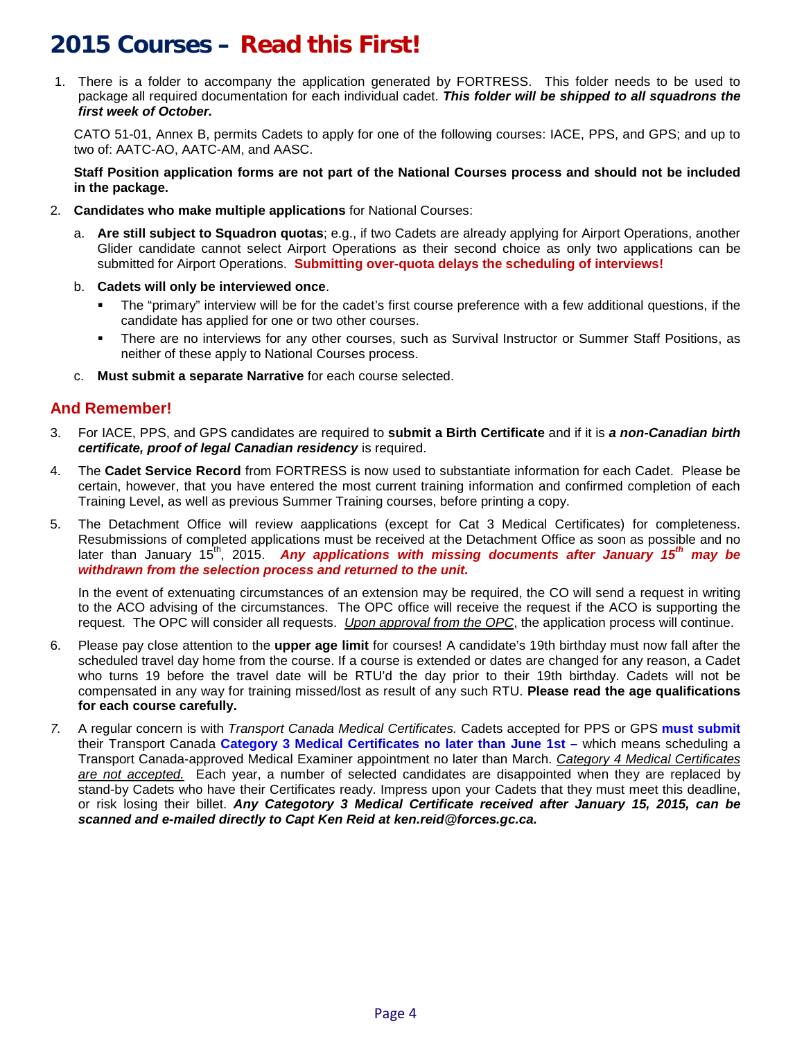# 2015 Courses – Read this First!

1. There is a folder to accompany the application generated by FORTRESS. This folder needs to be used to package all required documentation for each individual cadet. ***This folder will be shipped to all squadrons the first week of October.***

   CATO 51-01, Annex B, permits Cadets to apply for one of the following courses: IACE, PPS, and GPS; and up to two of: AATC-AO, AATC-AM, and AASC.

   **Staff Position application forms are not part of the National Courses process and should not be included in the package.**

2. **Candidates who make multiple applications** for National Courses:

   a. **Are still subject to Squadron quotas**; e.g., if two Cadets are already applying for Airport Operations, another Glider candidate cannot select Airport Operations as their second choice as only two applications can be submitted for Airport Operations. **Submitting over-quota delays the scheduling of interviews!**

   b. **Cadets will only be interviewed once**.
      - The "primary" interview will be for the cadet's first course preference with a few additional questions, if the candidate has applied for one or two other courses.
      - There are no interviews for any other courses, such as Survival Instructor or Summer Staff Positions, as neither of these apply to National Courses process.

   c. **Must submit a separate Narrative** for each course selected.

## And Remember!

3. For IACE, PPS, and GPS candidates are required to **submit a Birth Certificate** and if it is ***a non-Canadian birth certificate, proof of legal Canadian residency*** is required.

4. The **Cadet Service Record** from FORTRESS is now used to substantiate information for each Cadet. Please be certain, however, that you have entered the most current training information and confirmed completion of each Training Level, as well as previous Summer Training courses, before printing a copy.

5. The Detachment Office will review aapplications (except for Cat 3 Medical Certificates) for completeness. Resubmissions of completed applications must be received at the Detachment Office as soon as possible and no later than January 15th, 2015. ***Any applications with missing documents after January 15th may be withdrawn from the selection process and returned to the unit.***

   In the event of extenuating circumstances of an extension may be required, the CO will send a request in writing to the ACO advising of the circumstances. The OPC office will receive the request if the ACO is supporting the request. The OPC will consider all requests. Upon approval from the OPC, the application process will continue.

6. Please pay close attention to the **upper age limit** for courses! A candidate's 19th birthday must now fall after the scheduled travel day home from the course. If a course is extended or dates are changed for any reason, a Cadet who turns 19 before the travel date will be RTU'd the day prior to their 19th birthday. Cadets will not be compensated in any way for training missed/lost as result of any such RTU. **Please read the age qualifications for each course carefully.**

7. A regular concern is with *Transport Canada Medical Certificates.* Cadets accepted for PPS or GPS **must submit** their Transport Canada **Category 3 Medical Certificates no later than June 1st –** which means scheduling a Transport Canada-approved Medical Examiner appointment no later than March. *Category 4 Medical Certificates are not accepted.* Each year, a number of selected candidates are disappointed when they are replaced by stand-by Cadets who have their Certificates ready. Impress upon your Cadets that they must meet this deadline, or risk losing their billet. ***Any Categotory 3 Medical Certificate received after January 15, 2015, can be scanned and e-mailed directly to Capt Ken Reid at ken.reid@forces.gc.ca.***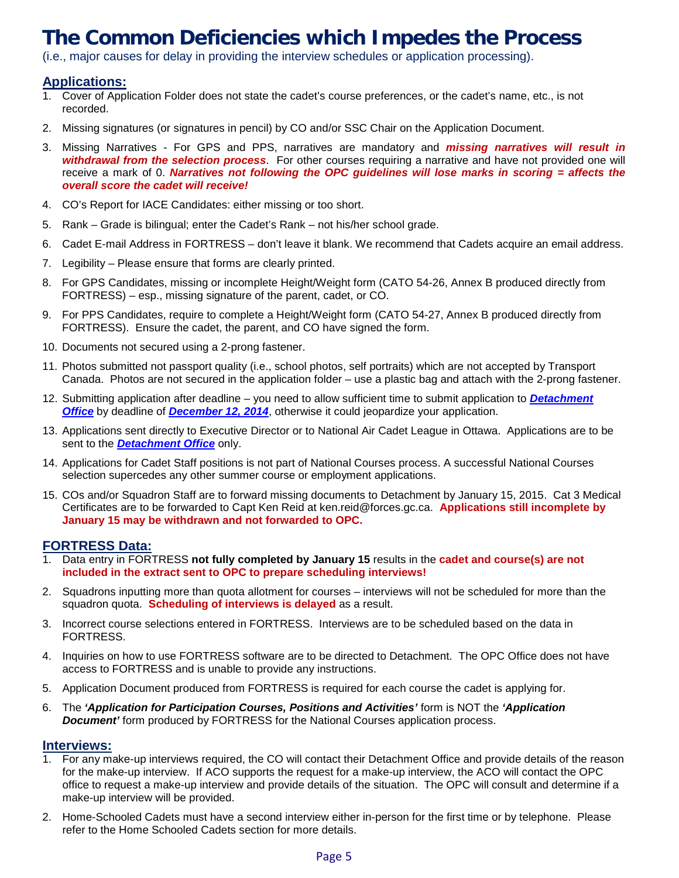# The Common Deficiencies which Impedes the Process

(i.e., major causes for delay in providing the interview schedules or application processing).

## Applications:

1. Cover of Application Folder does not state the cadet's course preferences, or the cadet's name, etc., is not recorded.
2. Missing signatures (or signatures in pencil) by CO and/or SSC Chair on the Application Document.
3. Missing Narratives - For GPS and PPS, narratives are mandatory and ***missing narratives will result in withdrawal from the selection process***. For other courses requiring a narrative and have not provided one will receive a mark of 0. ***Narratives not following the OPC guidelines will lose marks in scoring = affects the overall score the cadet will receive!***
4. CO's Report for IACE Candidates: either missing or too short.
5. Rank – Grade is bilingual; enter the Cadet's Rank – not his/her school grade.
6. Cadet E-mail Address in FORTRESS – don't leave it blank. We recommend that Cadets acquire an email address.
7. Legibility – Please ensure that forms are clearly printed.
8. For GPS Candidates, missing or incomplete Height/Weight form (CATO 54-26, Annex B produced directly from FORTRESS) – esp., missing signature of the parent, cadet, or CO.
9. For PPS Candidates, require to complete a Height/Weight form (CATO 54-27, Annex B produced directly from FORTRESS). Ensure the cadet, the parent, and CO have signed the form.
10. Documents not secured using a 2-prong fastener.
11. Photos submitted not passport quality (i.e., school photos, self portraits) which are not accepted by Transport Canada. Photos are not secured in the application folder – use a plastic bag and attach with the 2-prong fastener.
12. Submitting application after deadline – you need to allow sufficient time to submit application to ***Detachment Office*** by deadline of ***December 12, 2014***, otherwise it could jeopardize your application.
13. Applications sent directly to Executive Director or to National Air Cadet League in Ottawa. Applications are to be sent to the ***Detachment Office*** only.
14. Applications for Cadet Staff positions is not part of National Courses process. A successful National Courses selection supercedes any other summer course or employment applications.
15. COs and/or Squadron Staff are to forward missing documents to Detachment by January 15, 2015. Cat 3 Medical Certificates are to be forwarded to Capt Ken Reid at ken.reid@forces.gc.ca. **Applications still incomplete by January 15 may be withdrawn and not forwarded to OPC.**

## FORTRESS Data:

1. Data entry in FORTRESS **not fully completed by January 15** results in the **cadet and course(s) are not included in the extract sent to OPC to prepare scheduling interviews!**
2. Squadrons inputting more than quota allotment for courses – interviews will not be scheduled for more than the squadron quota. **Scheduling of interviews is delayed** as a result.
3. Incorrect course selections entered in FORTRESS. Interviews are to be scheduled based on the data in FORTRESS.
4. Inquiries on how to use FORTRESS software are to be directed to Detachment. The OPC Office does not have access to FORTRESS and is unable to provide any instructions.
5. Application Document produced from FORTRESS is required for each course the cadet is applying for.
6. The ***'Application for Participation Courses, Positions and Activities'*** form is NOT the ***'Application Document'*** form produced by FORTRESS for the National Courses application process.

## Interviews:

1. For any make-up interviews required, the CO will contact their Detachment Office and provide details of the reason for the make-up interview. If ACO supports the request for a make-up interview, the ACO will contact the OPC office to request a make-up interview and provide details of the situation. The OPC will consult and determine if a make-up interview will be provided.
2. Home-Schooled Cadets must have a second interview either in-person for the first time or by telephone. Please refer to the Home Schooled Cadets section for more details.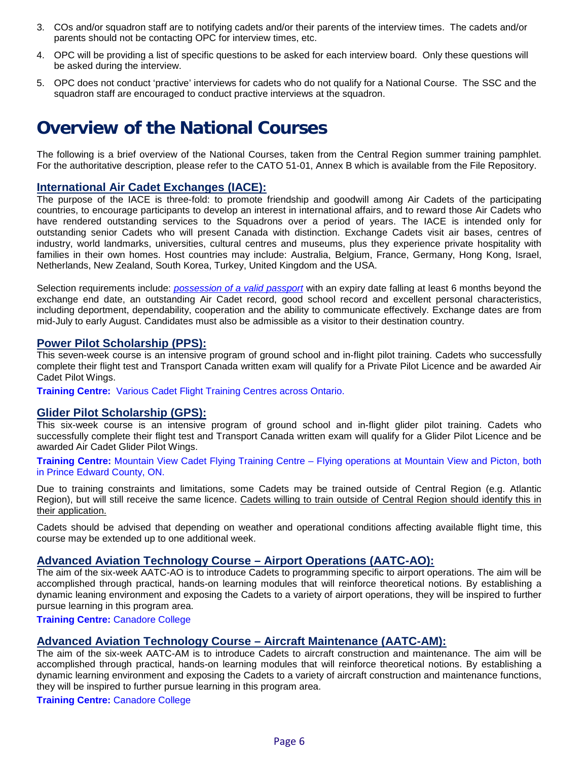3. COs and/or squadron staff are to notifying cadets and/or their parents of the interview times. The cadets and/or parents should not be contacting OPC for interview times, etc.
4. OPC will be providing a list of specific questions to be asked for each interview board. Only these questions will be asked during the interview.
5. OPC does not conduct 'practive' interviews for cadets who do not qualify for a National Course. The SSC and the squadron staff are encouraged to conduct practive interviews at the squadron.

# Overview of the National Courses

The following is a brief overview of the National Courses, taken from the Central Region summer training pamphlet. For the authoritative description, please refer to the CATO 51-01, Annex B which is available from the File Repository.

## International Air Cadet Exchanges (IACE):

The purpose of the IACE is three-fold: to promote friendship and goodwill among Air Cadets of the participating countries, to encourage participants to develop an interest in international affairs, and to reward those Air Cadets who have rendered outstanding services to the Squadrons over a period of years. The IACE is intended only for outstanding senior Cadets who will present Canada with distinction. Exchange Cadets visit air bases, centres of industry, world landmarks, universities, cultural centres and museums, plus they experience private hospitality with families in their own homes. Host countries may include: Australia, Belgium, France, Germany, Hong Kong, Israel, Netherlands, New Zealand, South Korea, Turkey, United Kingdom and the USA.

Selection requirements include: *possession of a valid passport* with an expiry date falling at least 6 months beyond the exchange end date, an outstanding Air Cadet record, good school record and excellent personal characteristics, including deportment, dependability, cooperation and the ability to communicate effectively. Exchange dates are from mid-July to early August. Candidates must also be admissible as a visitor to their destination country.

## Power Pilot Scholarship (PPS):

This seven-week course is an intensive program of ground school and in-flight pilot training. Cadets who successfully complete their flight test and Transport Canada written exam will qualify for a Private Pilot Licence and be awarded Air Cadet Pilot Wings.

**Training Centre:** Various Cadet Flight Training Centres across Ontario.

## Glider Pilot Scholarship (GPS):

This six-week course is an intensive program of ground school and in-flight glider pilot training. Cadets who successfully complete their flight test and Transport Canada written exam will qualify for a Glider Pilot Licence and be awarded Air Cadet Glider Pilot Wings.

**Training Centre:** Mountain View Cadet Flying Training Centre – Flying operations at Mountain View and Picton, both in Prince Edward County, ON.

Due to training constraints and limitations, some Cadets may be trained outside of Central Region (e.g. Atlantic Region), but will still receive the same licence. Cadets willing to train outside of Central Region should identify this in their application.

Cadets should be advised that depending on weather and operational conditions affecting available flight time, this course may be extended up to one additional week.

## Advanced Aviation Technology Course – Airport Operations (AATC-AO):

The aim of the six-week AATC-AO is to introduce Cadets to programming specific to airport operations. The aim will be accomplished through practical, hands-on learning modules that will reinforce theoretical notions. By establishing a dynamic leaning environment and exposing the Cadets to a variety of airport operations, they will be inspired to further pursue learning in this program area.

**Training Centre:** Canadore College

## Advanced Aviation Technology Course – Aircraft Maintenance (AATC-AM):

The aim of the six-week AATC-AM is to introduce Cadets to aircraft construction and maintenance. The aim will be accomplished through practical, hands-on learning modules that will reinforce theoretical notions. By establishing a dynamic learning environment and exposing the Cadets to a variety of aircraft construction and maintenance functions, they will be inspired to further pursue learning in this program area.

**Training Centre:** Canadore College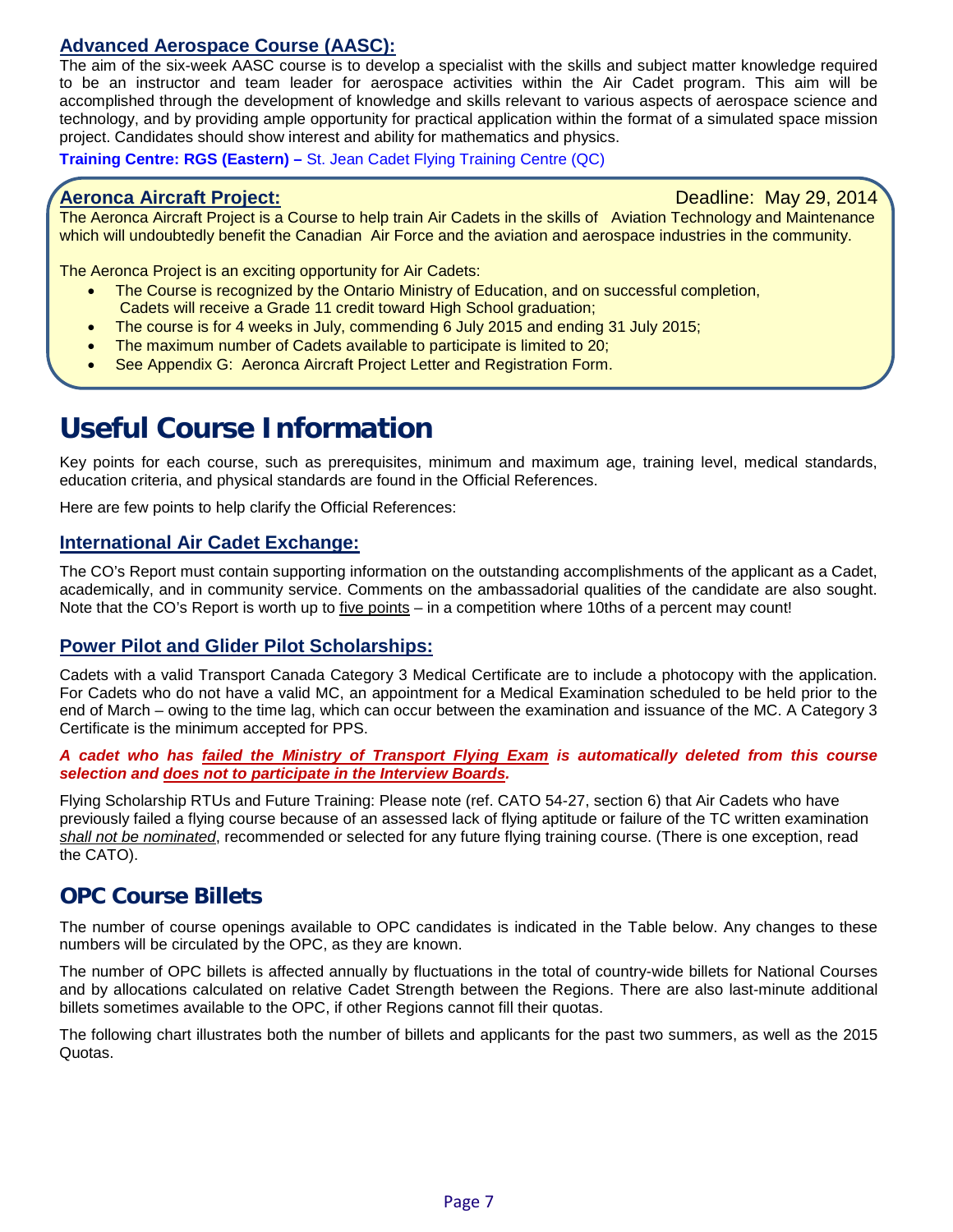### Advanced Aerospace Course (AASC):

The aim of the six-week AASC course is to develop a specialist with the skills and subject matter knowledge required to be an instructor and team leader for aerospace activities within the Air Cadet program. This aim will be accomplished through the development of knowledge and skills relevant to various aspects of aerospace science and technology, and by providing ample opportunity for practical application within the format of a simulated space mission project. Candidates should show interest and ability for mathematics and physics.

**Training Centre: RGS (Eastern) –** St. Jean Cadet Flying Training Centre (QC)

### Aeronca Aircraft Project:

Deadline: May 29, 2014

The Aeronca Aircraft Project is a Course to help train Air Cadets in the skills of Aviation Technology and Maintenance which will undoubtedly benefit the Canadian Air Force and the aviation and aerospace industries in the community.

The Aeronca Project is an exciting opportunity for Air Cadets:

- The Course is recognized by the Ontario Ministry of Education, and on successful completion, Cadets will receive a Grade 11 credit toward High School graduation;
- The course is for 4 weeks in July, commending 6 July 2015 and ending 31 July 2015;
- The maximum number of Cadets available to participate is limited to 20;
- See Appendix G: Aeronca Aircraft Project Letter and Registration Form.

# Useful Course Information

Key points for each course, such as prerequisites, minimum and maximum age, training level, medical standards, education criteria, and physical standards are found in the Official References.

Here are few points to help clarify the Official References:

### International Air Cadet Exchange:

The CO's Report must contain supporting information on the outstanding accomplishments of the applicant as a Cadet, academically, and in community service. Comments on the ambassadorial qualities of the candidate are also sought. Note that the CO's Report is worth up to five points – in a competition where 10ths of a percent may count!

### Power Pilot and Glider Pilot Scholarships:

Cadets with a valid Transport Canada Category 3 Medical Certificate are to include a photocopy with the application. For Cadets who do not have a valid MC, an appointment for a Medical Examination scheduled to be held prior to the end of March – owing to the time lag, which can occur between the examination and issuance of the MC. A Category 3 Certificate is the minimum accepted for PPS.

***A cadet who has failed the Ministry of Transport Flying Exam is automatically deleted from this course selection and does not to participate in the Interview Boards.***

Flying Scholarship RTUs and Future Training: Please note (ref. CATO 54-27, section 6) that Air Cadets who have previously failed a flying course because of an assessed lack of flying aptitude or failure of the TC written examination *shall not be nominated*, recommended or selected for any future flying training course. (There is one exception, read the CATO).

## OPC Course Billets

The number of course openings available to OPC candidates is indicated in the Table below. Any changes to these numbers will be circulated by the OPC, as they are known.

The number of OPC billets is affected annually by fluctuations in the total of country-wide billets for National Courses and by allocations calculated on relative Cadet Strength between the Regions. There are also last-minute additional billets sometimes available to the OPC, if other Regions cannot fill their quotas.

The following chart illustrates both the number of billets and applicants for the past two summers, as well as the 2015 Quotas.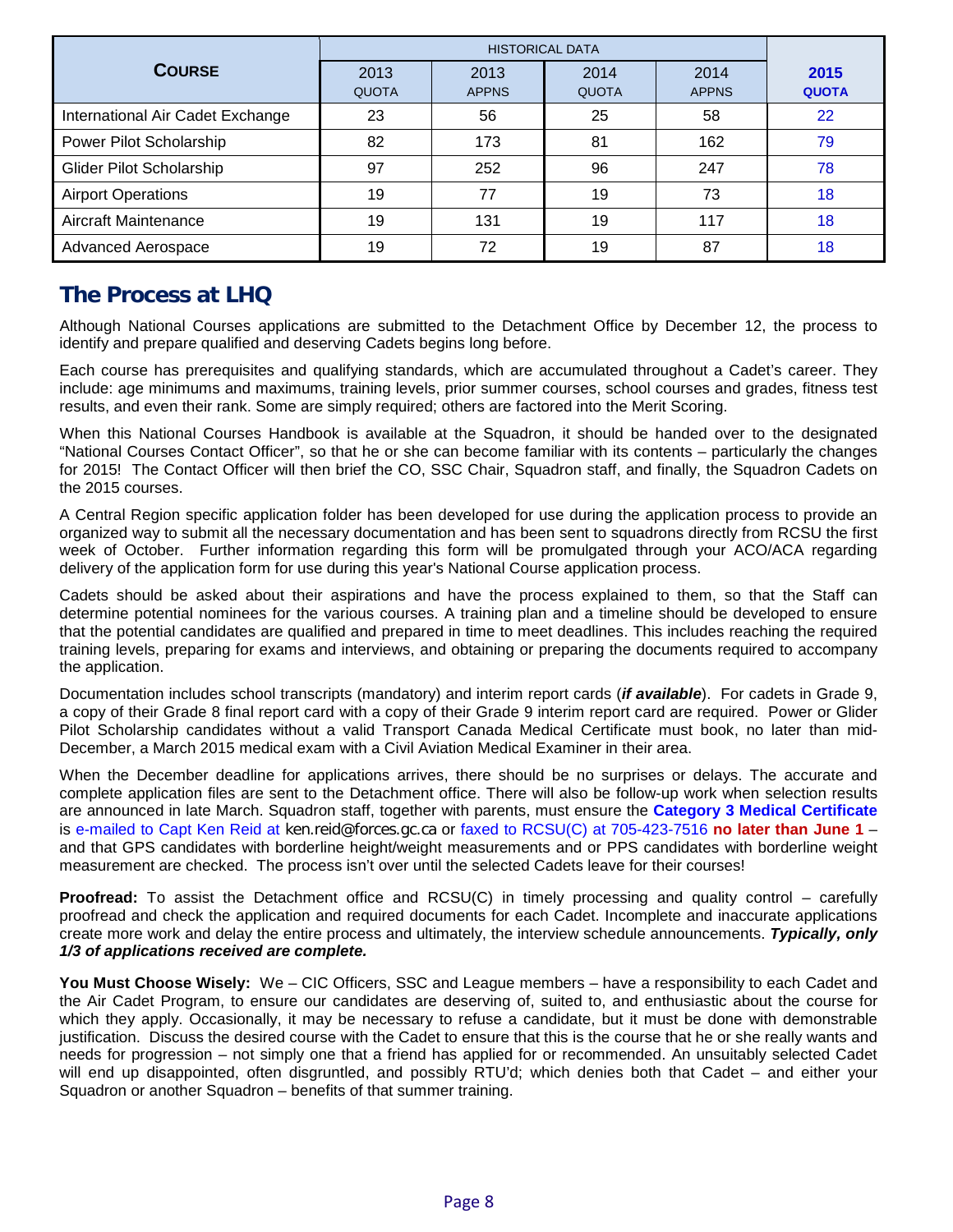| COURSE | HISTORICAL DATA | | | | 2015 QUOTA |
|---|---|---|---|---|---|
| | 2013 QUOTA | 2013 APPNS | 2014 QUOTA | 2014 APPNS | |
| International Air Cadet Exchange | 23 | 56 | 25 | 58 | 22 |
| Power Pilot Scholarship | 82 | 173 | 81 | 162 | 79 |
| Glider Pilot Scholarship | 97 | 252 | 96 | 247 | 78 |
| Airport Operations | 19 | 77 | 19 | 73 | 18 |
| Aircraft Maintenance | 19 | 131 | 19 | 117 | 18 |
| Advanced Aerospace | 19 | 72 | 19 | 87 | 18 |

## The Process at LHQ

Although National Courses applications are submitted to the Detachment Office by December 12, the process to identify and prepare qualified and deserving Cadets begins long before.

Each course has prerequisites and qualifying standards, which are accumulated throughout a Cadet's career. They include: age minimums and maximums, training levels, prior summer courses, school courses and grades, fitness test results, and even their rank. Some are simply required; others are factored into the Merit Scoring.

When this National Courses Handbook is available at the Squadron, it should be handed over to the designated "National Courses Contact Officer", so that he or she can become familiar with its contents – particularly the changes for 2015! The Contact Officer will then brief the CO, SSC Chair, Squadron staff, and finally, the Squadron Cadets on the 2015 courses.

A Central Region specific application folder has been developed for use during the application process to provide an organized way to submit all the necessary documentation and has been sent to squadrons directly from RCSU the first week of October. Further information regarding this form will be promulgated through your ACO/ACA regarding delivery of the application form for use during this year's National Course application process.

Cadets should be asked about their aspirations and have the process explained to them, so that the Staff can determine potential nominees for the various courses. A training plan and a timeline should be developed to ensure that the potential candidates are qualified and prepared in time to meet deadlines. This includes reaching the required training levels, preparing for exams and interviews, and obtaining or preparing the documents required to accompany the application.

Documentation includes school transcripts (mandatory) and interim report cards (***if available***). For cadets in Grade 9, a copy of their Grade 8 final report card with a copy of their Grade 9 interim report card are required. Power or Glider Pilot Scholarship candidates without a valid Transport Canada Medical Certificate must book, no later than mid-December, a March 2015 medical exam with a Civil Aviation Medical Examiner in their area.

When the December deadline for applications arrives, there should be no surprises or delays. The accurate and complete application files are sent to the Detachment office. There will also be follow-up work when selection results are announced in late March. Squadron staff, together with parents, must ensure the **Category 3 Medical Certificate** is e-mailed to Capt Ken Reid at ken.reid@forces.gc.ca or faxed to RCSU(C) at 705-423-7516 **no later than June 1** – and that GPS candidates with borderline height/weight measurements and or PPS candidates with borderline weight measurement are checked. The process isn't over until the selected Cadets leave for their courses!

**Proofread:** To assist the Detachment office and RCSU(C) in timely processing and quality control – carefully proofread and check the application and required documents for each Cadet. Incomplete and inaccurate applications create more work and delay the entire process and ultimately, the interview schedule announcements. ***Typically, only 1/3 of applications received are complete.***

**You Must Choose Wisely:** We – CIC Officers, SSC and League members – have a responsibility to each Cadet and the Air Cadet Program, to ensure our candidates are deserving of, suited to, and enthusiastic about the course for which they apply. Occasionally, it may be necessary to refuse a candidate, but it must be done with demonstrable justification. Discuss the desired course with the Cadet to ensure that this is the course that he or she really wants and needs for progression – not simply one that a friend has applied for or recommended. An unsuitably selected Cadet will end up disappointed, often disgruntled, and possibly RTU'd; which denies both that Cadet – and either your Squadron or another Squadron – benefits of that summer training.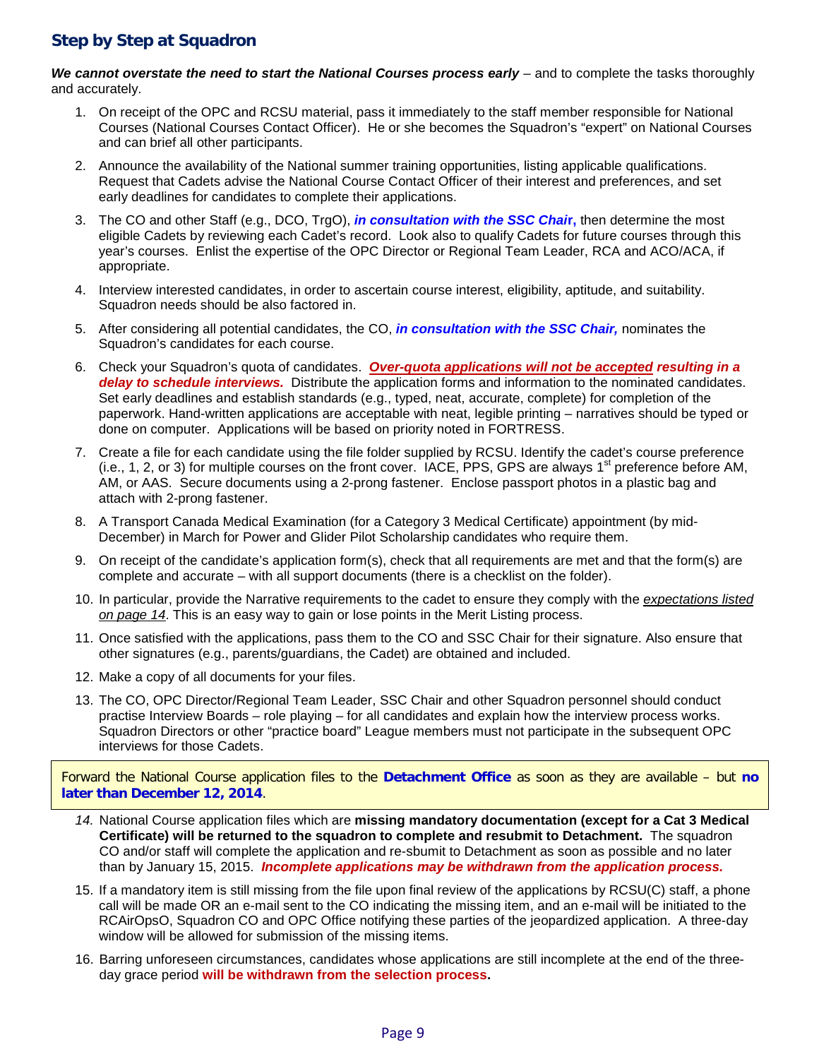## Step by Step at Squadron

***We cannot overstate the need to start the National Courses process early*** – and to complete the tasks thoroughly and accurately.

1. On receipt of the OPC and RCSU material, pass it immediately to the staff member responsible for National Courses (National Courses Contact Officer). He or she becomes the Squadron's "expert" on National Courses and can brief all other participants.
2. Announce the availability of the National summer training opportunities, listing applicable qualifications. Request that Cadets advise the National Course Contact Officer of their interest and preferences, and set early deadlines for candidates to complete their applications.
3. The CO and other Staff (e.g., DCO, TrgO), ***in consultation with the SSC Chair*****,** then determine the most eligible Cadets by reviewing each Cadet's record. Look also to qualify Cadets for future courses through this year's courses. Enlist the expertise of the OPC Director or Regional Team Leader, RCA and ACO/ACA, if appropriate.
4. Interview interested candidates, in order to ascertain course interest, eligibility, aptitude, and suitability. Squadron needs should be also factored in.
5. After considering all potential candidates, the CO, ***in consultation with the SSC Chair,*** nominates the Squadron's candidates for each course.
6. Check your Squadron's quota of candidates. ***Over-quota applications will not be accepted resulting in a delay to schedule interviews.*** Distribute the application forms and information to the nominated candidates. Set early deadlines and establish standards (e.g., typed, neat, accurate, complete) for completion of the paperwork. Hand-written applications are acceptable with neat, legible printing – narratives should be typed or done on computer. Applications will be based on priority noted in FORTRESS.
7. Create a file for each candidate using the file folder supplied by RCSU. Identify the cadet's course preference (i.e., 1, 2, or 3) for multiple courses on the front cover. IACE, PPS, GPS are always 1st preference before AM, AM, or AAS. Secure documents using a 2-prong fastener. Enclose passport photos in a plastic bag and attach with 2-prong fastener.
8. A Transport Canada Medical Examination (for a Category 3 Medical Certificate) appointment (by mid-December) in March for Power and Glider Pilot Scholarship candidates who require them.
9. On receipt of the candidate's application form(s), check that all requirements are met and that the form(s) are complete and accurate – with all support documents (there is a checklist on the folder).
10. In particular, provide the Narrative requirements to the cadet to ensure they comply with the *expectations listed on page 14*. This is an easy way to gain or lose points in the Merit Listing process.
11. Once satisfied with the applications, pass them to the CO and SSC Chair for their signature. Also ensure that other signatures (e.g., parents/guardians, the Cadet) are obtained and included.
12. Make a copy of all documents for your files.
13. The CO, OPC Director/Regional Team Leader, SSC Chair and other Squadron personnel should conduct practise Interview Boards – role playing – for all candidates and explain how the interview process works. Squadron Directors or other "practice board" League members must not participate in the subsequent OPC interviews for those Cadets.

> Forward the National Course application files to the **Detachment Office** as soon as they are available – but **no later than December 12, 2014**.

14. National Course application files which are **missing mandatory documentation (except for a Cat 3 Medical Certificate) will be returned to the squadron to complete and resubmit to Detachment.** The squadron CO and/or staff will complete the application and re-sbumit to Detachment as soon as possible and no later than by January 15, 2015. ***Incomplete applications may be withdrawn from the application process.***
15. If a mandatory item is still missing from the file upon final review of the applications by RCSU(C) staff, a phone call will be made OR an e-mail sent to the CO indicating the missing item, and an e-mail will be initiated to the RCAirOpsO, Squadron CO and OPC Office notifying these parties of the jeopardized application. A three-day window will be allowed for submission of the missing items.
16. Barring unforeseen circumstances, candidates whose applications are still incomplete at the end of the three-day grace period **will be withdrawn from the selection process.**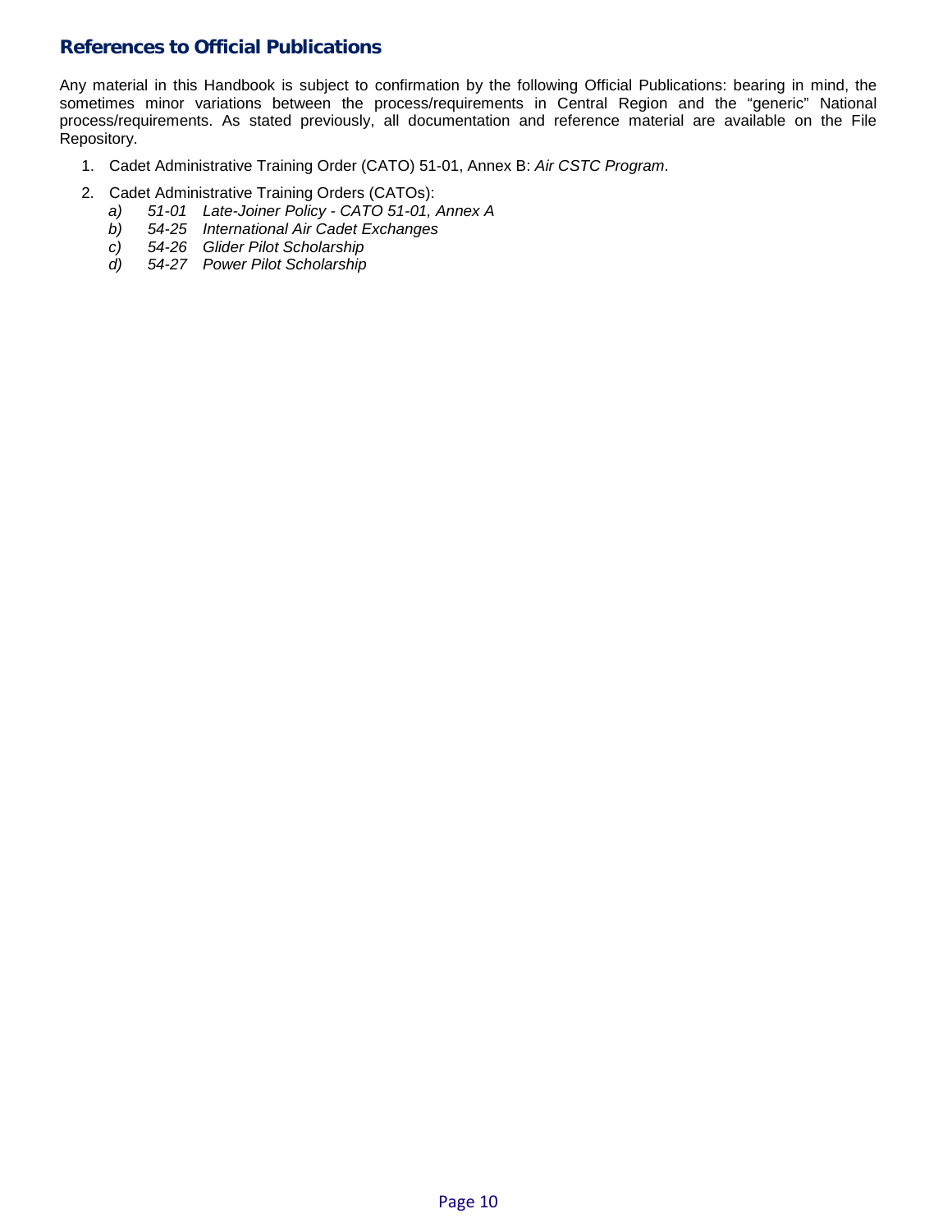## References to Official Publications

Any material in this Handbook is subject to confirmation by the following Official Publications: bearing in mind, the sometimes minor variations between the process/requirements in Central Region and the "generic" National process/requirements. As stated previously, all documentation and reference material are available on the File Repository.

1. Cadet Administrative Training Order (CATO) 51-01, Annex B: *Air CSTC Program*.

2. Cadet Administrative Training Orders (CATOs):
   *a) 51-01 Late-Joiner Policy - CATO 51-01, Annex A*
   *b) 54-25 International Air Cadet Exchanges*
   *c) 54-26 Glider Pilot Scholarship*
   *d) 54-27 Power Pilot Scholarship*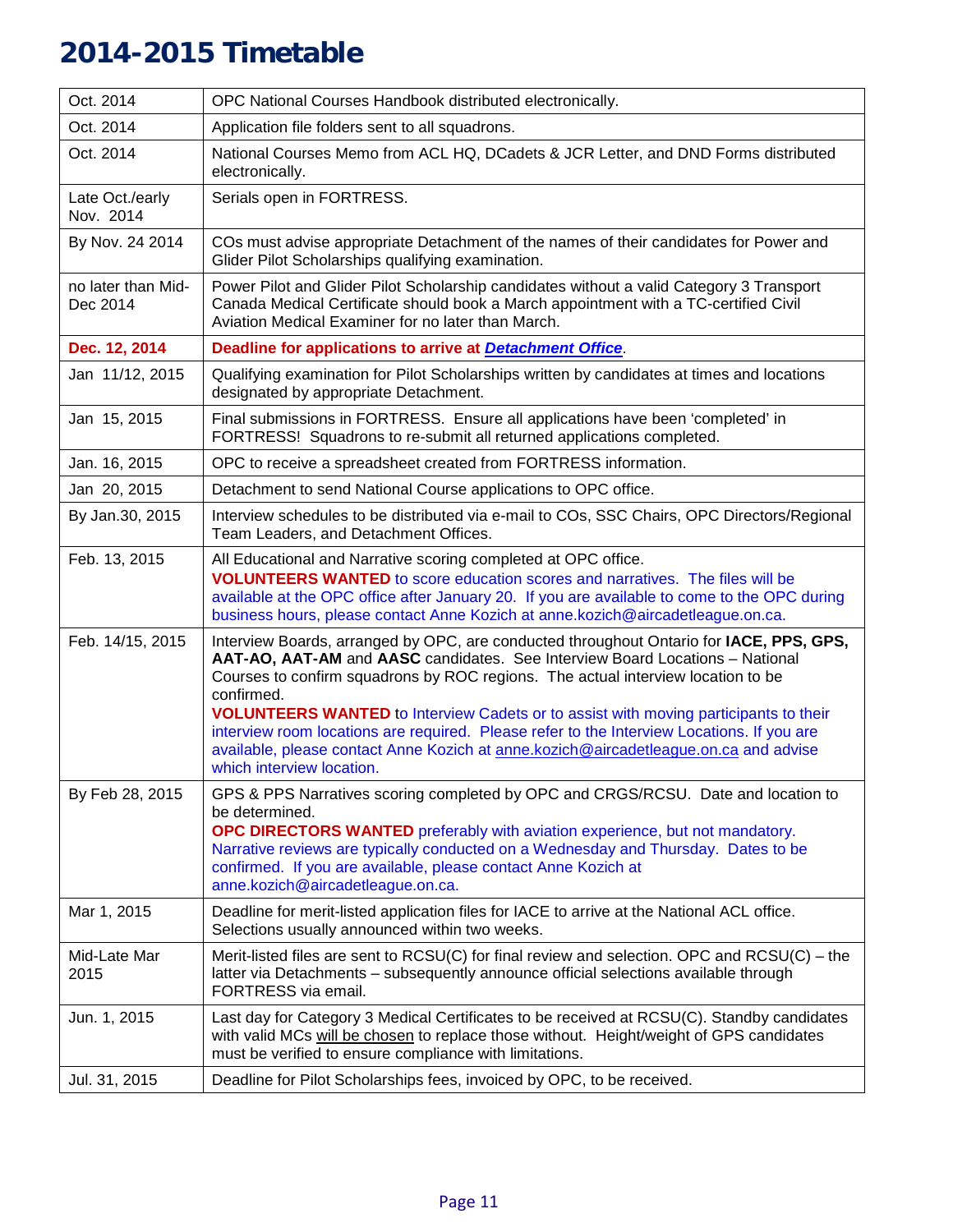# 2014-2015 Timetable

| | |
|---|---|
| Oct. 2014 | OPC National Courses Handbook distributed electronically. |
| Oct. 2014 | Application file folders sent to all squadrons. |
| Oct. 2014 | National Courses Memo from ACL HQ, DCadets & JCR Letter, and DND Forms distributed electronically. |
| Late Oct./early Nov. 2014 | Serials open in FORTRESS. |
| By Nov. 24 2014 | COs must advise appropriate Detachment of the names of their candidates for Power and Glider Pilot Scholarships qualifying examination. |
| no later than Mid-Dec 2014 | Power Pilot and Glider Pilot Scholarship candidates without a valid Category 3 Transport Canada Medical Certificate should book a March appointment with a TC-certified Civil Aviation Medical Examiner for no later than March. |
| **Dec. 12, 2014** | **Deadline for applications to arrive at *Detachment Office*.** |
| Jan 11/12, 2015 | Qualifying examination for Pilot Scholarships written by candidates at times and locations designated by appropriate Detachment. |
| Jan 15, 2015 | Final submissions in FORTRESS. Ensure all applications have been 'completed' in FORTRESS! Squadrons to re-submit all returned applications completed. |
| Jan. 16, 2015 | OPC to receive a spreadsheet created from FORTRESS information. |
| Jan 20, 2015 | Detachment to send National Course applications to OPC office. |
| By Jan.30, 2015 | Interview schedules to be distributed via e-mail to COs, SSC Chairs, OPC Directors/Regional Team Leaders, and Detachment Offices. |
| Feb. 13, 2015 | All Educational and Narrative scoring completed at OPC office. **VOLUNTEERS WANTED** to score education scores and narratives. The files will be available at the OPC office after January 20. If you are available to come to the OPC during business hours, please contact Anne Kozich at anne.kozich@aircadetleague.on.ca. |
| Feb. 14/15, 2015 | Interview Boards, arranged by OPC, are conducted throughout Ontario for **IACE, PPS, GPS, AAT-AO, AAT-AM** and **AASC** candidates. See Interview Board Locations – National Courses to confirm squadrons by ROC regions. The actual interview location to be confirmed. **VOLUNTEERS WANTED** to Interview Cadets or to assist with moving participants to their interview room locations are required. Please refer to the Interview Locations. If you are available, please contact Anne Kozich at anne.kozich@aircadetleague.on.ca and advise which interview location. |
| By Feb 28, 2015 | GPS & PPS Narratives scoring completed by OPC and CRGS/RCSU. Date and location to be determined. **OPC DIRECTORS WANTED** preferably with aviation experience, but not mandatory. Narrative reviews are typically conducted on a Wednesday and Thursday. Dates to be confirmed. If you are available, please contact Anne Kozich at anne.kozich@aircadetleague.on.ca. |
| Mar 1, 2015 | Deadline for merit-listed application files for IACE to arrive at the National ACL office. Selections usually announced within two weeks. |
| Mid-Late Mar 2015 | Merit-listed files are sent to RCSU(C) for final review and selection. OPC and RCSU(C) – the latter via Detachments – subsequently announce official selections available through FORTRESS via email. |
| Jun. 1, 2015 | Last day for Category 3 Medical Certificates to be received at RCSU(C). Standby candidates with valid MCs will be chosen to replace those without. Height/weight of GPS candidates must be verified to ensure compliance with limitations. |
| Jul. 31, 2015 | Deadline for Pilot Scholarships fees, invoiced by OPC, to be received. |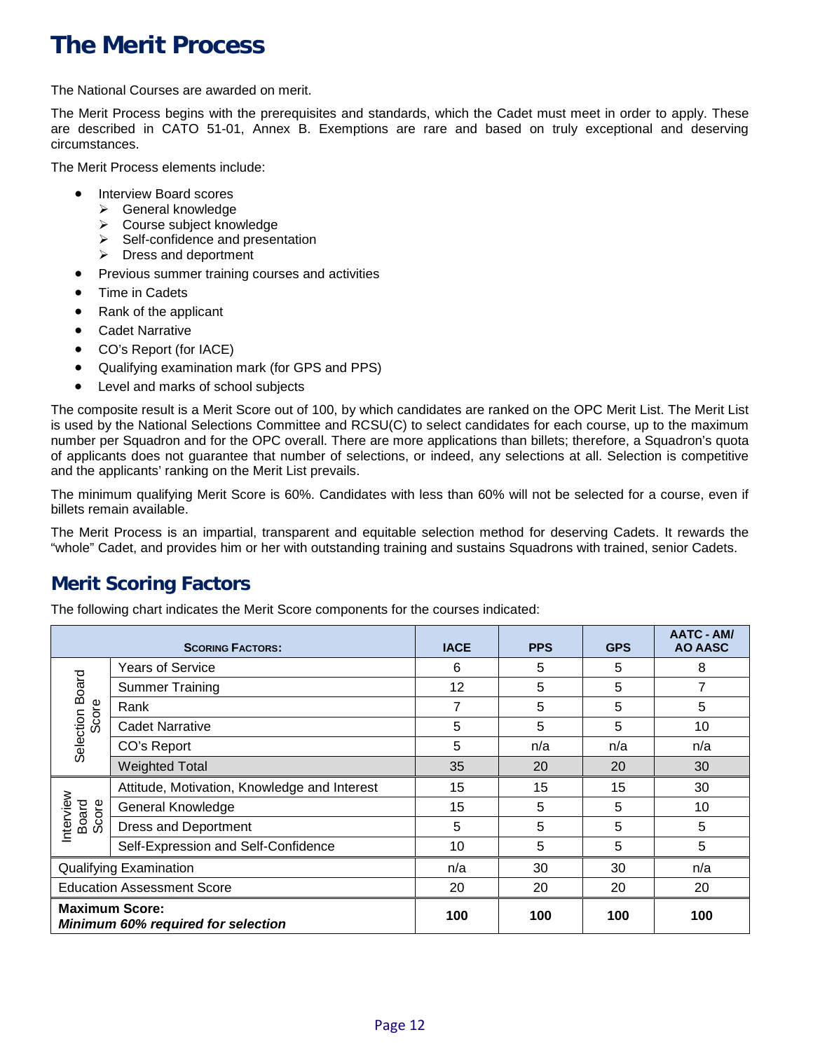# The Merit Process

The National Courses are awarded on merit.

The Merit Process begins with the prerequisites and standards, which the Cadet must meet in order to apply. These are described in CATO 51-01, Annex B. Exemptions are rare and based on truly exceptional and deserving circumstances.

The Merit Process elements include:

- Interview Board scores
  - General knowledge
  - Course subject knowledge
  - Self-confidence and presentation
  - Dress and deportment
- Previous summer training courses and activities
- Time in Cadets
- Rank of the applicant
- Cadet Narrative
- CO's Report (for IACE)
- Qualifying examination mark (for GPS and PPS)
- Level and marks of school subjects

The composite result is a Merit Score out of 100, by which candidates are ranked on the OPC Merit List. The Merit List is used by the National Selections Committee and RCSU(C) to select candidates for each course, up to the maximum number per Squadron and for the OPC overall. There are more applications than billets; therefore, a Squadron's quota of applicants does not guarantee that number of selections, or indeed, any selections at all. Selection is competitive and the applicants' ranking on the Merit List prevails.

The minimum qualifying Merit Score is 60%. Candidates with less than 60% will not be selected for a course, even if billets remain available.

The Merit Process is an impartial, transparent and equitable selection method for deserving Cadets. It rewards the "whole" Cadet, and provides him or her with outstanding training and sustains Squadrons with trained, senior Cadets.

## Merit Scoring Factors

The following chart indicates the Merit Score components for the courses indicated:

| Scoring Factors: | | IACE | PPS | GPS | AATC - AM/ AO AASC |
|---|---|---|---|---|---|
| Selection Board Score | Years of Service | 6 | 5 | 5 | 8 |
| | Summer Training | 12 | 5 | 5 | 7 |
| | Rank | 7 | 5 | 5 | 5 |
| | Cadet Narrative | 5 | 5 | 5 | 10 |
| | CO's Report | 5 | n/a | n/a | n/a |
| | Weighted Total | 35 | 20 | 20 | 30 |
| Interview Board Score | Attitude, Motivation, Knowledge and Interest | 15 | 15 | 15 | 30 |
| | General Knowledge | 15 | 5 | 5 | 10 |
| | Dress and Deportment | 5 | 5 | 5 | 5 |
| | Self-Expression and Self-Confidence | 10 | 5 | 5 | 5 |
| Qualifying Examination | | n/a | 30 | 30 | n/a |
| Education Assessment Score | | 20 | 20 | 20 | 20 |
| **Maximum Score:** ***Minimum 60% required for selection*** | | **100** | **100** | **100** | **100** |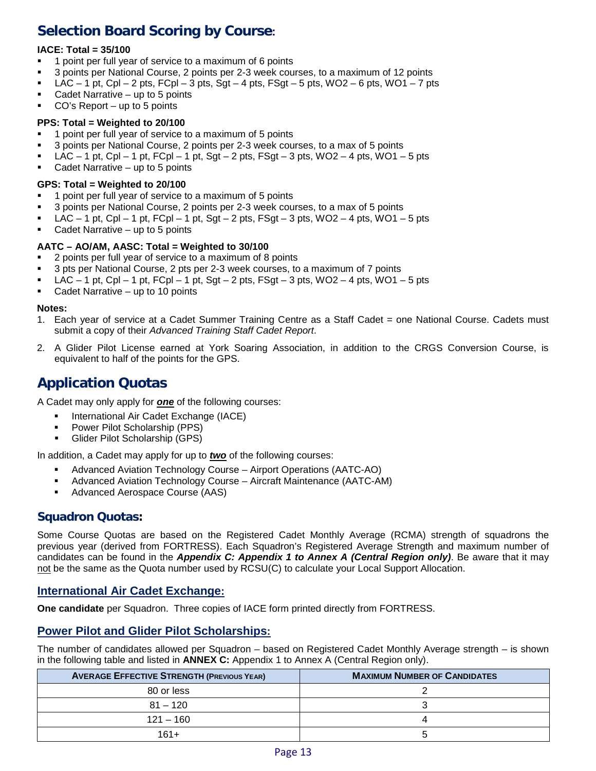## Selection Board Scoring by Course:

**IACE: Total = 35/100**

- 1 point per full year of service to a maximum of 6 points
- 3 points per National Course, 2 points per 2-3 week courses, to a maximum of 12 points
- LAC – 1 pt, Cpl – 2 pts, FCpl – 3 pts, Sgt – 4 pts, FSgt – 5 pts, WO2 – 6 pts, WO1 – 7 pts
- Cadet Narrative – up to 5 points
- CO's Report – up to 5 points

**PPS: Total = Weighted to 20/100**

- 1 point per full year of service to a maximum of 5 points
- 3 points per National Course, 2 points per 2-3 week courses, to a max of 5 points
- LAC – 1 pt, Cpl – 1 pt, FCpl – 1 pt, Sgt – 2 pts, FSgt – 3 pts, WO2 – 4 pts, WO1 – 5 pts
- Cadet Narrative – up to 5 points

**GPS: Total = Weighted to 20/100**

- 1 point per full year of service to a maximum of 5 points
- 3 points per National Course, 2 points per 2-3 week courses, to a max of 5 points
- LAC – 1 pt, Cpl – 1 pt, FCpl – 1 pt, Sgt – 2 pts, FSgt – 3 pts, WO2 – 4 pts, WO1 – 5 pts
- Cadet Narrative – up to 5 points

**AATC – AO/AM, AASC: Total = Weighted to 30/100**

- 2 points per full year of service to a maximum of 8 points
- 3 pts per National Course, 2 pts per 2-3 week courses, to a maximum of 7 points
- LAC – 1 pt, Cpl – 1 pt, FCpl – 1 pt, Sgt – 2 pts, FSgt – 3 pts, WO2 – 4 pts, WO1 – 5 pts
- Cadet Narrative – up to 10 points

**Notes:**

1. Each year of service at a Cadet Summer Training Centre as a Staff Cadet = one National Course. Cadets must submit a copy of their *Advanced Training Staff Cadet Report*.
2. A Glider Pilot License earned at York Soaring Association, in addition to the CRGS Conversion Course, is equivalent to half of the points for the GPS.

## Application Quotas

A Cadet may only apply for ***one*** of the following courses:

- International Air Cadet Exchange (IACE)
- Power Pilot Scholarship (PPS)
- Glider Pilot Scholarship (GPS)

In addition, a Cadet may apply for up to ***two*** of the following courses:

- Advanced Aviation Technology Course – Airport Operations (AATC-AO)
- Advanced Aviation Technology Course – Aircraft Maintenance (AATC-AM)
- Advanced Aerospace Course (AAS)

### Squadron Quotas:

Some Course Quotas are based on the Registered Cadet Monthly Average (RCMA) strength of squadrons the previous year (derived from FORTRESS). Each Squadron's Registered Average Strength and maximum number of candidates can be found in the ***Appendix C: Appendix 1 to Annex A (Central Region only)***. Be aware that it may not be the same as the Quota number used by RCSU(C) to calculate your Local Support Allocation.

### International Air Cadet Exchange:

**One candidate** per Squadron. Three copies of IACE form printed directly from FORTRESS.

### Power Pilot and Glider Pilot Scholarships:

The number of candidates allowed per Squadron – based on Registered Cadet Monthly Average strength – is shown in the following table and listed in **ANNEX C:** Appendix 1 to Annex A (Central Region only).

| AVERAGE EFFECTIVE STRENGTH (PREVIOUS YEAR) | MAXIMUM NUMBER OF CANDIDATES |
|---|---|
| 80 or less | 2 |
| 81 – 120 | 3 |
| 121 – 160 | 4 |
| 161+ | 5 |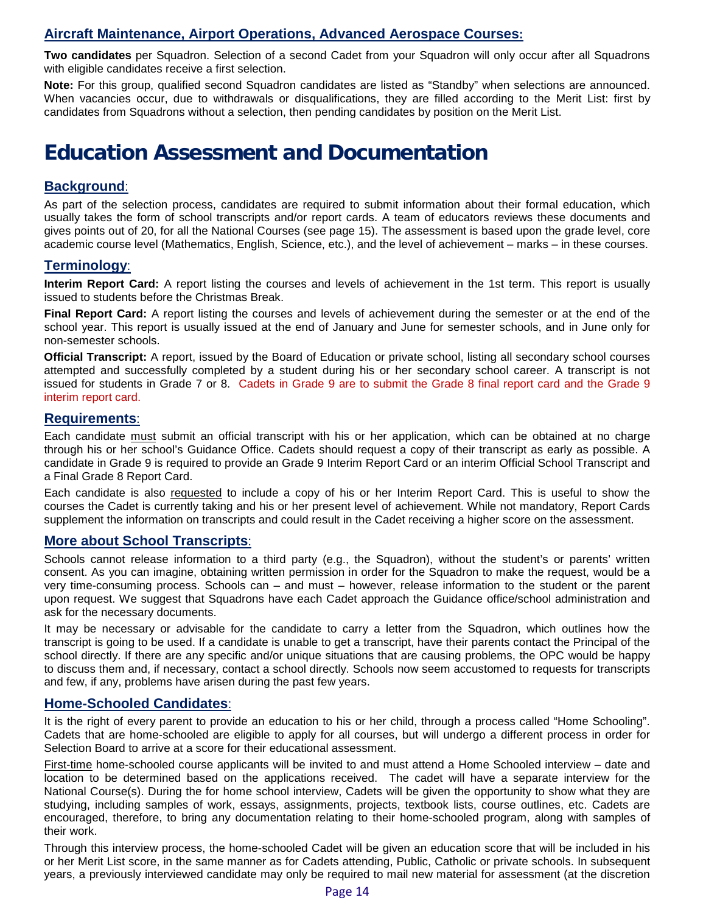### Aircraft Maintenance, Airport Operations, Advanced Aerospace Courses:

**Two candidates** per Squadron. Selection of a second Cadet from your Squadron will only occur after all Squadrons with eligible candidates receive a first selection.

**Note:** For this group, qualified second Squadron candidates are listed as "Standby" when selections are announced. When vacancies occur, due to withdrawals or disqualifications, they are filled according to the Merit List: first by candidates from Squadrons without a selection, then pending candidates by position on the Merit List.

# Education Assessment and Documentation

### Background:

As part of the selection process, candidates are required to submit information about their formal education, which usually takes the form of school transcripts and/or report cards. A team of educators reviews these documents and gives points out of 20, for all the National Courses (see page 15). The assessment is based upon the grade level, core academic course level (Mathematics, English, Science, etc.), and the level of achievement – marks – in these courses.

### Terminology:

**Interim Report Card:** A report listing the courses and levels of achievement in the 1st term. This report is usually issued to students before the Christmas Break.

**Final Report Card:** A report listing the courses and levels of achievement during the semester or at the end of the school year. This report is usually issued at the end of January and June for semester schools, and in June only for non-semester schools.

**Official Transcript:** A report, issued by the Board of Education or private school, listing all secondary school courses attempted and successfully completed by a student during his or her secondary school career. A transcript is not issued for students in Grade 7 or 8. Cadets in Grade 9 are to submit the Grade 8 final report card and the Grade 9 interim report card.

### Requirements:

Each candidate must submit an official transcript with his or her application, which can be obtained at no charge through his or her school's Guidance Office. Cadets should request a copy of their transcript as early as possible. A candidate in Grade 9 is required to provide an Grade 9 Interim Report Card or an interim Official School Transcript and a Final Grade 8 Report Card.

Each candidate is also requested to include a copy of his or her Interim Report Card. This is useful to show the courses the Cadet is currently taking and his or her present level of achievement. While not mandatory, Report Cards supplement the information on transcripts and could result in the Cadet receiving a higher score on the assessment.

### More about School Transcripts:

Schools cannot release information to a third party (e.g., the Squadron), without the student's or parents' written consent. As you can imagine, obtaining written permission in order for the Squadron to make the request, would be a very time-consuming process. Schools can – and must – however, release information to the student or the parent upon request. We suggest that Squadrons have each Cadet approach the Guidance office/school administration and ask for the necessary documents.

It may be necessary or advisable for the candidate to carry a letter from the Squadron, which outlines how the transcript is going to be used. If a candidate is unable to get a transcript, have their parents contact the Principal of the school directly. If there are any specific and/or unique situations that are causing problems, the OPC would be happy to discuss them and, if necessary, contact a school directly. Schools now seem accustomed to requests for transcripts and few, if any, problems have arisen during the past few years.

### Home-Schooled Candidates:

It is the right of every parent to provide an education to his or her child, through a process called "Home Schooling". Cadets that are home-schooled are eligible to apply for all courses, but will undergo a different process in order for Selection Board to arrive at a score for their educational assessment.

First-time home-schooled course applicants will be invited to and must attend a Home Schooled interview – date and location to be determined based on the applications received. The cadet will have a separate interview for the National Course(s). During the for home school interview, Cadets will be given the opportunity to show what they are studying, including samples of work, essays, assignments, projects, textbook lists, course outlines, etc. Cadets are encouraged, therefore, to bring any documentation relating to their home-schooled program, along with samples of their work.

Through this interview process, the home-schooled Cadet will be given an education score that will be included in his or her Merit List score, in the same manner as for Cadets attending, Public, Catholic or private schools. In subsequent years, a previously interviewed candidate may only be required to mail new material for assessment (at the discretion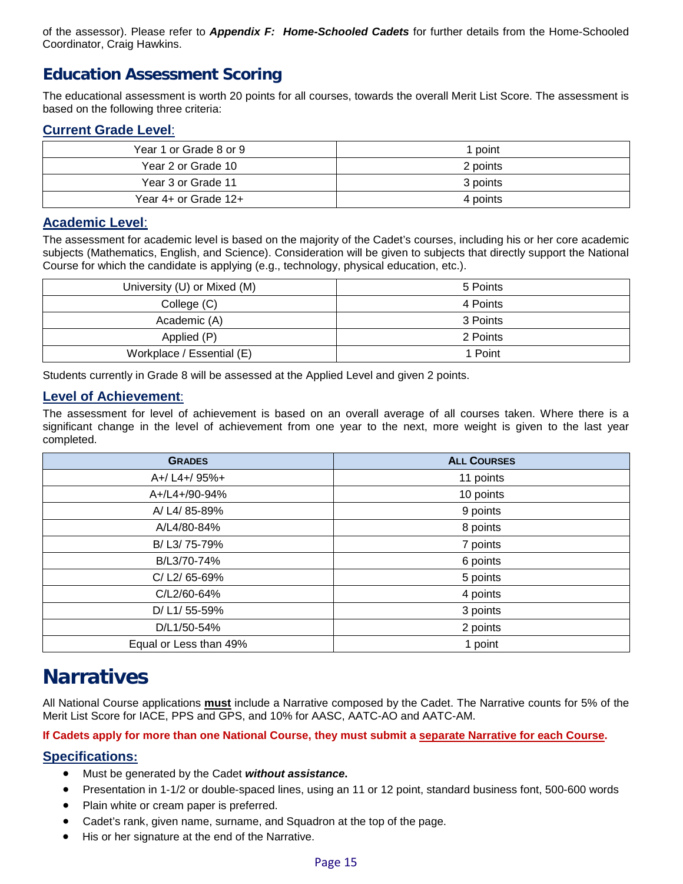of the assessor). Please refer to ***Appendix F: Home-Schooled Cadets*** for further details from the Home-Schooled Coordinator, Craig Hawkins.

## Education Assessment Scoring

The educational assessment is worth 20 points for all courses, towards the overall Merit List Score. The assessment is based on the following three criteria:

### Current Grade Level:

| | |
|---|---|
| Year 1 or Grade 8 or 9 | 1 point |
| Year 2 or Grade 10 | 2 points |
| Year 3 or Grade 11 | 3 points |
| Year 4+ or Grade 12+ | 4 points |

### Academic Level:

The assessment for academic level is based on the majority of the Cadet's courses, including his or her core academic subjects (Mathematics, English, and Science). Consideration will be given to subjects that directly support the National Course for which the candidate is applying (e.g., technology, physical education, etc.).

| | |
|---|---|
| University (U) or Mixed (M) | 5 Points |
| College (C) | 4 Points |
| Academic (A) | 3 Points |
| Applied (P) | 2 Points |
| Workplace / Essential (E) | 1 Point |

Students currently in Grade 8 will be assessed at the Applied Level and given 2 points.

### Level of Achievement:

The assessment for level of achievement is based on an overall average of all courses taken. Where there is a significant change in the level of achievement from one year to the next, more weight is given to the last year completed.

| GRADES | ALL COURSES |
|---|---|
| A+/ L4+/ 95%+ | 11 points |
| A+/L4+/90-94% | 10 points |
| A/ L4/ 85-89% | 9 points |
| A/L4/80-84% | 8 points |
| B/ L3/ 75-79% | 7 points |
| B/L3/70-74% | 6 points |
| C/ L2/ 65-69% | 5 points |
| C/L2/60-64% | 4 points |
| D/ L1/ 55-59% | 3 points |
| D/L1/50-54% | 2 points |
| Equal or Less than 49% | 1 point |

# Narratives

All National Course applications **must** include a Narrative composed by the Cadet. The Narrative counts for 5% of the Merit List Score for IACE, PPS and GPS, and 10% for AASC, AATC-AO and AATC-AM.

**If Cadets apply for more than one National Course, they must submit a separate Narrative for each Course.**

### Specifications:

- Must be generated by the Cadet ***without assistance.***
- Presentation in 1-1/2 or double-spaced lines, using an 11 or 12 point, standard business font, 500-600 words
- Plain white or cream paper is preferred.
- Cadet's rank, given name, surname, and Squadron at the top of the page.
- His or her signature at the end of the Narrative.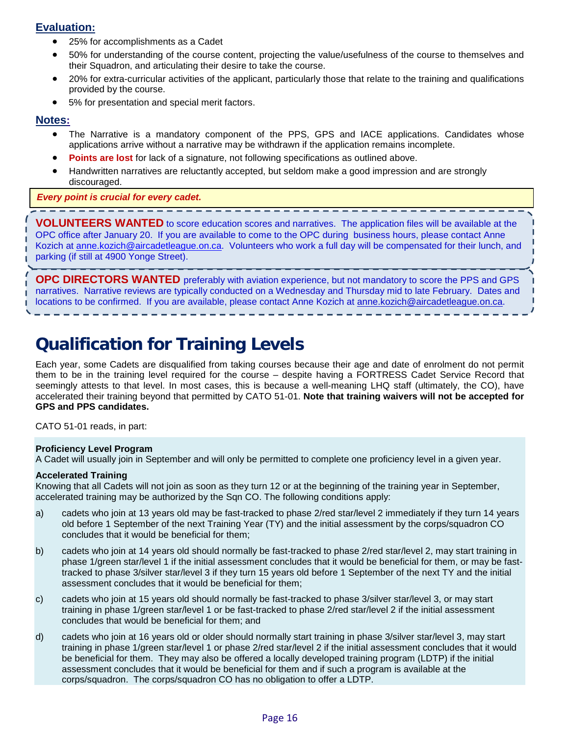## Evaluation:

- 25% for accomplishments as a Cadet
- 50% for understanding of the course content, projecting the value/usefulness of the course to themselves and their Squadron, and articulating their desire to take the course.
- 20% for extra-curricular activities of the applicant, particularly those that relate to the training and qualifications provided by the course.
- 5% for presentation and special merit factors.

## Notes:

- The Narrative is a mandatory component of the PPS, GPS and IACE applications. Candidates whose applications arrive without a narrative may be withdrawn if the application remains incomplete.
- **Points are lost** for lack of a signature, not following specifications as outlined above.
- Handwritten narratives are reluctantly accepted, but seldom make a good impression and are strongly discouraged.

***Every point is crucial for every cadet.***

**VOLUNTEERS WANTED** to score education scores and narratives. The application files will be available at the OPC office after January 20. If you are available to come to the OPC during business hours, please contact Anne Kozich at anne.kozich@aircadetleague.on.ca. Volunteers who work a full day will be compensated for their lunch, and parking (if still at 4900 Yonge Street).

**OPC DIRECTORS WANTED** preferably with aviation experience, but not mandatory to score the PPS and GPS narratives. Narrative reviews are typically conducted on a Wednesday and Thursday mid to late February. Dates and locations to be confirmed. If you are available, please contact Anne Kozich at anne.kozich@aircadetleague.on.ca.

# Qualification for Training Levels

Each year, some Cadets are disqualified from taking courses because their age and date of enrolment do not permit them to be in the training level required for the course – despite having a FORTRESS Cadet Service Record that seemingly attests to that level. In most cases, this is because a well-meaning LHQ staff (ultimately, the CO), have accelerated their training beyond that permitted by CATO 51-01. **Note that training waivers will not be accepted for GPS and PPS candidates.**

CATO 51-01 reads, in part:

**Proficiency Level Program**
A Cadet will usually join in September and will only be permitted to complete one proficiency level in a given year.

**Accelerated Training**
Knowing that all Cadets will not join as soon as they turn 12 or at the beginning of the training year in September, accelerated training may be authorized by the Sqn CO. The following conditions apply:

a) cadets who join at 13 years old may be fast-tracked to phase 2/red star/level 2 immediately if they turn 14 years old before 1 September of the next Training Year (TY) and the initial assessment by the corps/squadron CO concludes that it would be beneficial for them;

b) cadets who join at 14 years old should normally be fast-tracked to phase 2/red star/level 2, may start training in phase 1/green star/level 1 if the initial assessment concludes that it would be beneficial for them, or may be fast-tracked to phase 3/silver star/level 3 if they turn 15 years old before 1 September of the next TY and the initial assessment concludes that it would be beneficial for them;

c) cadets who join at 15 years old should normally be fast-tracked to phase 3/silver star/level 3, or may start training in phase 1/green star/level 1 or be fast-tracked to phase 2/red star/level 2 if the initial assessment concludes that would be beneficial for them; and

d) cadets who join at 16 years old or older should normally start training in phase 3/silver star/level 3, may start training in phase 1/green star/level 1 or phase 2/red star/level 2 if the initial assessment concludes that it would be beneficial for them. They may also be offered a locally developed training program (LDTP) if the initial assessment concludes that it would be beneficial for them and if such a program is available at the corps/squadron. The corps/squadron CO has no obligation to offer a LDTP.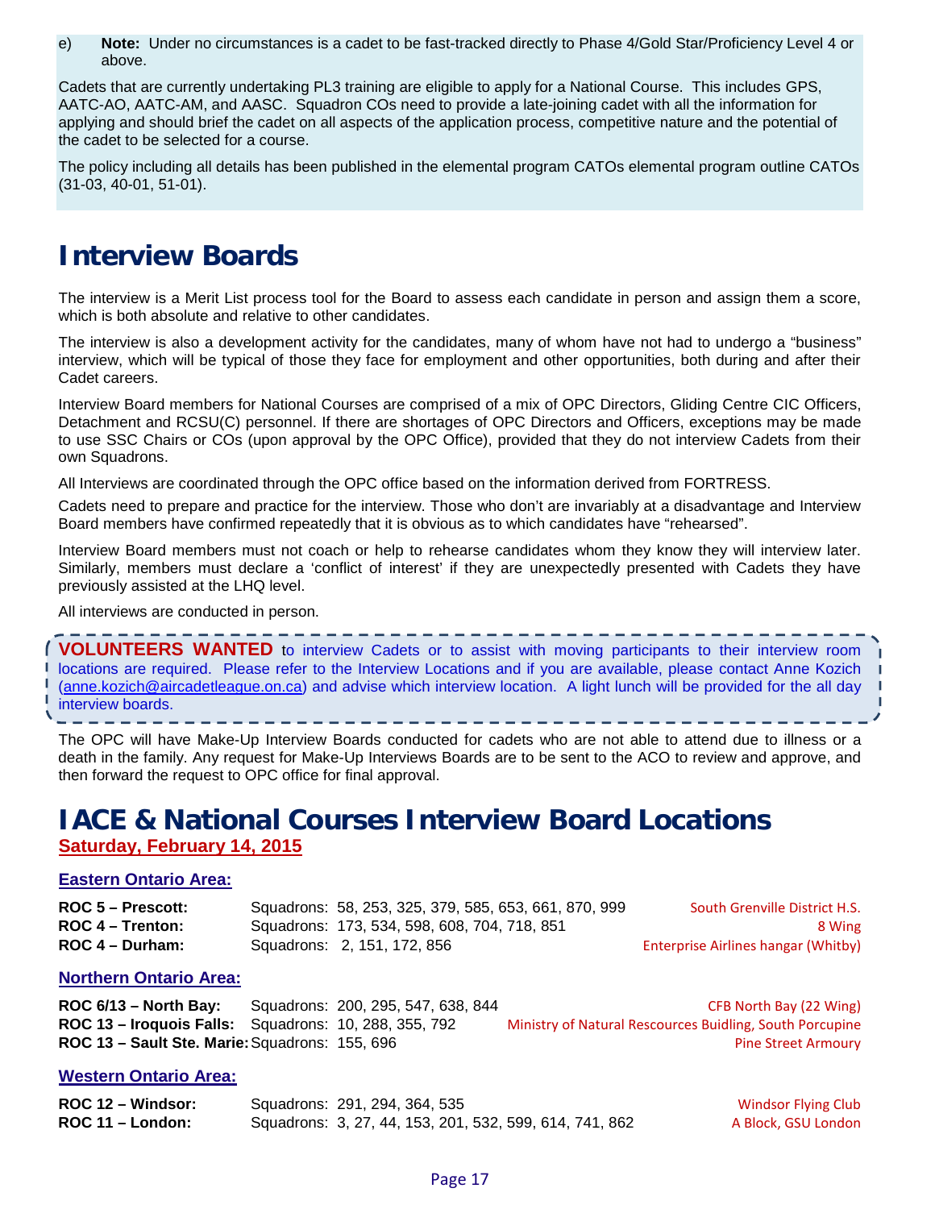e) **Note:** Under no circumstances is a cadet to be fast-tracked directly to Phase 4/Gold Star/Proficiency Level 4 or above.

Cadets that are currently undertaking PL3 training are eligible to apply for a National Course. This includes GPS, AATC-AO, AATC-AM, and AASC. Squadron COs need to provide a late-joining cadet with all the information for applying and should brief the cadet on all aspects of the application process, competitive nature and the potential of the cadet to be selected for a course.

The policy including all details has been published in the elemental program CATOs elemental program outline CATOs (31-03, 40-01, 51-01).

# Interview Boards

The interview is a Merit List process tool for the Board to assess each candidate in person and assign them a score, which is both absolute and relative to other candidates.

The interview is also a development activity for the candidates, many of whom have not had to undergo a "business" interview, which will be typical of those they face for employment and other opportunities, both during and after their Cadet careers.

Interview Board members for National Courses are comprised of a mix of OPC Directors, Gliding Centre CIC Officers, Detachment and RCSU(C) personnel. If there are shortages of OPC Directors and Officers, exceptions may be made to use SSC Chairs or COs (upon approval by the OPC Office), provided that they do not interview Cadets from their own Squadrons.

All Interviews are coordinated through the OPC office based on the information derived from FORTRESS.

Cadets need to prepare and practice for the interview. Those who don't are invariably at a disadvantage and Interview Board members have confirmed repeatedly that it is obvious as to which candidates have "rehearsed".

Interview Board members must not coach or help to rehearse candidates whom they know they will interview later. Similarly, members must declare a 'conflict of interest' if they are unexpectedly presented with Cadets they have previously assisted at the LHQ level.

All interviews are conducted in person.

**VOLUNTEERS WANTED** to interview Cadets or to assist with moving participants to their interview room locations are required. Please refer to the Interview Locations and if you are available, please contact Anne Kozich (anne.kozich@aircadetleague.on.ca) and advise which interview location. A light lunch will be provided for the all day interview boards.

The OPC will have Make-Up Interview Boards conducted for cadets who are not able to attend due to illness or a death in the family. Any request for Make-Up Interviews Boards are to be sent to the ACO to review and approve, and then forward the request to OPC office for final approval.

# IACE & National Courses Interview Board Locations

**Saturday, February 14, 2015**

### Eastern Ontario Area:

| | | |
|---|---|---|
| **ROC 5 – Prescott:** | Squadrons: 58, 253, 325, 379, 585, 653, 661, 870, 999 | South Grenville District H.S. |
| **ROC 4 – Trenton:** | Squadrons: 173, 534, 598, 608, 704, 718, 851 | 8 Wing |
| **ROC 4 – Durham:** | Squadrons: 2, 151, 172, 856 | Enterprise Airlines hangar (Whitby) |

### Northern Ontario Area:

| | | |
|---|---|---|
| **ROC 6/13 – North Bay:** | Squadrons: 200, 295, 547, 638, 844 | CFB North Bay (22 Wing) |
| **ROC 13 – Iroquois Falls:** | Squadrons: 10, 288, 355, 792 | Ministry of Natural Rescources Buidling, South Porcupine |
| **ROC 13 – Sault Ste. Marie:** | Squadrons: 155, 696 | Pine Street Armoury |

### Western Ontario Area:

| | | |
|---|---|---|
| **ROC 12 – Windsor:** | Squadrons: 291, 294, 364, 535 | Windsor Flying Club |
| **ROC 11 – London:** | Squadrons: 3, 27, 44, 153, 201, 532, 599, 614, 741, 862 | A Block, GSU London |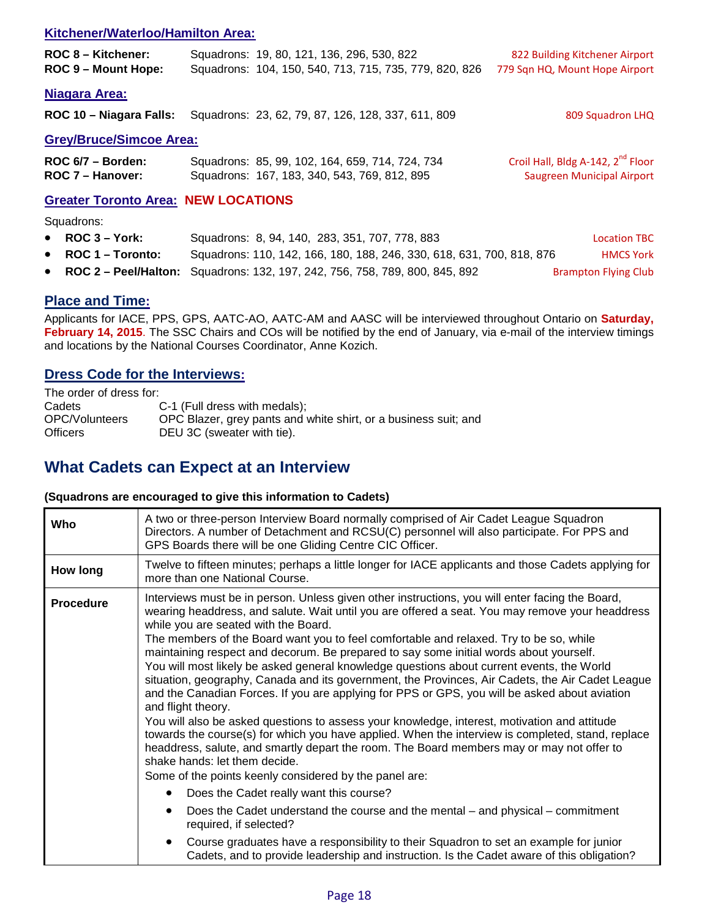### Kitchener/Waterloo/Hamilton Area:

| | | |
|---|---|---|
| **ROC 8 – Kitchener:** | Squadrons: 19, 80, 121, 136, 296, 530, 822 | 822 Building Kitchener Airport |
| **ROC 9 – Mount Hope:** | Squadrons: 104, 150, 540, 713, 715, 735, 779, 820, 826 | 779 Sqn HQ, Mount Hope Airport |

### Niagara Area:

| | | |
|---|---|---|
| **ROC 10 – Niagara Falls:** | Squadrons: 23, 62, 79, 87, 126, 128, 337, 611, 809 | 809 Squadron LHQ |

### Grey/Bruce/Simcoe Area:

| | | |
|---|---|---|
| **ROC 6/7 – Borden:** | Squadrons: 85, 99, 102, 164, 659, 714, 724, 734 | Croil Hall, Bldg A-142, 2nd Floor |
| **ROC 7 – Hanover:** | Squadrons: 167, 183, 340, 543, 769, 812, 895 | Saugreen Municipal Airport |

### Greater Toronto Area: NEW LOCATIONS

Squadrons:

- **ROC 3 – York:** Squadrons: 8, 94, 140, 283, 351, 707, 778, 883 — Location TBC
- **ROC 1 – Toronto:** Squadrons: 110, 142, 166, 180, 188, 246, 330, 618, 631, 700, 818, 876 — HMCS York
- **ROC 2 – Peel/Halton:** Squadrons: 132, 197, 242, 756, 758, 789, 800, 845, 892 — Brampton Flying Club

### Place and Time:

Applicants for IACE, PPS, GPS, AATC-AO, AATC-AM and AASC will be interviewed throughout Ontario on **Saturday, February 14, 2015**. The SSC Chairs and COs will be notified by the end of January, via e-mail of the interview timings and locations by the National Courses Coordinator, Anne Kozich.

### Dress Code for the Interviews:

The order of dress for:

| | |
|---|---|
| Cadets | C-1 (Full dress with medals); |
| OPC/Volunteers | OPC Blazer, grey pants and white shirt, or a business suit; and |
| Officers | DEU 3C (sweater with tie). |

## What Cadets can Expect at an Interview

**(Squadrons are encouraged to give this information to Cadets)**

| | |
|---|---|
| **Who** | A two or three-person Interview Board normally comprised of Air Cadet League Squadron Directors. A number of Detachment and RCSU(C) personnel will also participate. For PPS and GPS Boards there will be one Gliding Centre CIC Officer. |
| **How long** | Twelve to fifteen minutes; perhaps a little longer for IACE applicants and those Cadets applying for more than one National Course. |
| **Procedure** | Interviews must be in person. Unless given other instructions, you will enter facing the Board, wearing headdress, and salute. Wait until you are offered a seat. You may remove your headdress while you are seated with the Board.<br>The members of the Board want you to feel comfortable and relaxed. Try to be so, while maintaining respect and decorum. Be prepared to say some initial words about yourself.<br>You will most likely be asked general knowledge questions about current events, the World situation, geography, Canada and its government, the Provinces, Air Cadets, the Air Cadet League and the Canadian Forces. If you are applying for PPS or GPS, you will be asked about aviation and flight theory.<br>You will also be asked questions to assess your knowledge, interest, motivation and attitude towards the course(s) for which you have applied. When the interview is completed, stand, replace headdress, salute, and smartly depart the room. The Board members may or may not offer to shake hands: let them decide.<br>Some of the points keenly considered by the panel are:<br>• Does the Cadet really want this course?<br>• Does the Cadet understand the course and the mental – and physical – commitment required, if selected?<br>• Course graduates have a responsibility to their Squadron to set an example for junior Cadets, and to provide leadership and instruction. Is the Cadet aware of this obligation? |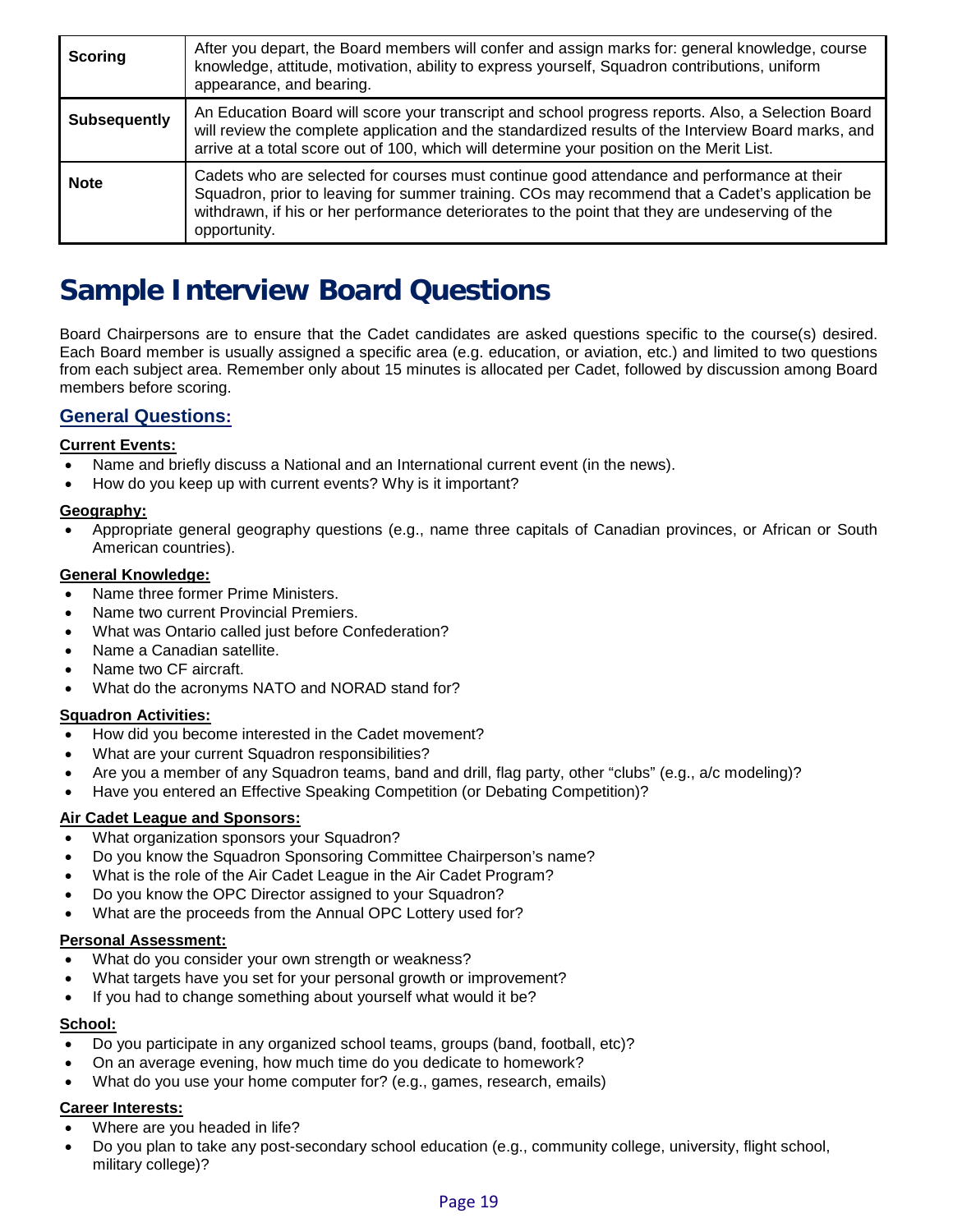| | |
|---|---|
| **Scoring** | After you depart, the Board members will confer and assign marks for: general knowledge, course knowledge, attitude, motivation, ability to express yourself, Squadron contributions, uniform appearance, and bearing. |
| **Subsequently** | An Education Board will score your transcript and school progress reports. Also, a Selection Board will review the complete application and the standardized results of the Interview Board marks, and arrive at a total score out of 100, which will determine your position on the Merit List. |
| **Note** | Cadets who are selected for courses must continue good attendance and performance at their Squadron, prior to leaving for summer training. COs may recommend that a Cadet's application be withdrawn, if his or her performance deteriorates to the point that they are undeserving of the opportunity. |

# Sample Interview Board Questions

Board Chairpersons are to ensure that the Cadet candidates are asked questions specific to the course(s) desired. Each Board member is usually assigned a specific area (e.g. education, or aviation, etc.) and limited to two questions from each subject area. Remember only about 15 minutes is allocated per Cadet, followed by discussion among Board members before scoring.

## General Questions:

**Current Events:**

- Name and briefly discuss a National and an International current event (in the news).
- How do you keep up with current events? Why is it important?

**Geography:**

- Appropriate general geography questions (e.g., name three capitals of Canadian provinces, or African or South American countries).

**General Knowledge:**

- Name three former Prime Ministers.
- Name two current Provincial Premiers.
- What was Ontario called just before Confederation?
- Name a Canadian satellite.
- Name two CF aircraft.
- What do the acronyms NATO and NORAD stand for?

**Squadron Activities:**

- How did you become interested in the Cadet movement?
- What are your current Squadron responsibilities?
- Are you a member of any Squadron teams, band and drill, flag party, other "clubs" (e.g., a/c modeling)?
- Have you entered an Effective Speaking Competition (or Debating Competition)?

**Air Cadet League and Sponsors:**

- What organization sponsors your Squadron?
- Do you know the Squadron Sponsoring Committee Chairperson's name?
- What is the role of the Air Cadet League in the Air Cadet Program?
- Do you know the OPC Director assigned to your Squadron?
- What are the proceeds from the Annual OPC Lottery used for?

**Personal Assessment:**

- What do you consider your own strength or weakness?
- What targets have you set for your personal growth or improvement?
- If you had to change something about yourself what would it be?

**School:**

- Do you participate in any organized school teams, groups (band, football, etc)?
- On an average evening, how much time do you dedicate to homework?
- What do you use your home computer for? (e.g., games, research, emails)

**Career Interests:**

- Where are you headed in life?
- Do you plan to take any post-secondary school education (e.g., community college, university, flight school, military college)?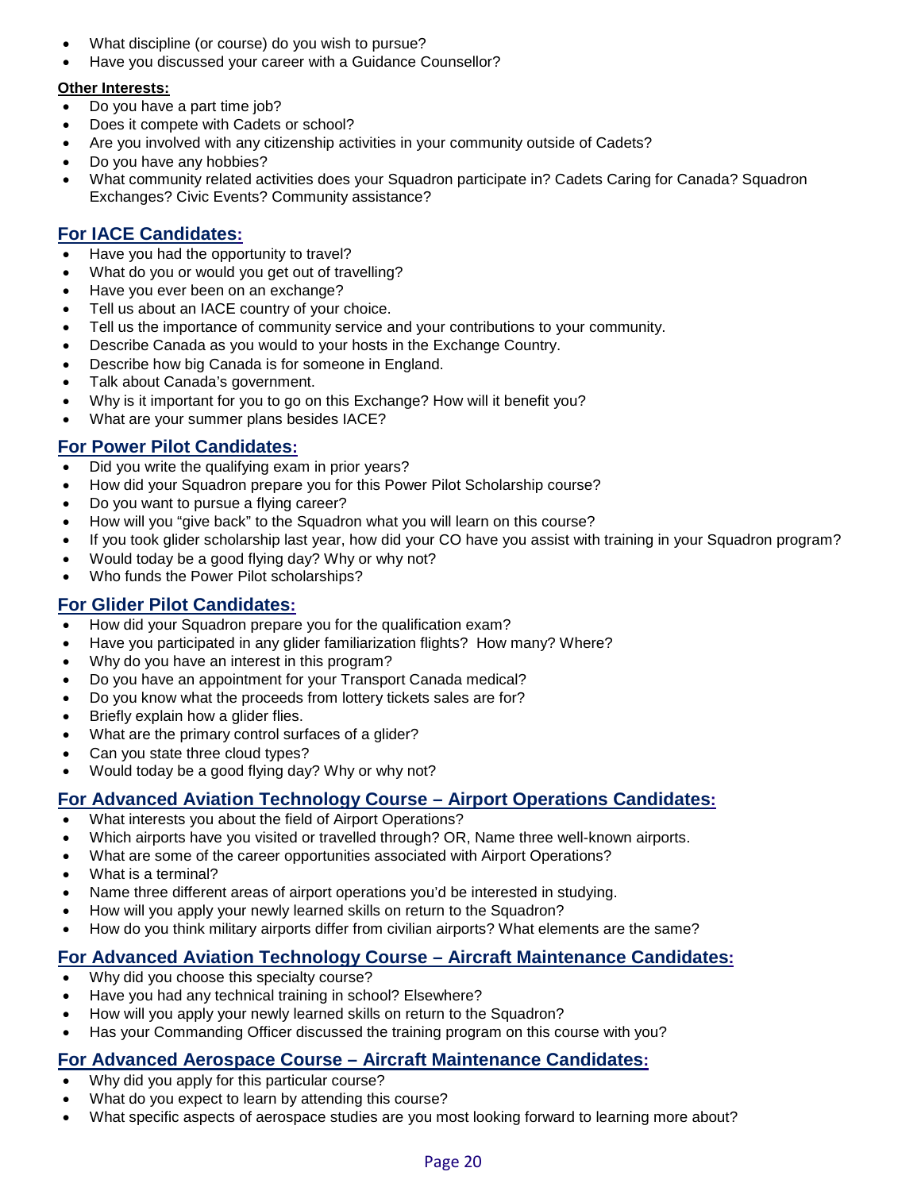- What discipline (or course) do you wish to pursue?
- Have you discussed your career with a Guidance Counsellor?

**Other Interests:**

- Do you have a part time job?
- Does it compete with Cadets or school?
- Are you involved with any citizenship activities in your community outside of Cadets?
- Do you have any hobbies?
- What community related activities does your Squadron participate in? Cadets Caring for Canada? Squadron Exchanges? Civic Events? Community assistance?

## For IACE Candidates:

- Have you had the opportunity to travel?
- What do you or would you get out of travelling?
- Have you ever been on an exchange?
- Tell us about an IACE country of your choice.
- Tell us the importance of community service and your contributions to your community.
- Describe Canada as you would to your hosts in the Exchange Country.
- Describe how big Canada is for someone in England.
- Talk about Canada's government.
- Why is it important for you to go on this Exchange? How will it benefit you?
- What are your summer plans besides IACE?

## For Power Pilot Candidates:

- Did you write the qualifying exam in prior years?
- How did your Squadron prepare you for this Power Pilot Scholarship course?
- Do you want to pursue a flying career?
- How will you "give back" to the Squadron what you will learn on this course?
- If you took glider scholarship last year, how did your CO have you assist with training in your Squadron program?
- Would today be a good flying day? Why or why not?
- Who funds the Power Pilot scholarships?

## For Glider Pilot Candidates:

- How did your Squadron prepare you for the qualification exam?
- Have you participated in any glider familiarization flights? How many? Where?
- Why do you have an interest in this program?
- Do you have an appointment for your Transport Canada medical?
- Do you know what the proceeds from lottery tickets sales are for?
- Briefly explain how a glider flies.
- What are the primary control surfaces of a glider?
- Can you state three cloud types?
- Would today be a good flying day? Why or why not?

## For Advanced Aviation Technology Course – Airport Operations Candidates:

- What interests you about the field of Airport Operations?
- Which airports have you visited or travelled through? OR, Name three well-known airports.
- What are some of the career opportunities associated with Airport Operations?
- What is a terminal?
- Name three different areas of airport operations you'd be interested in studying.
- How will you apply your newly learned skills on return to the Squadron?
- How do you think military airports differ from civilian airports? What elements are the same?

## For Advanced Aviation Technology Course – Aircraft Maintenance Candidates:

- Why did you choose this specialty course?
- Have you had any technical training in school? Elsewhere?
- How will you apply your newly learned skills on return to the Squadron?
- Has your Commanding Officer discussed the training program on this course with you?

## For Advanced Aerospace Course – Aircraft Maintenance Candidates:

- Why did you apply for this particular course?
- What do you expect to learn by attending this course?
- What specific aspects of aerospace studies are you most looking forward to learning more about?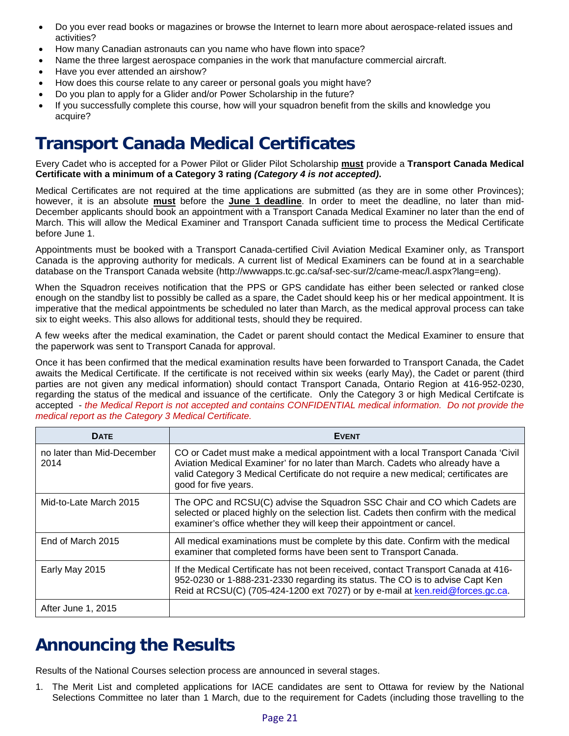- Do you ever read books or magazines or browse the Internet to learn more about aerospace-related issues and activities?
- How many Canadian astronauts can you name who have flown into space?
- Name the three largest aerospace companies in the work that manufacture commercial aircraft.
- Have you ever attended an airshow?
- How does this course relate to any career or personal goals you might have?
- Do you plan to apply for a Glider and/or Power Scholarship in the future?
- If you successfully complete this course, how will your squadron benefit from the skills and knowledge you acquire?

# Transport Canada Medical Certificates

Every Cadet who is accepted for a Power Pilot or Glider Pilot Scholarship **must** provide a **Transport Canada Medical Certificate with a minimum of a Category 3 rating *(Category 4 is not accepted)*.**

Medical Certificates are not required at the time applications are submitted (as they are in some other Provinces); however, it is an absolute **must** before the **June 1 deadline**. In order to meet the deadline, no later than mid-December applicants should book an appointment with a Transport Canada Medical Examiner no later than the end of March. This will allow the Medical Examiner and Transport Canada sufficient time to process the Medical Certificate before June 1.

Appointments must be booked with a Transport Canada-certified Civil Aviation Medical Examiner only, as Transport Canada is the approving authority for medicals. A current list of Medical Examiners can be found at in a searchable database on the Transport Canada website (http://wwwapps.tc.gc.ca/saf-sec-sur/2/came-meac/l.aspx?lang=eng).

When the Squadron receives notification that the PPS or GPS candidate has either been selected or ranked close enough on the standby list to possibly be called as a spare, the Cadet should keep his or her medical appointment. It is imperative that the medical appointments be scheduled no later than March, as the medical approval process can take six to eight weeks. This also allows for additional tests, should they be required.

A few weeks after the medical examination, the Cadet or parent should contact the Medical Examiner to ensure that the paperwork was sent to Transport Canada for approval.

Once it has been confirmed that the medical examination results have been forwarded to Transport Canada, the Cadet awaits the Medical Certificate. If the certificate is not received within six weeks (early May), the Cadet or parent (third parties are not given any medical information) should contact Transport Canada, Ontario Region at 416-952-0230, regarding the status of the medical and issuance of the certificate. Only the Category 3 or high Medical Certifcate is accepted - *the Medical Report is not accepted and contains CONFIDENTIAL medical information. Do not provide the medical report as the Category 3 Medical Certificate.*

| DATE | EVENT |
|---|---|
| no later than Mid-December 2014 | CO or Cadet must make a medical appointment with a local Transport Canada 'Civil Aviation Medical Examiner' for no later than March. Cadets who already have a valid Category 3 Medical Certificate do not require a new medical; certificates are good for five years. |
| Mid-to-Late March 2015 | The OPC and RCSU(C) advise the Squadron SSC Chair and CO which Cadets are selected or placed highly on the selection list. Cadets then confirm with the medical examiner's office whether they will keep their appointment or cancel. |
| End of March 2015 | All medical examinations must be complete by this date. Confirm with the medical examiner that completed forms have been sent to Transport Canada. |
| Early May 2015 | If the Medical Certificate has not been received, contact Transport Canada at 416-952-0230 or 1-888-231-2330 regarding its status. The CO is to advise Capt Ken Reid at RCSU(C) (705-424-1200 ext 7027) or by e-mail at ken.reid@forces.gc.ca. |
| After June 1, 2015 | |

# Announcing the Results

Results of the National Courses selection process are announced in several stages.

1. The Merit List and completed applications for IACE candidates are sent to Ottawa for review by the National Selections Committee no later than 1 March, due to the requirement for Cadets (including those travelling to the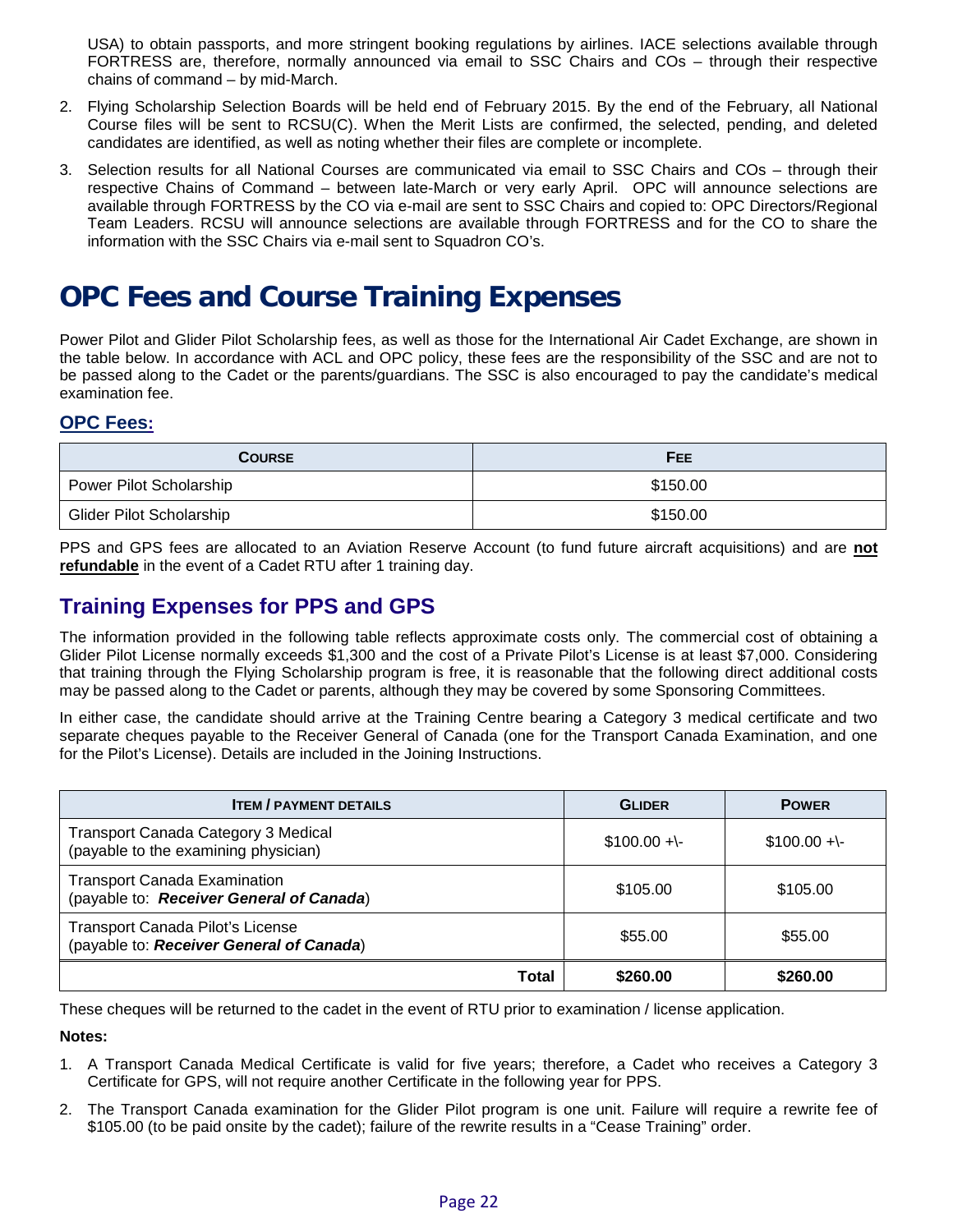USA) to obtain passports, and more stringent booking regulations by airlines. IACE selections available through FORTRESS are, therefore, normally announced via email to SSC Chairs and COs – through their respective chains of command – by mid-March.

2. Flying Scholarship Selection Boards will be held end of February 2015. By the end of the February, all National Course files will be sent to RCSU(C). When the Merit Lists are confirmed, the selected, pending, and deleted candidates are identified, as well as noting whether their files are complete or incomplete.
3. Selection results for all National Courses are communicated via email to SSC Chairs and COs – through their respective Chains of Command – between late-March or very early April. OPC will announce selections are available through FORTRESS by the CO via e-mail are sent to SSC Chairs and copied to: OPC Directors/Regional Team Leaders. RCSU will announce selections are available through FORTRESS and for the CO to share the information with the SSC Chairs via e-mail sent to Squadron CO's.

# OPC Fees and Course Training Expenses

Power Pilot and Glider Pilot Scholarship fees, as well as those for the International Air Cadet Exchange, are shown in the table below. In accordance with ACL and OPC policy, these fees are the responsibility of the SSC and are not to be passed along to the Cadet or the parents/guardians. The SSC is also encouraged to pay the candidate's medical examination fee.

### OPC Fees:

| COURSE | FEE |
|---|---|
| Power Pilot Scholarship | $150.00 |
| Glider Pilot Scholarship | $150.00 |

PPS and GPS fees are allocated to an Aviation Reserve Account (to fund future aircraft acquisitions) and are **not refundable** in the event of a Cadet RTU after 1 training day.

## Training Expenses for PPS and GPS

The information provided in the following table reflects approximate costs only. The commercial cost of obtaining a Glider Pilot License normally exceeds $1,300 and the cost of a Private Pilot's License is at least $7,000. Considering that training through the Flying Scholarship program is free, it is reasonable that the following direct additional costs may be passed along to the Cadet or parents, although they may be covered by some Sponsoring Committees.

In either case, the candidate should arrive at the Training Centre bearing a Category 3 medical certificate and two separate cheques payable to the Receiver General of Canada (one for the Transport Canada Examination, and one for the Pilot's License). Details are included in the Joining Instructions.

| ITEM / PAYMENT DETAILS | GLIDER | POWER |
|---|---|---|
| Transport Canada Category 3 Medical (payable to the examining physician) | $100.00 +\- | $100.00 +\- |
| Transport Canada Examination (payable to: ***Receiver General of Canada***) | $105.00 | $105.00 |
| Transport Canada Pilot's License (payable to: ***Receiver General of Canada***) | $55.00 | $55.00 |
| **Total** | **$260.00** | **$260.00** |

These cheques will be returned to the cadet in the event of RTU prior to examination / license application.

**Notes:**

1. A Transport Canada Medical Certificate is valid for five years; therefore, a Cadet who receives a Category 3 Certificate for GPS, will not require another Certificate in the following year for PPS.
2. The Transport Canada examination for the Glider Pilot program is one unit. Failure will require a rewrite fee of $105.00 (to be paid onsite by the cadet); failure of the rewrite results in a "Cease Training" order.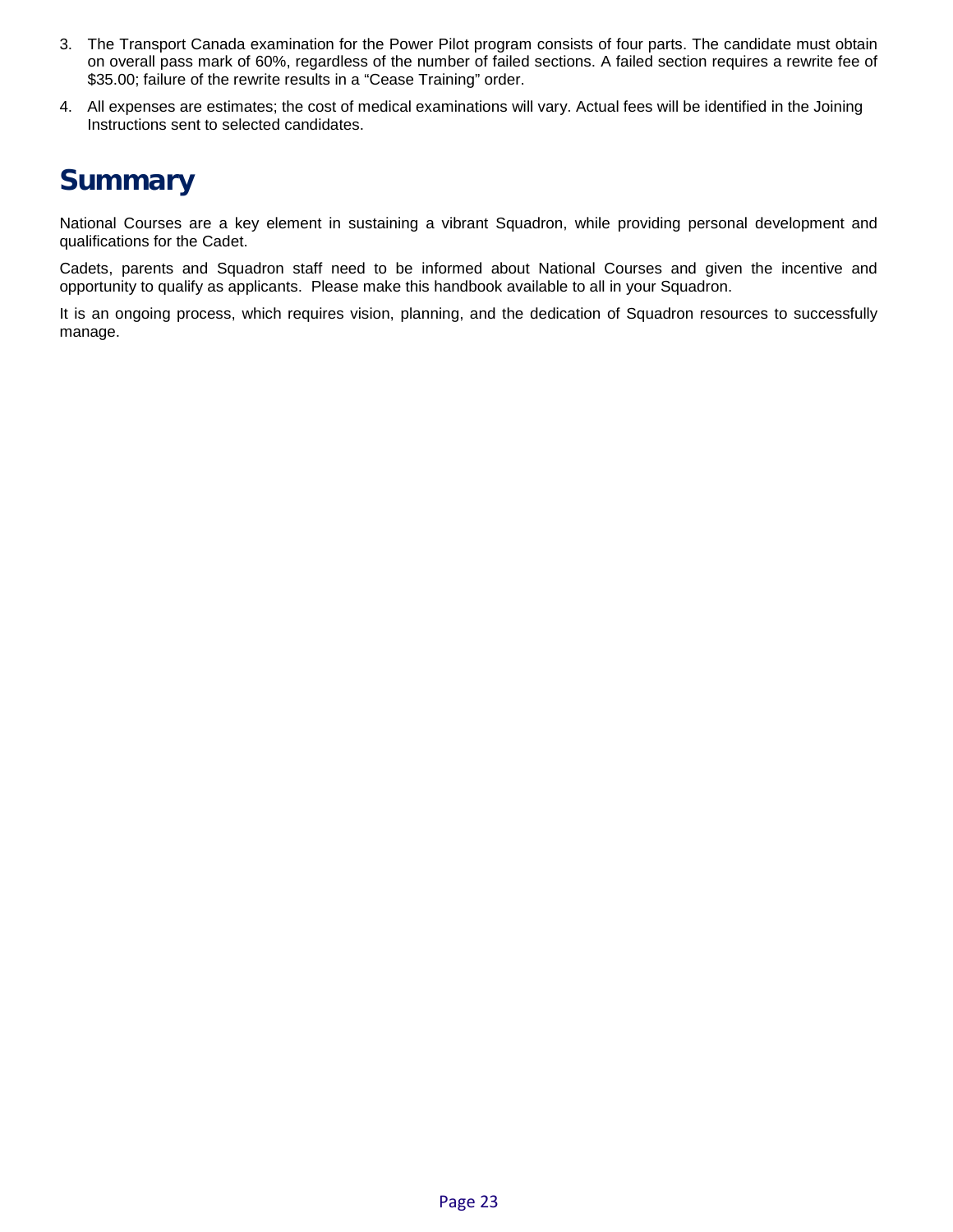3. The Transport Canada examination for the Power Pilot program consists of four parts. The candidate must obtain on overall pass mark of 60%, regardless of the number of failed sections. A failed section requires a rewrite fee of $35.00; failure of the rewrite results in a "Cease Training" order.
4. All expenses are estimates; the cost of medical examinations will vary. Actual fees will be identified in the Joining Instructions sent to selected candidates.

# Summary

National Courses are a key element in sustaining a vibrant Squadron, while providing personal development and qualifications for the Cadet.

Cadets, parents and Squadron staff need to be informed about National Courses and given the incentive and opportunity to qualify as applicants. Please make this handbook available to all in your Squadron.

It is an ongoing process, which requires vision, planning, and the dedication of Squadron resources to successfully manage.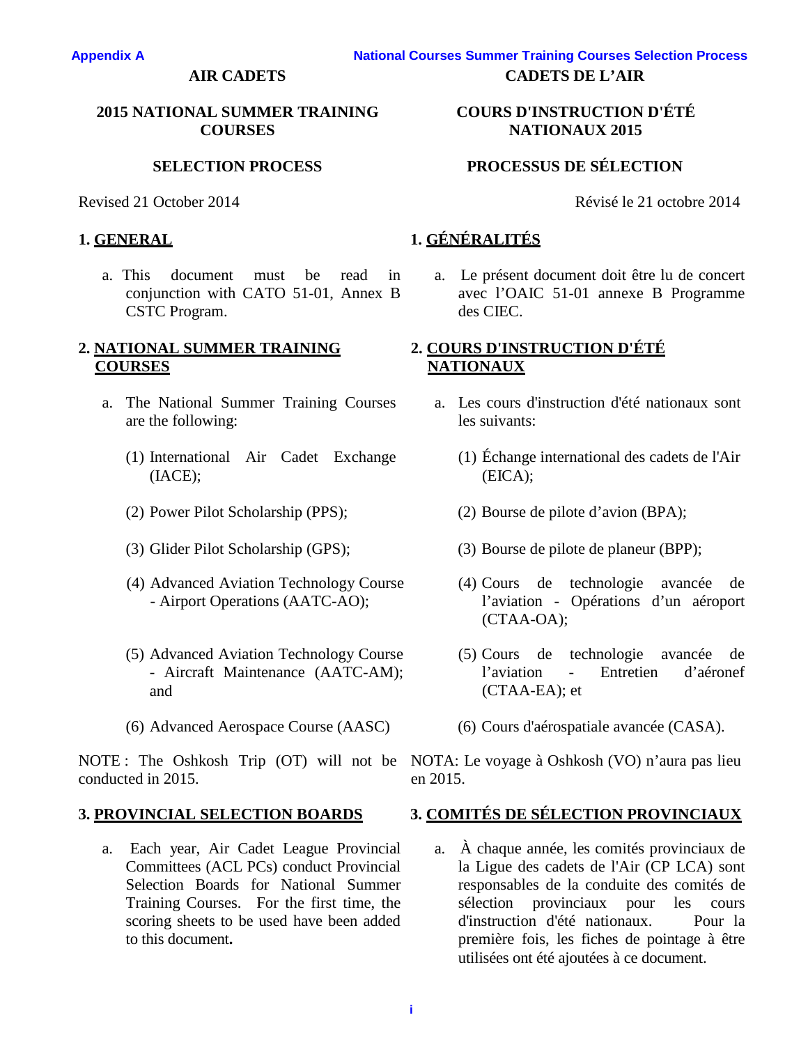**AIR CADETS**

## 2015 NATIONAL SUMMER TRAINING COURSES

## SELECTION PROCESS

Revised 21 October 2014

### 1. GENERAL

a. This document must be read in conjunction with CATO 51-01, Annex B CSTC Program.

### 2. NATIONAL SUMMER TRAINING COURSES

a. The National Summer Training Courses are the following:

(1) International Air Cadet Exchange (IACE);

(2) Power Pilot Scholarship (PPS);

(3) Glider Pilot Scholarship (GPS);

(4) Advanced Aviation Technology Course - Airport Operations (AATC-AO);

(5) Advanced Aviation Technology Course - Aircraft Maintenance (AATC-AM); and

(6) Advanced Aerospace Course (AASC)

NOTE : The Oshkosh Trip (OT) will not be conducted in 2015.

### 3. PROVINCIAL SELECTION BOARDS

a. Each year, Air Cadet League Provincial Committees (ACL PCs) conduct Provincial Selection Boards for National Summer Training Courses. For the first time, the scoring sheets to be used have been added to this document**.**

**CADETS DE L'AIR**

## COURS D'INSTRUCTION D'ÉTÉ NATIONAUX 2015

## PROCESSUS DE SÉLECTION

Révisé le 21 octobre 2014

### 1. GÉNÉRALITÉS

a. Le présent document doit être lu de concert avec l'OAIC 51-01 annexe B Programme des CIEC.

### 2. COURS D'INSTRUCTION D'ÉTÉ NATIONAUX

a. Les cours d'instruction d'été nationaux sont les suivants:

(1) Échange international des cadets de l'Air (EICA);

(2) Bourse de pilote d'avion (BPA);

(3) Bourse de pilote de planeur (BPP);

(4) Cours de technologie avancée de l'aviation - Opérations d'un aéroport (CTAA-OA);

(5) Cours de technologie avancée de l'aviation - Entretien d'aéronef (CTAA-EA); et

(6) Cours d'aérospatiale avancée (CASA).

NOTA: Le voyage à Oshkosh (VO) n'aura pas lieu en 2015.

### 3. COMITÉS DE SÉLECTION PROVINCIAUX

a. À chaque année, les comités provinciaux de la Ligue des cadets de l'Air (CP LCA) sont responsables de la conduite des comités de sélection provinciaux pour les cours d'instruction d'été nationaux. Pour la première fois, les fiches de pointage à être utilisées ont été ajoutées à ce document.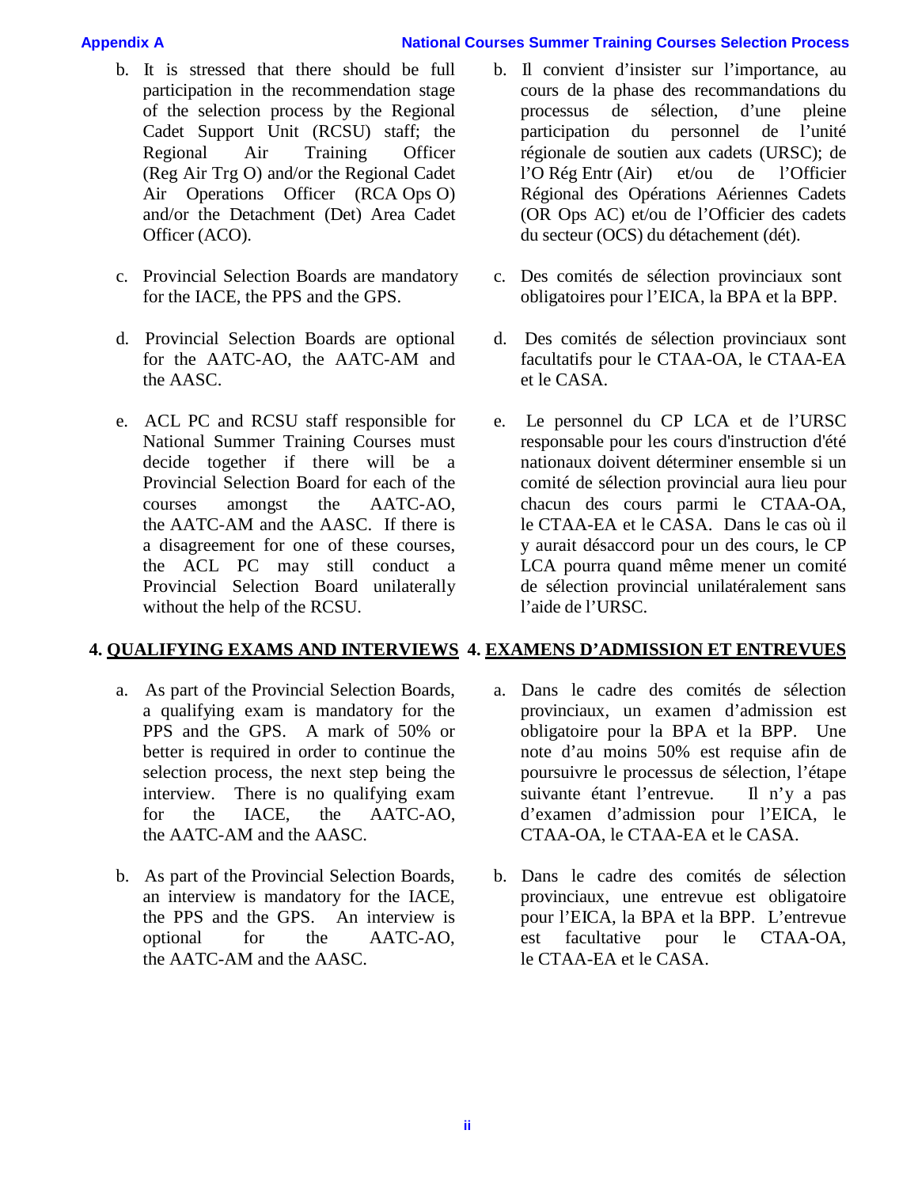b. It is stressed that there should be full participation in the recommendation stage of the selection process by the Regional Cadet Support Unit (RCSU) staff; the Regional Air Training Officer (Reg Air Trg O) and/or the Regional Cadet Air Operations Officer (RCA Ops O) and/or the Detachment (Det) Area Cadet Officer (ACO).

c. Provincial Selection Boards are mandatory for the IACE, the PPS and the GPS.

d. Provincial Selection Boards are optional for the AATC-AO, the AATC-AM and the AASC.

e. ACL PC and RCSU staff responsible for National Summer Training Courses must decide together if there will be a Provincial Selection Board for each of the courses amongst the AATC-AO, the AATC-AM and the AASC. If there is a disagreement for one of these courses, the ACL PC may still conduct a Provincial Selection Board unilaterally without the help of the RCSU.

b. Il convient d'insister sur l'importance, au cours de la phase des recommandations du processus de sélection, d'une pleine participation du personnel de l'unité régionale de soutien aux cadets (URSC); de l'O Rég Entr (Air) et/ou de l'Officier Régional des Opérations Aériennes Cadets (OR Ops AC) et/ou de l'Officier des cadets du secteur (OCS) du détachement (dét).

c. Des comités de sélection provinciaux sont obligatoires pour l'EICA, la BPA et la BPP.

d. Des comités de sélection provinciaux sont facultatifs pour le CTAA-OA, le CTAA-EA et le CASA.

e. Le personnel du CP LCA et de l'URSC responsable pour les cours d'instruction d'été nationaux doivent déterminer ensemble si un comité de sélection provincial aura lieu pour chacun des cours parmi le CTAA-OA, le CTAA-EA et le CASA. Dans le cas où il y aurait désaccord pour un des cours, le CP LCA pourra quand même mener un comité de sélection provincial unilatéralement sans l'aide de l'URSC.

## 4. QUALIFYING EXAMS AND INTERVIEWS

a. As part of the Provincial Selection Boards, a qualifying exam is mandatory for the PPS and the GPS. A mark of 50% or better is required in order to continue the selection process, the next step being the interview. There is no qualifying exam for the IACE, the AATC-AO, the AATC-AM and the AASC.

b. As part of the Provincial Selection Boards, an interview is mandatory for the IACE, the PPS and the GPS. An interview is optional for the AATC-AO, the AATC-AM and the AASC.

## 4. EXAMENS D'ADMISSION ET ENTREVUES

a. Dans le cadre des comités de sélection provinciaux, un examen d'admission est obligatoire pour la BPA et la BPP. Une note d'au moins 50% est requise afin de poursuivre le processus de sélection, l'étape suivante étant l'entrevue. Il n'y a pas d'examen d'admission pour l'EICA, le CTAA-OA, le CTAA-EA et le CASA.

b. Dans le cadre des comités de sélection provinciaux, une entrevue est obligatoire pour l'EICA, la BPA et la BPP. L'entrevue est facultative pour le CTAA-OA, le CTAA-EA et le CASA.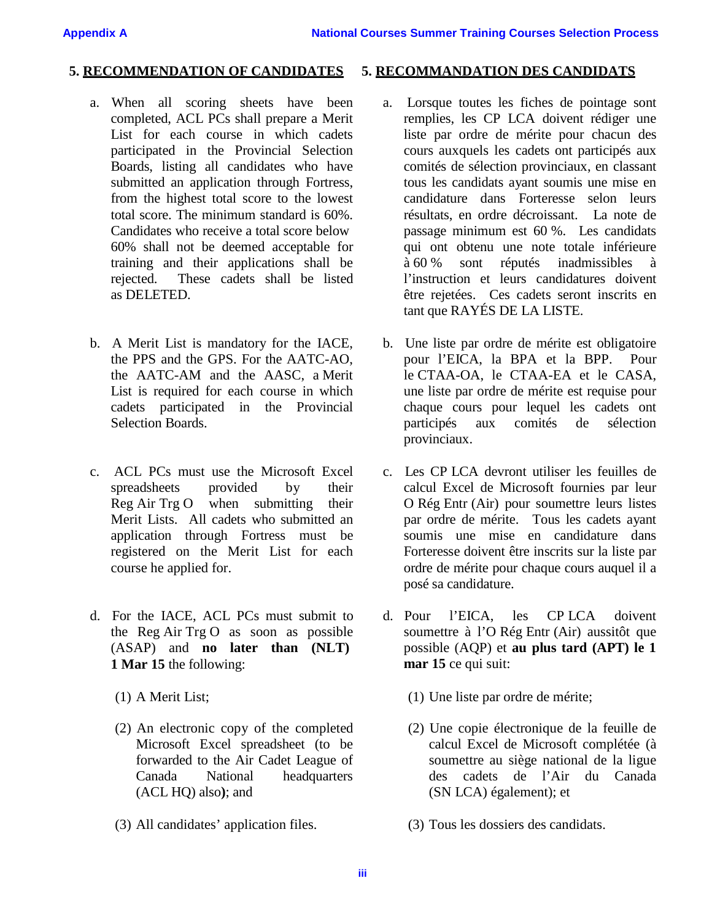## 5. RECOMMENDATION OF CANDIDATES

a. When all scoring sheets have been completed, ACL PCs shall prepare a Merit List for each course in which cadets participated in the Provincial Selection Boards, listing all candidates who have submitted an application through Fortress, from the highest total score to the lowest total score. The minimum standard is 60%. Candidates who receive a total score below 60% shall not be deemed acceptable for training and their applications shall be rejected. These cadets shall be listed as DELETED.

b. A Merit List is mandatory for the IACE, the PPS and the GPS. For the AATC-AO, the AATC-AM and the AASC, a Merit List is required for each course in which cadets participated in the Provincial Selection Boards.

c. ACL PCs must use the Microsoft Excel spreadsheets provided by their Reg Air Trg O when submitting their Merit Lists. All cadets who submitted an application through Fortress must be registered on the Merit List for each course he applied for.

d. For the IACE, ACL PCs must submit to the Reg Air Trg O as soon as possible (ASAP) and **no later than (NLT) 1 Mar 15** the following:

(1) A Merit List;

(2) An electronic copy of the completed Microsoft Excel spreadsheet (to be forwarded to the Air Cadet League of Canada National headquarters (ACL HQ) also**)**; and

(3) All candidates' application files.

## 5. RECOMMANDATION DES CANDIDATS

a. Lorsque toutes les fiches de pointage sont remplies, les CP LCA doivent rédiger une liste par ordre de mérite pour chacun des cours auxquels les cadets ont participés aux comités de sélection provinciaux, en classant tous les candidats ayant soumis une mise en candidature dans Forteresse selon leurs résultats, en ordre décroissant. La note de passage minimum est 60 %. Les candidats qui ont obtenu une note totale inférieure à 60 % sont réputés inadmissibles à l'instruction et leurs candidatures doivent être rejetées. Ces cadets seront inscrits en tant que RAYÉS DE LA LISTE.

b. Une liste par ordre de mérite est obligatoire pour l'EICA, la BPA et la BPP. Pour le CTAA-OA, le CTAA-EA et le CASA, une liste par ordre de mérite est requise pour chaque cours pour lequel les cadets ont participés aux comités de sélection provinciaux.

c. Les CP LCA devront utiliser les feuilles de calcul Excel de Microsoft fournies par leur O Rég Entr (Air) pour soumettre leurs listes par ordre de mérite. Tous les cadets ayant soumis une mise en candidature dans Forteresse doivent être inscrits sur la liste par ordre de mérite pour chaque cours auquel il a posé sa candidature.

d. Pour l'EICA, les CP LCA doivent soumettre à l'O Rég Entr (Air) aussitôt que possible (AQP) et **au plus tard (APT) le 1 mar 15** ce qui suit:

(1) Une liste par ordre de mérite;

(2) Une copie électronique de la feuille de calcul Excel de Microsoft complétée (à soumettre au siège national de la ligue des cadets de l'Air du Canada (SN LCA) également); et

(3) Tous les dossiers des candidats.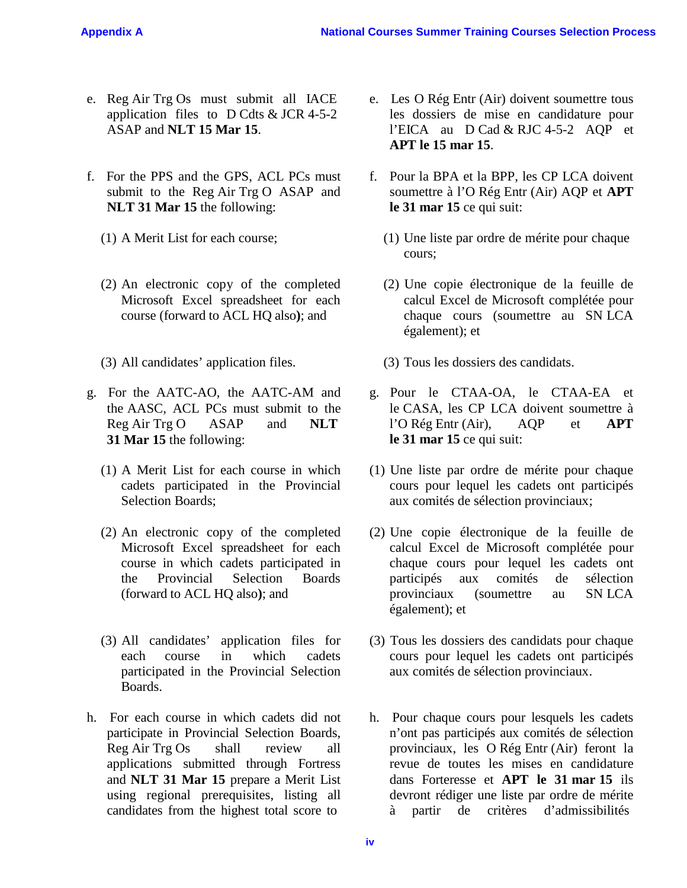e. Reg Air Trg Os must submit all IACE application files to D Cdts & JCR 4-5-2 ASAP and **NLT 15 Mar 15**.

f. For the PPS and the GPS, ACL PCs must submit to the Reg Air Trg O ASAP and **NLT 31 Mar 15** the following:

   (1) A Merit List for each course;

   (2) An electronic copy of the completed Microsoft Excel spreadsheet for each course (forward to ACL HQ also**)**; and

   (3) All candidates' application files.

g. For the AATC-AO, the AATC-AM and the AASC, ACL PCs must submit to the Reg Air Trg O ASAP and **NLT 31 Mar 15** the following:

   (1) A Merit List for each course in which cadets participated in the Provincial Selection Boards;

   (2) An electronic copy of the completed Microsoft Excel spreadsheet for each course in which cadets participated in the Provincial Selection Boards (forward to ACL HQ also**)**; and

   (3) All candidates' application files for each course in which cadets participated in the Provincial Selection Boards.

h. For each course in which cadets did not participate in Provincial Selection Boards, Reg Air Trg Os shall review all applications submitted through Fortress and **NLT 31 Mar 15** prepare a Merit List using regional prerequisites, listing all candidates from the highest total score to

e. Les O Rég Entr (Air) doivent soumettre tous les dossiers de mise en candidature pour l'EICA au D Cad & RJC 4-5-2 AQP et **APT le 15 mar 15**.

f. Pour la BPA et la BPP, les CP LCA doivent soumettre à l'O Rég Entr (Air) AQP et **APT le 31 mar 15** ce qui suit:

   (1) Une liste par ordre de mérite pour chaque cours;

   (2) Une copie électronique de la feuille de calcul Excel de Microsoft complétée pour chaque cours (soumettre au SN LCA également); et

   (3) Tous les dossiers des candidats.

g. Pour le CTAA-OA, le CTAA-EA et le CASA, les CP LCA doivent soumettre à l'O Rég Entr (Air), AQP et **APT le 31 mar 15** ce qui suit:

   (1) Une liste par ordre de mérite pour chaque cours pour lequel les cadets ont participés aux comités de sélection provinciaux;

   (2) Une copie électronique de la feuille de calcul Excel de Microsoft complétée pour chaque cours pour lequel les cadets ont participés aux comités de sélection provinciaux (soumettre au SN LCA également); et

   (3) Tous les dossiers des candidats pour chaque cours pour lequel les cadets ont participés aux comités de sélection provinciaux.

h. Pour chaque cours pour lesquels les cadets n'ont pas participés aux comités de sélection provinciaux, les O Rég Entr (Air) feront la revue de toutes les mises en candidature dans Forteresse et **APT le 31 mar 15** ils devront rédiger une liste par ordre de mérite à partir de critères d'admissibilités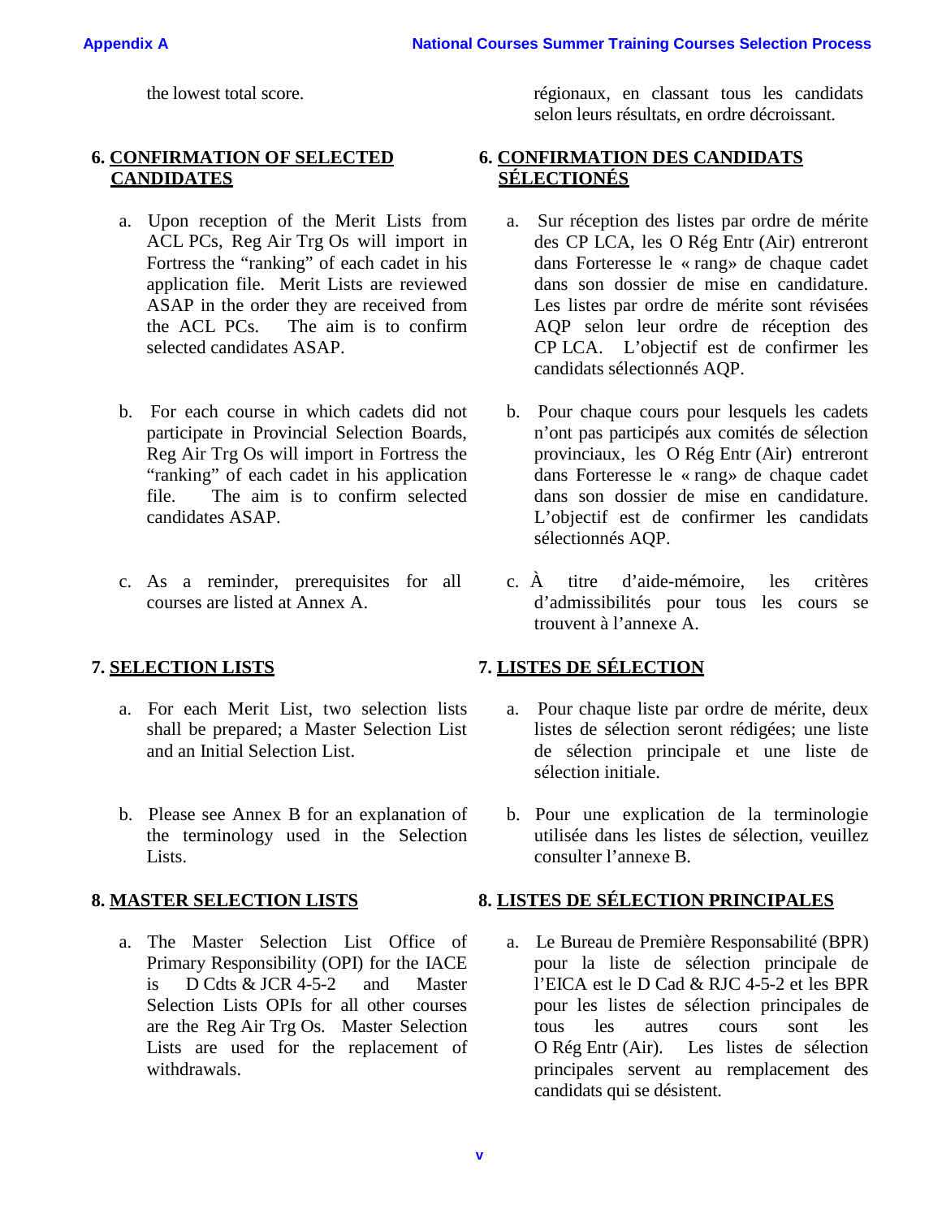the lowest total score.

régionaux, en classant tous les candidats selon leurs résultats, en ordre décroissant.

## 6. CONFIRMATION OF SELECTED CANDIDATES

a. Upon reception of the Merit Lists from ACL PCs, Reg Air Trg Os will import in Fortress the “ranking” of each cadet in his application file. Merit Lists are reviewed ASAP in the order they are received from the ACL PCs. The aim is to confirm selected candidates ASAP.

b. For each course in which cadets did not participate in Provincial Selection Boards, Reg Air Trg Os will import in Fortress the “ranking” of each cadet in his application file. The aim is to confirm selected candidates ASAP.

c. As a reminder, prerequisites for all courses are listed at Annex A.

## 6. CONFIRMATION DES CANDIDATS SÉLECTIONÉS

a. Sur réception des listes par ordre de mérite des CP LCA, les O Rég Entr (Air) entreront dans Forteresse le « rang» de chaque cadet dans son dossier de mise en candidature. Les listes par ordre de mérite sont révisées AQP selon leur ordre de réception des CP LCA. L’objectif est de confirmer les candidats sélectionnés AQP.

b. Pour chaque cours pour lesquels les cadets n’ont pas participés aux comités de sélection provinciaux, les O Rég Entr (Air) entreront dans Forteresse le « rang» de chaque cadet dans son dossier de mise en candidature. L’objectif est de confirmer les candidats sélectionnés AQP.

c. À titre d’aide-mémoire, les critères d’admissibilités pour tous les cours se trouvent à l’annexe A.

## 7. SELECTION LISTS

a. For each Merit List, two selection lists shall be prepared; a Master Selection List and an Initial Selection List.

b. Please see Annex B for an explanation of the terminology used in the Selection Lists.

## 7. LISTES DE SÉLECTION

a. Pour chaque liste par ordre de mérite, deux listes de sélection seront rédigées; une liste de sélection principale et une liste de sélection initiale.

b. Pour une explication de la terminologie utilisée dans les listes de sélection, veuillez consulter l’annexe B.

## 8. MASTER SELECTION LISTS

a. The Master Selection List Office of Primary Responsibility (OPI) for the IACE is D Cdts & JCR 4-5-2 and Master Selection Lists OPIs for all other courses are the Reg Air Trg Os. Master Selection Lists are used for the replacement of withdrawals.

## 8. LISTES DE SÉLECTION PRINCIPALES

a. Le Bureau de Première Responsabilité (BPR) pour la liste de sélection principale de l’EICA est le D Cad & RJC 4-5-2 et les BPR pour les listes de sélection principales de tous les autres cours sont les O Rég Entr (Air). Les listes de sélection principales servent au remplacement des candidats qui se désistent.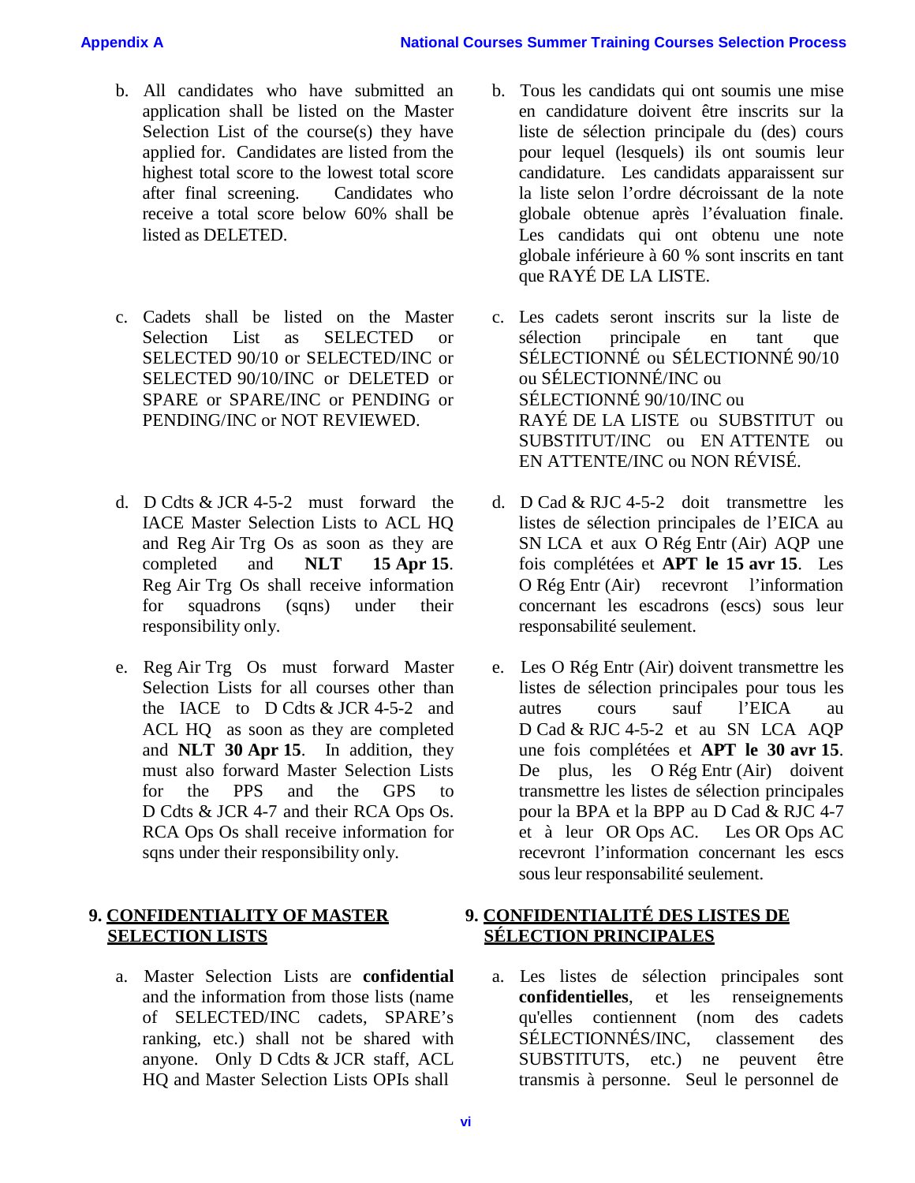b. All candidates who have submitted an application shall be listed on the Master Selection List of the course(s) they have applied for. Candidates are listed from the highest total score to the lowest total score after final screening. Candidates who receive a total score below 60% shall be listed as DELETED.

c. Cadets shall be listed on the Master Selection List as SELECTED or SELECTED 90/10 or SELECTED/INC or SELECTED 90/10/INC or DELETED or SPARE or SPARE/INC or PENDING or PENDING/INC or NOT REVIEWED.

d. D Cdts & JCR 4-5-2 must forward the IACE Master Selection Lists to ACL HQ and Reg Air Trg Os as soon as they are completed and **NLT 15 Apr 15**. Reg Air Trg Os shall receive information for squadrons (sqns) under their responsibility only.

e. Reg Air Trg Os must forward Master Selection Lists for all courses other than the IACE to D Cdts & JCR 4-5-2 and ACL HQ as soon as they are completed and **NLT 30 Apr 15**. In addition, they must also forward Master Selection Lists for the PPS and the GPS to D Cdts & JCR 4-7 and their RCA Ops Os. RCA Ops Os shall receive information for sqns under their responsibility only.

b. Tous les candidats qui ont soumis une mise en candidature doivent être inscrits sur la liste de sélection principale du (des) cours pour lequel (lesquels) ils ont soumis leur candidature. Les candidats apparaissent sur la liste selon l'ordre décroissant de la note globale obtenue après l'évaluation finale. Les candidats qui ont obtenu une note globale inférieure à 60 % sont inscrits en tant que RAYÉ DE LA LISTE.

c. Les cadets seront inscrits sur la liste de sélection principale en tant que SÉLECTIONNÉ ou SÉLECTIONNÉ 90/10 ou SÉLECTIONNÉ/INC ou SÉLECTIONNÉ 90/10/INC ou RAYÉ DE LA LISTE ou SUBSTITUT ou SUBSTITUT/INC ou EN ATTENTE ou EN ATTENTE/INC ou NON RÉVISÉ.

d. D Cad & RJC 4-5-2 doit transmettre les listes de sélection principales de l'EICA au SN LCA et aux O Rég Entr (Air) AQP une fois complétées et **APT le 15 avr 15**. Les O Rég Entr (Air) recevront l'information concernant les escadrons (escs) sous leur responsabilité seulement.

e. Les O Rég Entr (Air) doivent transmettre les listes de sélection principales pour tous les autres cours sauf l'EICA au D Cad & RJC 4-5-2 et au SN LCA AQP une fois complétées et **APT le 30 avr 15**. De plus, les O Rég Entr (Air) doivent transmettre les listes de sélection principales pour la BPA et la BPP au D Cad & RJC 4-7 et à leur OR Ops AC. Les OR Ops AC recevront l'information concernant les escs sous leur responsabilité seulement.

## 9. CONFIDENTIALITY OF MASTER SELECTION LISTS

a. Master Selection Lists are **confidential** and the information from those lists (name of SELECTED/INC cadets, SPARE's ranking, etc.) shall not be shared with anyone. Only D Cdts & JCR staff, ACL HQ and Master Selection Lists OPIs shall

## 9. CONFIDENTIALITÉ DES LISTES DE SÉLECTION PRINCIPALES

a. Les listes de sélection principales sont **confidentielles**, et les renseignements qu'elles contiennent (nom des cadets SÉLECTIONNÉS/INC, classement des SUBSTITUTS, etc.) ne peuvent être transmis à personne. Seul le personnel de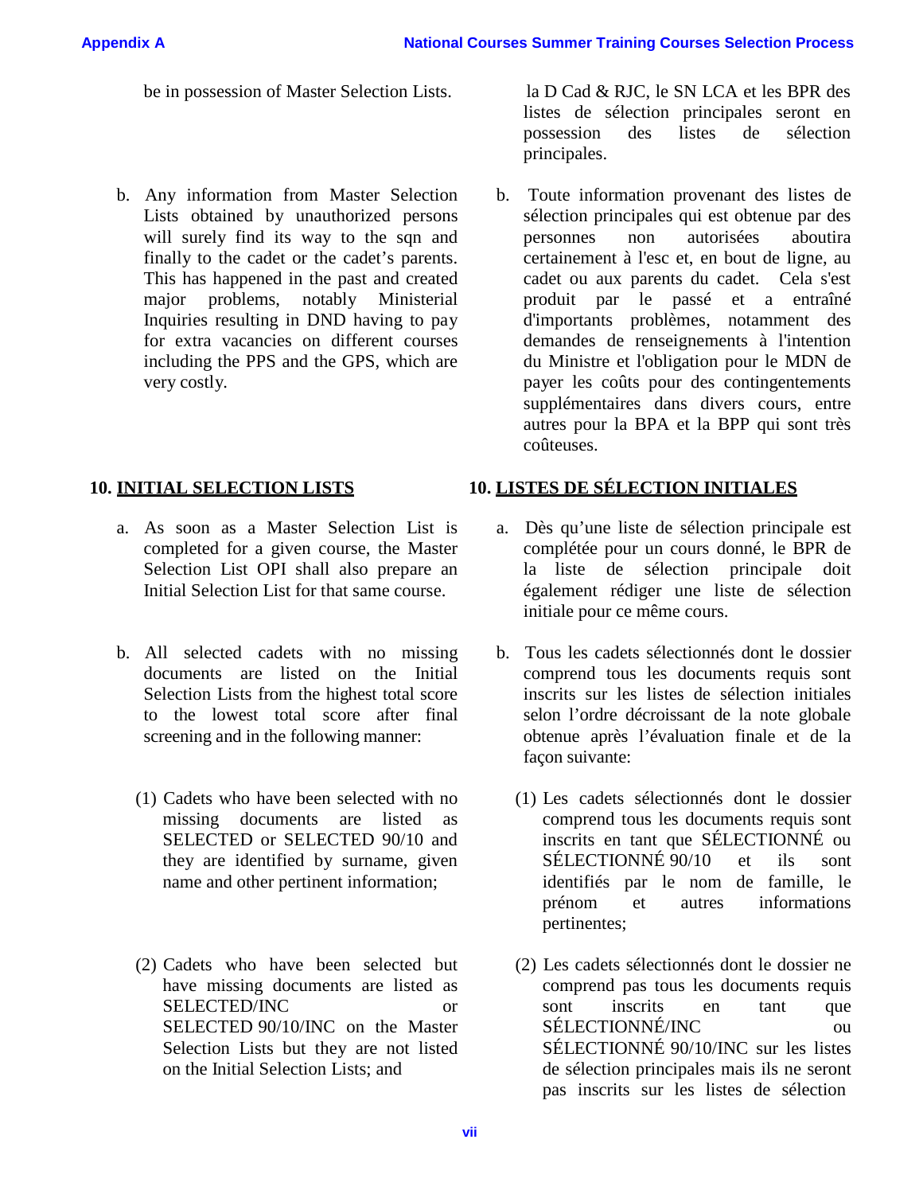be in possession of Master Selection Lists.

la D Cad & RJC, le SN LCA et les BPR des listes de sélection principales seront en possession des listes de sélection principales.

b. Any information from Master Selection Lists obtained by unauthorized persons will surely find its way to the sqn and finally to the cadet or the cadet's parents. This has happened in the past and created major problems, notably Ministerial Inquiries resulting in DND having to pay for extra vacancies on different courses including the PPS and the GPS, which are very costly.

b. Toute information provenant des listes de sélection principales qui est obtenue par des personnes non autorisées aboutira certainement à l'esc et, en bout de ligne, au cadet ou aux parents du cadet. Cela s'est produit par le passé et a entraîné d'importants problèmes, notamment des demandes de renseignements à l'intention du Ministre et l'obligation pour le MDN de payer les coûts pour des contingentements supplémentaires dans divers cours, entre autres pour la BPA et la BPP qui sont très coûteuses.

## 10. INITIAL SELECTION LISTS

a. As soon as a Master Selection List is completed for a given course, the Master Selection List OPI shall also prepare an Initial Selection List for that same course.

b. All selected cadets with no missing documents are listed on the Initial Selection Lists from the highest total score to the lowest total score after final screening and in the following manner:

(1) Cadets who have been selected with no missing documents are listed as SELECTED or SELECTED 90/10 and they are identified by surname, given name and other pertinent information;

(2) Cadets who have been selected but have missing documents are listed as SELECTED/INC or SELECTED 90/10/INC on the Master Selection Lists but they are not listed on the Initial Selection Lists; and

## 10. LISTES DE SÉLECTION INITIALES

a. Dès qu'une liste de sélection principale est complétée pour un cours donné, le BPR de la liste de sélection principale doit également rédiger une liste de sélection initiale pour ce même cours.

b. Tous les cadets sélectionnés dont le dossier comprend tous les documents requis sont inscrits sur les listes de sélection initiales selon l'ordre décroissant de la note globale obtenue après l'évaluation finale et de la façon suivante:

(1) Les cadets sélectionnés dont le dossier comprend tous les documents requis sont inscrits en tant que SÉLECTIONNÉ ou SÉLECTIONNÉ 90/10 et ils sont identifiés par le nom de famille, le prénom et autres informations pertinentes;

(2) Les cadets sélectionnés dont le dossier ne comprend pas tous les documents requis sont inscrits en tant que SÉLECTIONNÉ/INC ou SÉLECTIONNÉ 90/10/INC sur les listes de sélection principales mais ils ne seront pas inscrits sur les listes de sélection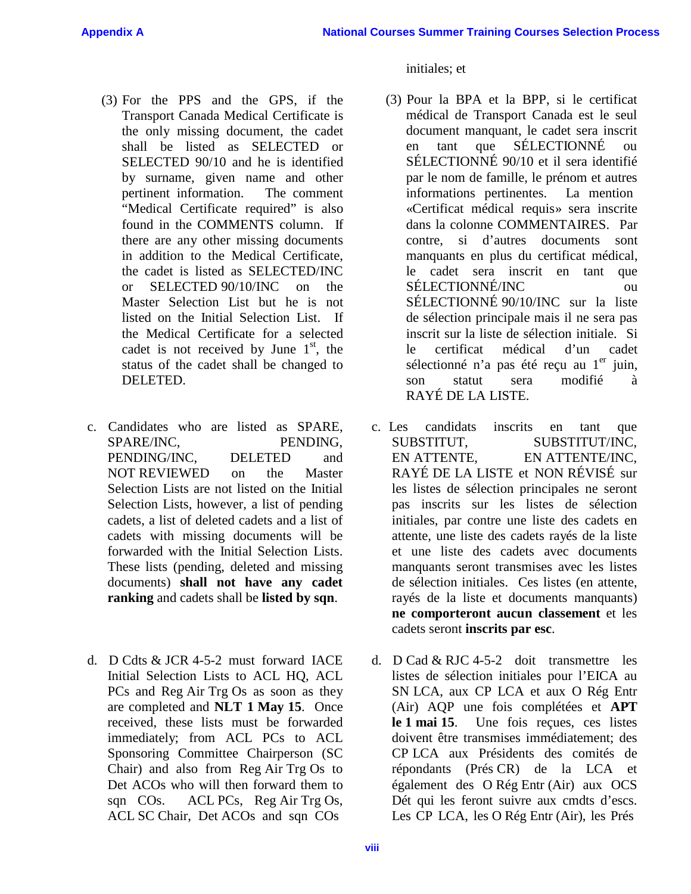(3) For the PPS and the GPS, if the Transport Canada Medical Certificate is the only missing document, the cadet shall be listed as SELECTED or SELECTED 90/10 and he is identified by surname, given name and other pertinent information. The comment "Medical Certificate required" is also found in the COMMENTS column. If there are any other missing documents in addition to the Medical Certificate, the cadet is listed as SELECTED/INC or SELECTED 90/10/INC on the Master Selection List but he is not listed on the Initial Selection List. If the Medical Certificate for a selected cadet is not received by June 1st, the status of the cadet shall be changed to DELETED.

c. Candidates who are listed as SPARE, SPARE/INC, PENDING, PENDING/INC, DELETED and NOT REVIEWED on the Master Selection Lists are not listed on the Initial Selection Lists, however, a list of pending cadets, a list of deleted cadets and a list of cadets with missing documents will be forwarded with the Initial Selection Lists. These lists (pending, deleted and missing documents) **shall not have any cadet ranking** and cadets shall be **listed by sqn**.

d. D Cdts & JCR 4-5-2 must forward IACE Initial Selection Lists to ACL HQ, ACL PCs and Reg Air Trg Os as soon as they are completed and **NLT 1 May 15**. Once received, these lists must be forwarded immediately; from ACL PCs to ACL Sponsoring Committee Chairperson (SC Chair) and also from Reg Air Trg Os to Det ACOs who will then forward them to sqn COs. ACL PCs, Reg Air Trg Os, ACL SC Chair, Det ACOs and sqn COs

initiales; et

(3) Pour la BPA et la BPP, si le certificat médical de Transport Canada est le seul document manquant, le cadet sera inscrit en tant que SÉLECTIONNÉ ou SÉLECTIONNÉ 90/10 et il sera identifié par le nom de famille, le prénom et autres informations pertinentes. La mention «Certificat médical requis» sera inscrite dans la colonne COMMENTAIRES. Par contre, si d'autres documents sont manquants en plus du certificat médical, le cadet sera inscrit en tant que SÉLECTIONNÉ/INC ou SÉLECTIONNÉ 90/10/INC sur la liste de sélection principale mais il ne sera pas inscrit sur la liste de sélection initiale. Si le certificat médical d'un cadet sélectionné n'a pas été reçu au 1er juin, son statut sera modifié à RAYÉ DE LA LISTE.

c. Les candidats inscrits en tant que SUBSTITUT, SUBSTITUT/INC, EN ATTENTE, EN ATTENTE/INC, RAYÉ DE LA LISTE et NON RÉVISÉ sur les listes de sélection principales ne seront pas inscrits sur les listes de sélection initiales, par contre une liste des cadets en attente, une liste des cadets rayés de la liste et une liste des cadets avec documents manquants seront transmises avec les listes de sélection initiales. Ces listes (en attente, rayés de la liste et documents manquants) **ne comporteront aucun classement** et les cadets seront **inscrits par esc**.

d. D Cad & RJC 4-5-2 doit transmettre les listes de sélection initiales pour l'EICA au SN LCA, aux CP LCA et aux O Rég Entr (Air) AQP une fois complétées et **APT le 1 mai 15**. Une fois reçues, ces listes doivent être transmises immédiatement; des CP LCA aux Présidents des comités de répondants (Prés CR) de la LCA et également des O Rég Entr (Air) aux OCS Dét qui les feront suivre aux cmdts d'escs. Les CP LCA, les O Rég Entr (Air), les Prés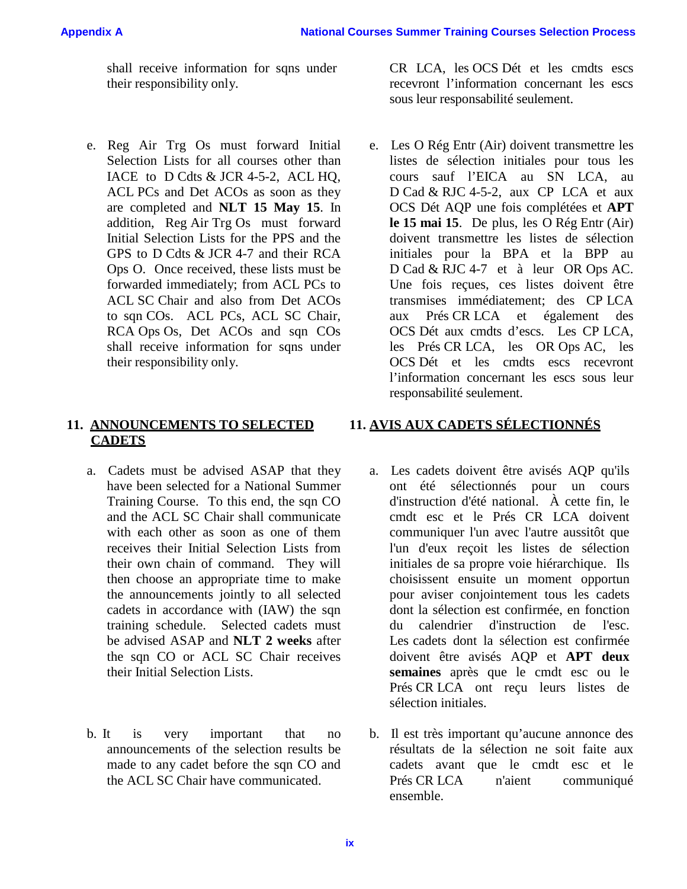shall receive information for sqns under their responsibility only.

CR LCA, les OCS Dét et les cmdts escs recevront l'information concernant les escs sous leur responsabilité seulement.

e. Reg Air Trg Os must forward Initial Selection Lists for all courses other than IACE to D Cdts & JCR 4-5-2, ACL HQ, ACL PCs and Det ACOs as soon as they are completed and **NLT 15 May 15**. In addition, Reg Air Trg Os must forward Initial Selection Lists for the PPS and the GPS to D Cdts & JCR 4-7 and their RCA Ops O. Once received, these lists must be forwarded immediately; from ACL PCs to ACL SC Chair and also from Det ACOs to sqn COs. ACL PCs, ACL SC Chair, RCA Ops Os, Det ACOs and sqn COs shall receive information for sqns under their responsibility only.

e. Les O Rég Entr (Air) doivent transmettre les listes de sélection initiales pour tous les cours sauf l'EICA au SN LCA, au D Cad & RJC 4-5-2, aux CP LCA et aux OCS Dét AQP une fois complétées et **APT le 15 mai 15**. De plus, les O Rég Entr (Air) doivent transmettre les listes de sélection initiales pour la BPA et la BPP au D Cad & RJC 4-7 et à leur OR Ops AC. Une fois reçues, ces listes doivent être transmises immédiatement; des CP LCA aux Prés CR LCA et également des OCS Dét aux cmdts d'escs. Les CP LCA, les Prés CR LCA, les OR Ops AC, les OCS Dét et les cmdts escs recevront l'information concernant les escs sous leur responsabilité seulement.

## 11. ANNOUNCEMENTS TO SELECTED CADETS

a. Cadets must be advised ASAP that they have been selected for a National Summer Training Course. To this end, the sqn CO and the ACL SC Chair shall communicate with each other as soon as one of them receives their Initial Selection Lists from their own chain of command. They will then choose an appropriate time to make the announcements jointly to all selected cadets in accordance with (IAW) the sqn training schedule. Selected cadets must be advised ASAP and **NLT 2 weeks** after the sqn CO or ACL SC Chair receives their Initial Selection Lists.

b. It is very important that no announcements of the selection results be made to any cadet before the sqn CO and the ACL SC Chair have communicated.

## 11. AVIS AUX CADETS SÉLECTIONNÉS

a. Les cadets doivent être avisés AQP qu'ils ont été sélectionnés pour un cours d'instruction d'été national. À cette fin, le cmdt esc et le Prés CR LCA doivent communiquer l'un avec l'autre aussitôt que l'un d'eux reçoit les listes de sélection initiales de sa propre voie hiérarchique. Ils choisissent ensuite un moment opportun pour aviser conjointement tous les cadets dont la sélection est confirmée, en fonction du calendrier d'instruction de l'esc. Les cadets dont la sélection est confirmée doivent être avisés AQP et **APT deux semaines** après que le cmdt esc ou le Prés CR LCA ont reçu leurs listes de sélection initiales.

b. Il est très important qu'aucune annonce des résultats de la sélection ne soit faite aux cadets avant que le cmdt esc et le Prés CR LCA n'aient communiqué ensemble.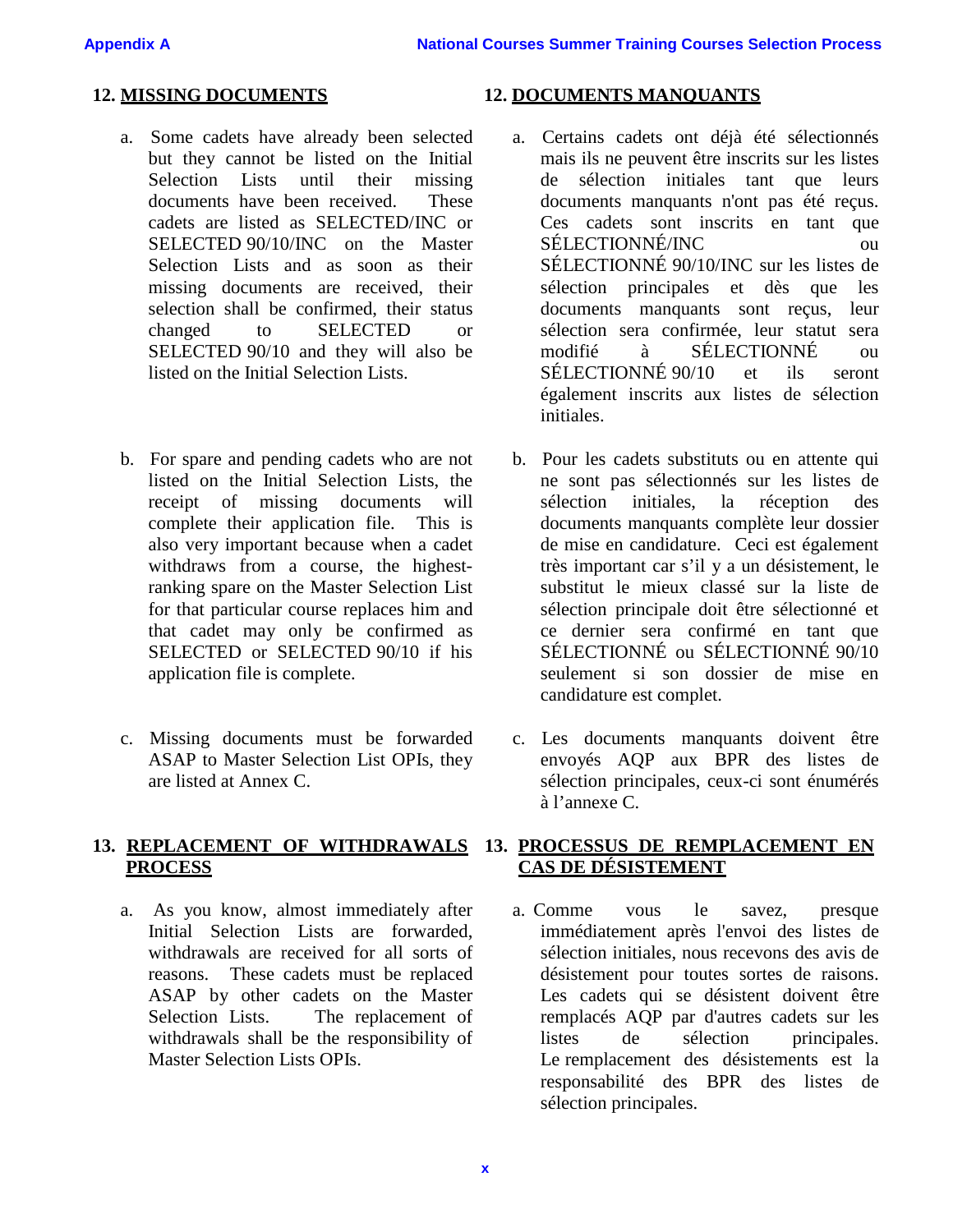## 12. MISSING DOCUMENTS

a. Some cadets have already been selected but they cannot be listed on the Initial Selection Lists until their missing documents have been received. These cadets are listed as SELECTED/INC or SELECTED 90/10/INC on the Master Selection Lists and as soon as their missing documents are received, their selection shall be confirmed, their status changed to SELECTED or SELECTED 90/10 and they will also be listed on the Initial Selection Lists.

b. For spare and pending cadets who are not listed on the Initial Selection Lists, the receipt of missing documents will complete their application file. This is also very important because when a cadet withdraws from a course, the highest-ranking spare on the Master Selection List for that particular course replaces him and that cadet may only be confirmed as SELECTED or SELECTED 90/10 if his application file is complete.

c. Missing documents must be forwarded ASAP to Master Selection List OPIs, they are listed at Annex C.

## 12. DOCUMENTS MANQUANTS

a. Certains cadets ont déjà été sélectionnés mais ils ne peuvent être inscrits sur les listes de sélection initiales tant que leurs documents manquants n'ont pas été reçus. Ces cadets sont inscrits en tant que SÉLECTIONNÉ/INC ou SÉLECTIONNÉ 90/10/INC sur les listes de sélection principales et dès que les documents manquants sont reçus, leur sélection sera confirmée, leur statut sera modifié à SÉLECTIONNÉ ou SÉLECTIONNÉ 90/10 et ils seront également inscrits aux listes de sélection initiales.

b. Pour les cadets substituts ou en attente qui ne sont pas sélectionnés sur les listes de sélection initiales, la réception des documents manquants complète leur dossier de mise en candidature. Ceci est également très important car s'il y a un désistement, le substitut le mieux classé sur la liste de sélection principale doit être sélectionné et ce dernier sera confirmé en tant que SÉLECTIONNÉ ou SÉLECTIONNÉ 90/10 seulement si son dossier de mise en candidature est complet.

c. Les documents manquants doivent être envoyés AQP aux BPR des listes de sélection principales, ceux-ci sont énumérés à l'annexe C.

## 13. REPLACEMENT OF WITHDRAWALS PROCESS

a. As you know, almost immediately after Initial Selection Lists are forwarded, withdrawals are received for all sorts of reasons. These cadets must be replaced ASAP by other cadets on the Master Selection Lists. The replacement of withdrawals shall be the responsibility of Master Selection Lists OPIs.

## 13. PROCESSUS DE REMPLACEMENT EN CAS DE DÉSISTEMENT

a. Comme vous le savez, presque immédiatement après l'envoi des listes de sélection initiales, nous recevons des avis de désistement pour toutes sortes de raisons. Les cadets qui se désistent doivent être remplacés AQP par d'autres cadets sur les listes de sélection principales. Le remplacement des désistements est la responsabilité des BPR des listes de sélection principales.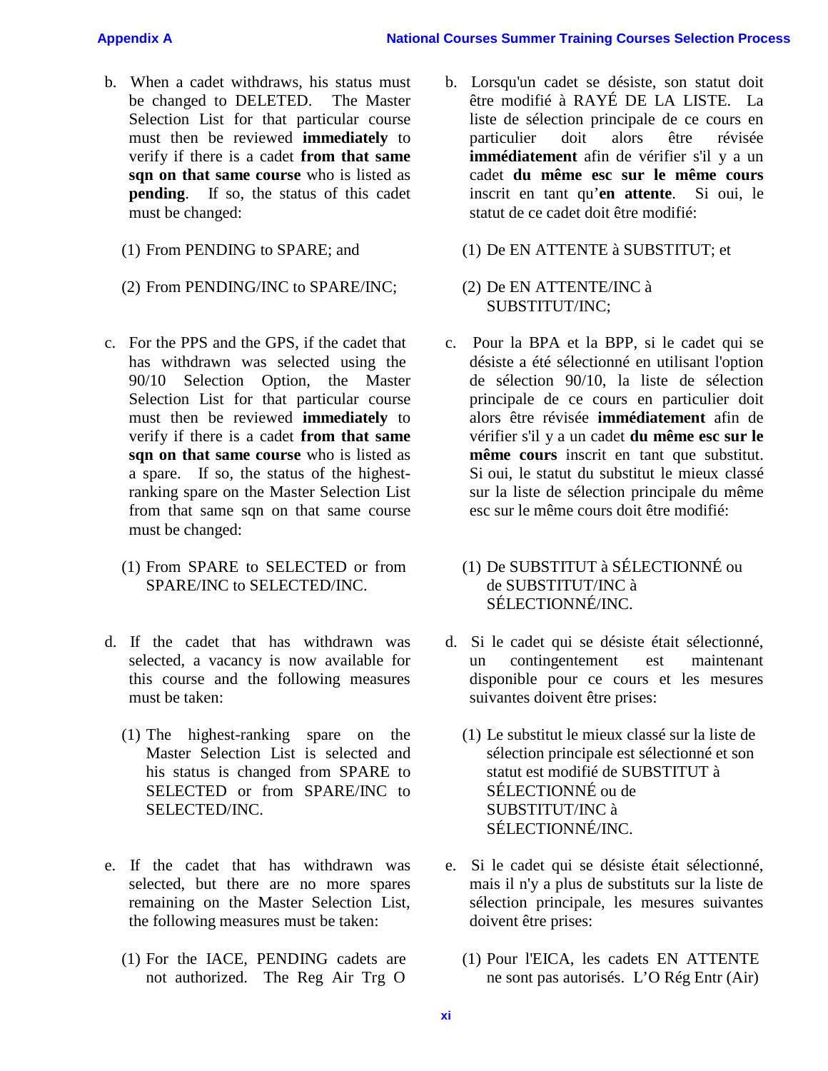b. When a cadet withdraws, his status must be changed to DELETED. The Master Selection List for that particular course must then be reviewed **immediately** to verify if there is a cadet **from that same sqn on that same course** who is listed as **pending**. If so, the status of this cadet must be changed:

   (1) From PENDING to SPARE; and

   (2) From PENDING/INC to SPARE/INC;

c. For the PPS and the GPS, if the cadet that has withdrawn was selected using the 90/10 Selection Option, the Master Selection List for that particular course must then be reviewed **immediately** to verify if there is a cadet **from that same sqn on that same course** who is listed as a spare. If so, the status of the highest-ranking spare on the Master Selection List from that same sqn on that same course must be changed:

   (1) From SPARE to SELECTED or from SPARE/INC to SELECTED/INC.

d. If the cadet that has withdrawn was selected, a vacancy is now available for this course and the following measures must be taken:

   (1) The highest-ranking spare on the Master Selection List is selected and his status is changed from SPARE to SELECTED or from SPARE/INC to SELECTED/INC.

e. If the cadet that has withdrawn was selected, but there are no more spares remaining on the Master Selection List, the following measures must be taken:

   (1) For the IACE, PENDING cadets are not authorized. The Reg Air Trg O

b. Lorsqu'un cadet se désiste, son statut doit être modifié à RAYÉ DE LA LISTE. La liste de sélection principale de ce cours en particulier doit alors être révisée **immédiatement** afin de vérifier s'il y a un cadet **du même esc sur le même cours** inscrit en tant qu'**en attente**. Si oui, le statut de ce cadet doit être modifié:

   (1) De EN ATTENTE à SUBSTITUT; et

   (2) De EN ATTENTE/INC à SUBSTITUT/INC;

c. Pour la BPA et la BPP, si le cadet qui se désiste a été sélectionné en utilisant l'option de sélection 90/10, la liste de sélection principale de ce cours en particulier doit alors être révisée **immédiatement** afin de vérifier s'il y a un cadet **du même esc sur le même cours** inscrit en tant que substitut. Si oui, le statut du substitut le mieux classé sur la liste de sélection principale du même esc sur le même cours doit être modifié:

   (1) De SUBSTITUT à SÉLECTIONNÉ ou de SUBSTITUT/INC à SÉLECTIONNÉ/INC.

d. Si le cadet qui se désiste était sélectionné, un contingentement est maintenant disponible pour ce cours et les mesures suivantes doivent être prises:

   (1) Le substitut le mieux classé sur la liste de sélection principale est sélectionné et son statut est modifié de SUBSTITUT à SÉLECTIONNÉ ou de SUBSTITUT/INC à SÉLECTIONNÉ/INC.

e. Si le cadet qui se désiste était sélectionné, mais il n'y a plus de substituts sur la liste de sélection principale, les mesures suivantes doivent être prises:

   (1) Pour l'EICA, les cadets EN ATTENTE ne sont pas autorisés. L'O Rég Entr (Air)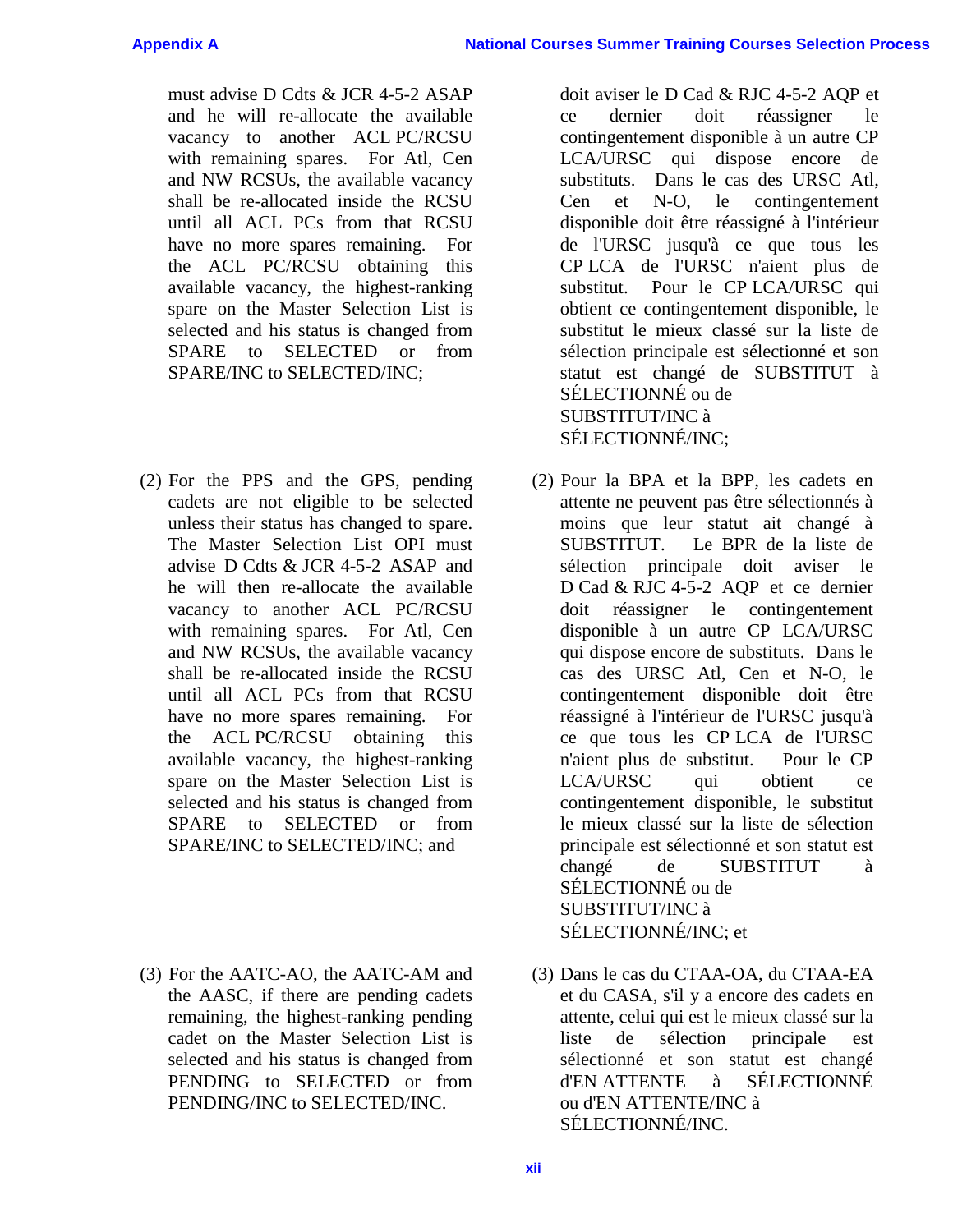must advise D Cdts & JCR 4-5-2 ASAP and he will re-allocate the available vacancy to another ACL PC/RCSU with remaining spares. For Atl, Cen and NW RCSUs, the available vacancy shall be re-allocated inside the RCSU until all ACL PCs from that RCSU have no more spares remaining. For the ACL PC/RCSU obtaining this available vacancy, the highest-ranking spare on the Master Selection List is selected and his status is changed from SPARE to SELECTED or from SPARE/INC to SELECTED/INC;

(2) For the PPS and the GPS, pending cadets are not eligible to be selected unless their status has changed to spare. The Master Selection List OPI must advise D Cdts & JCR 4-5-2 ASAP and he will then re-allocate the available vacancy to another ACL PC/RCSU with remaining spares. For Atl, Cen and NW RCSUs, the available vacancy shall be re-allocated inside the RCSU until all ACL PCs from that RCSU have no more spares remaining. For the ACL PC/RCSU obtaining this available vacancy, the highest-ranking spare on the Master Selection List is selected and his status is changed from SPARE to SELECTED or from SPARE/INC to SELECTED/INC; and

(3) For the AATC-AO, the AATC-AM and the AASC, if there are pending cadets remaining, the highest-ranking pending cadet on the Master Selection List is selected and his status is changed from PENDING to SELECTED or from PENDING/INC to SELECTED/INC.

doit aviser le D Cad & RJC 4-5-2 AQP et ce dernier doit réassigner le contingentement disponible à un autre CP LCA/URSC qui dispose encore de substituts. Dans le cas des URSC Atl, Cen et N-O, le contingentement disponible doit être réassigné à l'intérieur de l'URSC jusqu'à ce que tous les CP LCA de l'URSC n'aient plus de substitut. Pour le CP LCA/URSC qui obtient ce contingentement disponible, le substitut le mieux classé sur la liste de sélection principale est sélectionné et son statut est changé de SUBSTITUT à SÉLECTIONNÉ ou de SUBSTITUT/INC à SÉLECTIONNÉ/INC;

(2) Pour la BPA et la BPP, les cadets en attente ne peuvent pas être sélectionnés à moins que leur statut ait changé à SUBSTITUT. Le BPR de la liste de sélection principale doit aviser le D Cad & RJC 4-5-2 AQP et ce dernier doit réassigner le contingentement disponible à un autre CP LCA/URSC qui dispose encore de substituts. Dans le cas des URSC Atl, Cen et N-O, le contingentement disponible doit être réassigné à l'intérieur de l'URSC jusqu'à ce que tous les CP LCA de l'URSC n'aient plus de substitut. Pour le CP LCA/URSC qui obtient ce contingentement disponible, le substitut le mieux classé sur la liste de sélection principale est sélectionné et son statut est changé de SUBSTITUT à SÉLECTIONNÉ ou de SUBSTITUT/INC à SÉLECTIONNÉ/INC; et

(3) Dans le cas du CTAA-OA, du CTAA-EA et du CASA, s'il y a encore des cadets en attente, celui qui est le mieux classé sur la liste de sélection principale est sélectionné et son statut est changé d'EN ATTENTE à SÉLECTIONNÉ ou d'EN ATTENTE/INC à SÉLECTIONNÉ/INC.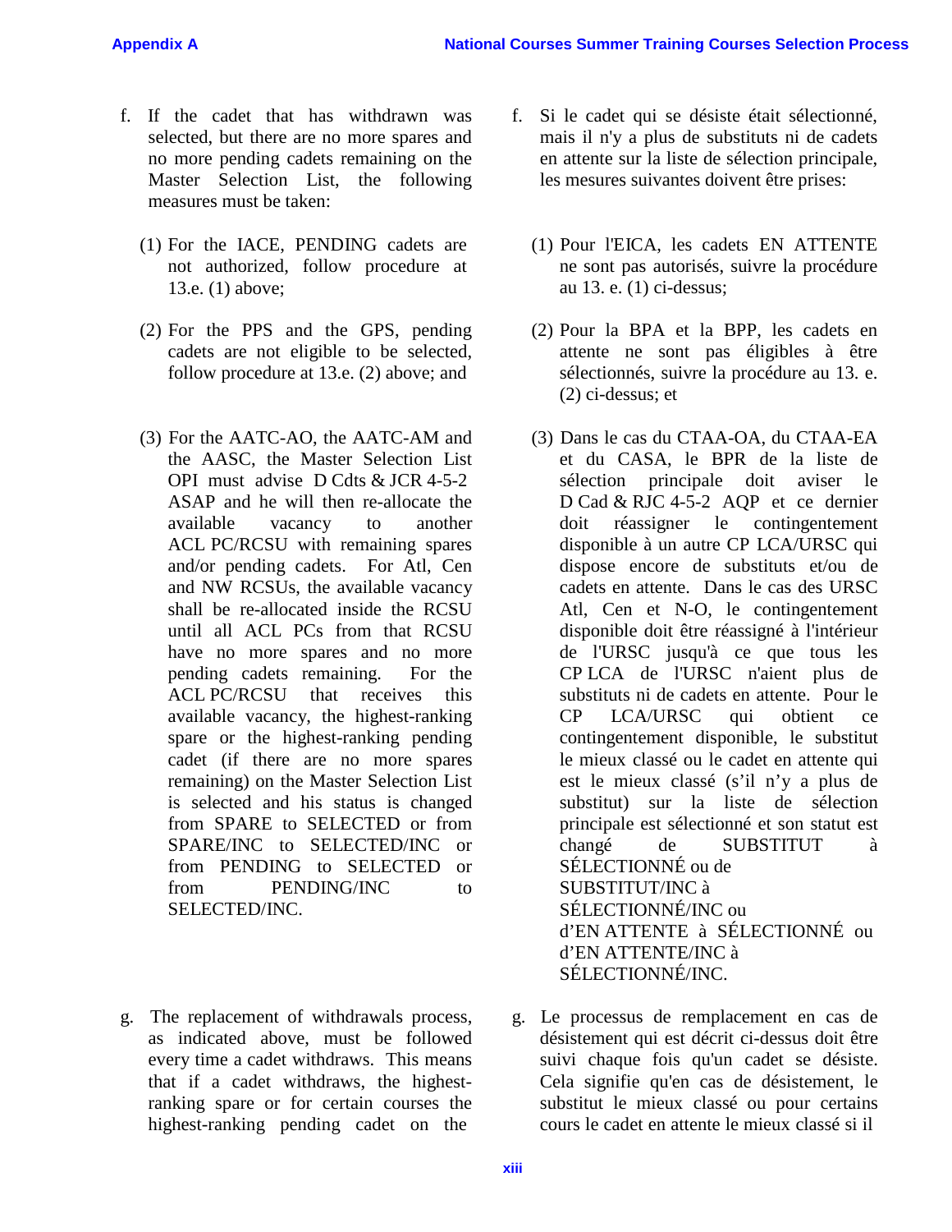f. If the cadet that has withdrawn was selected, but there are no more spares and no more pending cadets remaining on the Master Selection List, the following measures must be taken:

   (1) For the IACE, PENDING cadets are not authorized, follow procedure at 13.e. (1) above;

   (2) For the PPS and the GPS, pending cadets are not eligible to be selected, follow procedure at 13.e. (2) above; and

   (3) For the AATC-AO, the AATC-AM and the AASC, the Master Selection List OPI must advise D Cdts & JCR 4-5-2 ASAP and he will then re-allocate the available vacancy to another ACL PC/RCSU with remaining spares and/or pending cadets. For Atl, Cen and NW RCSUs, the available vacancy shall be re-allocated inside the RCSU until all ACL PCs from that RCSU have no more spares and no more pending cadets remaining. For the ACL PC/RCSU that receives this available vacancy, the highest-ranking spare or the highest-ranking pending cadet (if there are no more spares remaining) on the Master Selection List is selected and his status is changed from SPARE to SELECTED or from SPARE/INC to SELECTED/INC or from PENDING to SELECTED or from PENDING/INC to SELECTED/INC.

g. The replacement of withdrawals process, as indicated above, must be followed every time a cadet withdraws. This means that if a cadet withdraws, the highest-ranking spare or for certain courses the highest-ranking pending cadet on the

f. Si le cadet qui se désiste était sélectionné, mais il n'y a plus de substituts ni de cadets en attente sur la liste de sélection principale, les mesures suivantes doivent être prises:

   (1) Pour l'EICA, les cadets EN ATTENTE ne sont pas autorisés, suivre la procédure au 13. e. (1) ci-dessus;

   (2) Pour la BPA et la BPP, les cadets en attente ne sont pas éligibles à être sélectionnés, suivre la procédure au 13. e. (2) ci-dessus; et

   (3) Dans le cas du CTAA-OA, du CTAA-EA et du CASA, le BPR de la liste de sélection principale doit aviser le D Cad & RJC 4-5-2 AQP et ce dernier doit réassigner le contingentement disponible à un autre CP LCA/URSC qui dispose encore de substituts et/ou de cadets en attente. Dans le cas des URSC Atl, Cen et N-O, le contingentement disponible doit être réassigné à l'intérieur de l'URSC jusqu'à ce que tous les CP LCA de l'URSC n'aient plus de substituts ni de cadets en attente. Pour le CP LCA/URSC qui obtient ce contingentement disponible, le substitut le mieux classé ou le cadet en attente qui est le mieux classé (s'il n'y a plus de substitut) sur la liste de sélection principale est sélectionné et son statut est changé de SUBSTITUT à SÉLECTIONNÉ ou de SUBSTITUT/INC à SÉLECTIONNÉ/INC ou d'EN ATTENTE à SÉLECTIONNÉ ou d'EN ATTENTE/INC à SÉLECTIONNÉ/INC.

g. Le processus de remplacement en cas de désistement qui est décrit ci-dessus doit être suivi chaque fois qu'un cadet se désiste. Cela signifie qu'en cas de désistement, le substitut le mieux classé ou pour certains cours le cadet en attente le mieux classé si il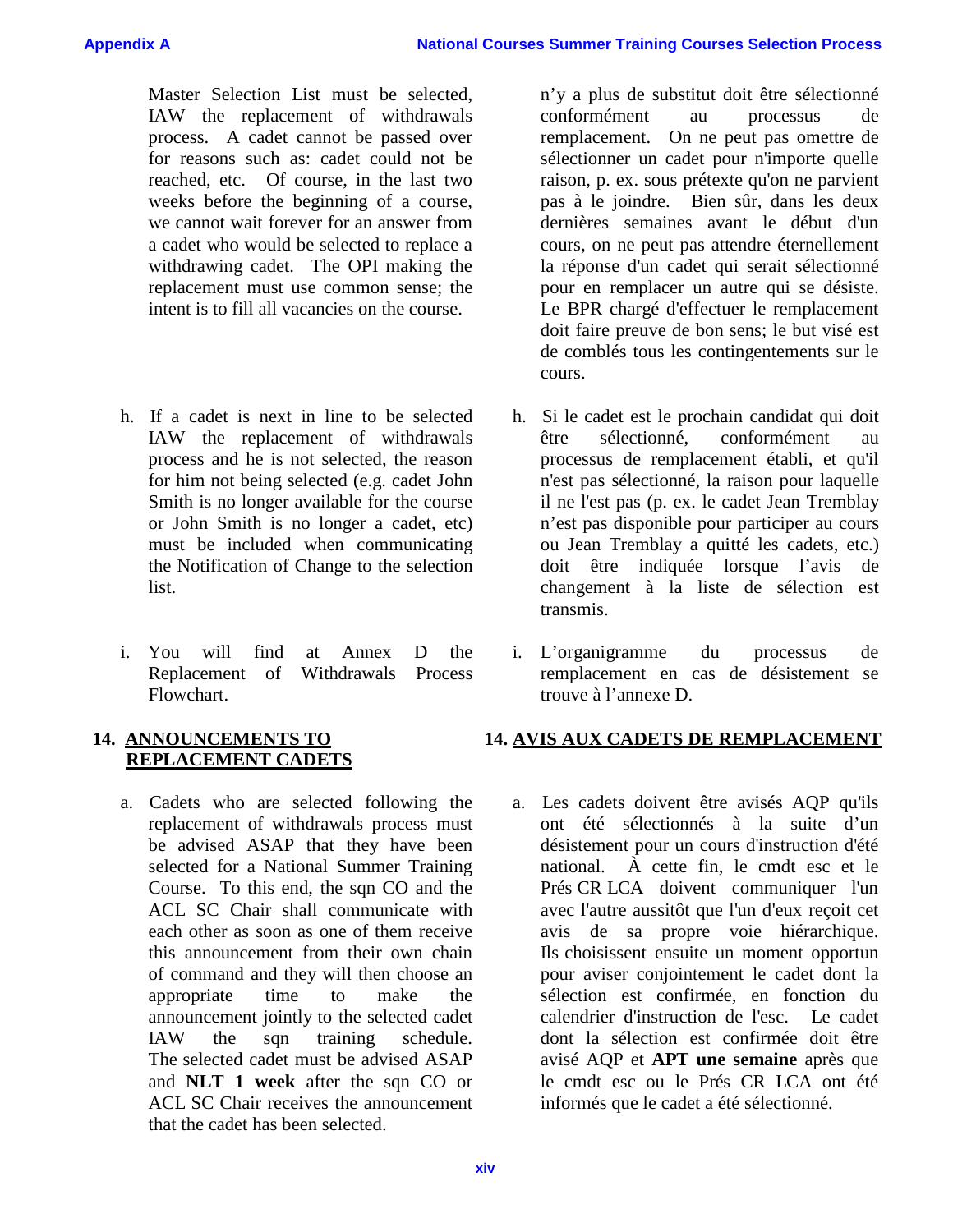Master Selection List must be selected, IAW the replacement of withdrawals process. A cadet cannot be passed over for reasons such as: cadet could not be reached, etc. Of course, in the last two weeks before the beginning of a course, we cannot wait forever for an answer from a cadet who would be selected to replace a withdrawing cadet. The OPI making the replacement must use common sense; the intent is to fill all vacancies on the course.

h. If a cadet is next in line to be selected IAW the replacement of withdrawals process and he is not selected, the reason for him not being selected (e.g. cadet John Smith is no longer available for the course or John Smith is no longer a cadet, etc) must be included when communicating the Notification of Change to the selection list.

i. You will find at Annex D the Replacement of Withdrawals Process Flowchart.

## 14. ANNOUNCEMENTS TO REPLACEMENT CADETS

a. Cadets who are selected following the replacement of withdrawals process must be advised ASAP that they have been selected for a National Summer Training Course. To this end, the sqn CO and the ACL SC Chair shall communicate with each other as soon as one of them receive this announcement from their own chain of command and they will then choose an appropriate time to make the announcement jointly to the selected cadet IAW the sqn training schedule. The selected cadet must be advised ASAP and **NLT 1 week** after the sqn CO or ACL SC Chair receives the announcement that the cadet has been selected.

n'y a plus de substitut doit être sélectionné conformément au processus de remplacement. On ne peut pas omettre de sélectionner un cadet pour n'importe quelle raison, p. ex. sous prétexte qu'on ne parvient pas à le joindre. Bien sûr, dans les deux dernières semaines avant le début d'un cours, on ne peut pas attendre éternellement la réponse d'un cadet qui serait sélectionné pour en remplacer un autre qui se désiste. Le BPR chargé d'effectuer le remplacement doit faire preuve de bon sens; le but visé est de comblés tous les contingentements sur le cours.

h. Si le cadet est le prochain candidat qui doit être sélectionné, conformément au processus de remplacement établi, et qu'il n'est pas sélectionné, la raison pour laquelle il ne l'est pas (p. ex. le cadet Jean Tremblay n'est pas disponible pour participer au cours ou Jean Tremblay a quitté les cadets, etc.) doit être indiquée lorsque l'avis de changement à la liste de sélection est transmis.

i. L'organigramme du processus de remplacement en cas de désistement se trouve à l'annexe D.

## 14. AVIS AUX CADETS DE REMPLACEMENT

a. Les cadets doivent être avisés AQP qu'ils ont été sélectionnés à la suite d'un désistement pour un cours d'instruction d'été national. À cette fin, le cmdt esc et le Prés CR LCA doivent communiquer l'un avec l'autre aussitôt que l'un d'eux reçoit cet avis de sa propre voie hiérarchique. Ils choisissent ensuite un moment opportun pour aviser conjointement le cadet dont la sélection est confirmée, en fonction du calendrier d'instruction de l'esc. Le cadet dont la sélection est confirmée doit être avisé AQP et **APT une semaine** après que le cmdt esc ou le Prés CR LCA ont été informés que le cadet a été sélectionné.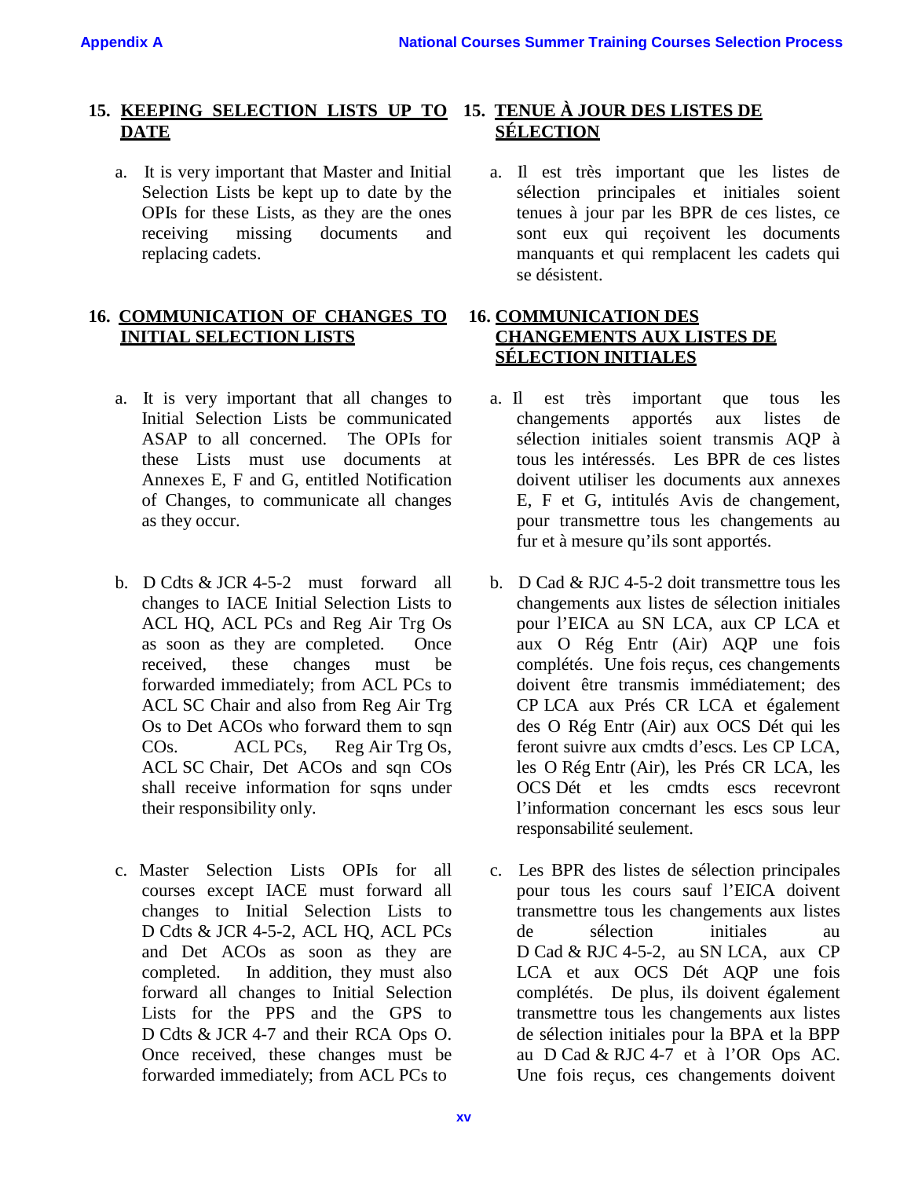## 15. KEEPING SELECTION LISTS UP TO DATE

a. It is very important that Master and Initial Selection Lists be kept up to date by the OPIs for these Lists, as they are the ones receiving missing documents and replacing cadets.

## 16. COMMUNICATION OF CHANGES TO INITIAL SELECTION LISTS

a. It is very important that all changes to Initial Selection Lists be communicated ASAP to all concerned. The OPIs for these Lists must use documents at Annexes E, F and G, entitled Notification of Changes, to communicate all changes as they occur.

b. D Cdts & JCR 4-5-2 must forward all changes to IACE Initial Selection Lists to ACL HQ, ACL PCs and Reg Air Trg Os as soon as they are completed. Once received, these changes must be forwarded immediately; from ACL PCs to ACL SC Chair and also from Reg Air Trg Os to Det ACOs who forward them to sqn COs. ACL PCs, Reg Air Trg Os, ACL SC Chair, Det ACOs and sqn COs shall receive information for sqns under their responsibility only.

c. Master Selection Lists OPIs for all courses except IACE must forward all changes to Initial Selection Lists to D Cdts & JCR 4-5-2, ACL HQ, ACL PCs and Det ACOs as soon as they are completed. In addition, they must also forward all changes to Initial Selection Lists for the PPS and the GPS to D Cdts & JCR 4-7 and their RCA Ops O. Once received, these changes must be forwarded immediately; from ACL PCs to

## 15. TENUE À JOUR DES LISTES DE SÉLECTION

a. Il est très important que les listes de sélection principales et initiales soient tenues à jour par les BPR de ces listes, ce sont eux qui reçoivent les documents manquants et qui remplacent les cadets qui se désistent.

## 16. COMMUNICATION DES CHANGEMENTS AUX LISTES DE SÉLECTION INITIALES

a. Il est très important que tous les changements apportés aux listes de sélection initiales soient transmis AQP à tous les intéressés. Les BPR de ces listes doivent utiliser les documents aux annexes E, F et G, intitulés Avis de changement, pour transmettre tous les changements au fur et à mesure qu'ils sont apportés.

b. D Cad & RJC 4-5-2 doit transmettre tous les changements aux listes de sélection initiales pour l'EICA au SN LCA, aux CP LCA et aux O Rég Entr (Air) AQP une fois complétés. Une fois reçus, ces changements doivent être transmis immédiatement; des CP LCA aux Prés CR LCA et également des O Rég Entr (Air) aux OCS Dét qui les feront suivre aux cmdts d'escs. Les CP LCA, les O Rég Entr (Air), les Prés CR LCA, les OCS Dét et les cmdts escs recevront l'information concernant les escs sous leur responsabilité seulement.

c. Les BPR des listes de sélection principales pour tous les cours sauf l'EICA doivent transmettre tous les changements aux listes de sélection initiales au D Cad & RJC 4-5-2, au SN LCA, aux CP LCA et aux OCS Dét AQP une fois complétés. De plus, ils doivent également transmettre tous les changements aux listes de sélection initiales pour la BPA et la BPP au D Cad & RJC 4-7 et à l'OR Ops AC. Une fois reçus, ces changements doivent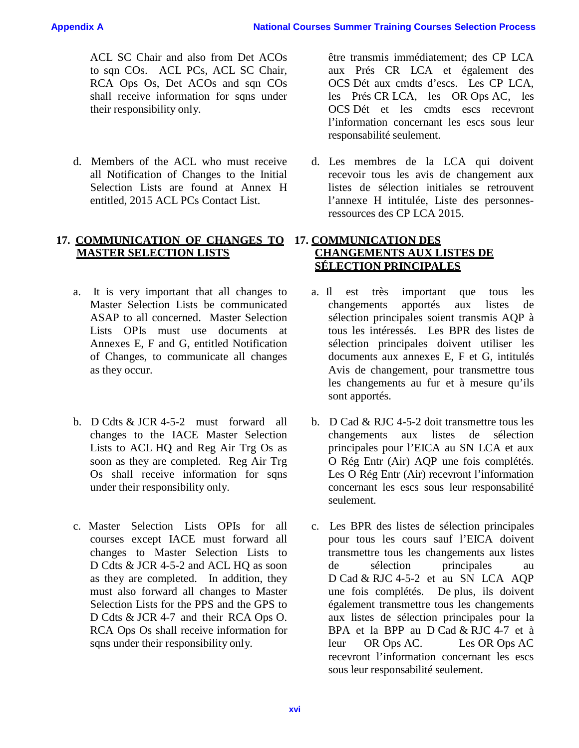ACL SC Chair and also from Det ACOs to sqn COs. ACL PCs, ACL SC Chair, RCA Ops Os, Det ACOs and sqn COs shall receive information for sqns under their responsibility only.

d. Members of the ACL who must receive all Notification of Changes to the Initial Selection Lists are found at Annex H entitled, 2015 ACL PCs Contact List.

## 17. COMMUNICATION OF CHANGES TO MASTER SELECTION LISTS

a. It is very important that all changes to Master Selection Lists be communicated ASAP to all concerned. Master Selection Lists OPIs must use documents at Annexes E, F and G, entitled Notification of Changes, to communicate all changes as they occur.

b. D Cdts & JCR 4-5-2 must forward all changes to the IACE Master Selection Lists to ACL HQ and Reg Air Trg Os as soon as they are completed. Reg Air Trg Os shall receive information for sqns under their responsibility only.

c. Master Selection Lists OPIs for all courses except IACE must forward all changes to Master Selection Lists to D Cdts & JCR 4-5-2 and ACL HQ as soon as they are completed. In addition, they must also forward all changes to Master Selection Lists for the PPS and the GPS to D Cdts & JCR 4-7 and their RCA Ops O. RCA Ops Os shall receive information for sqns under their responsibility only.

être transmis immédiatement; des CP LCA aux Prés CR LCA et également des OCS Dét aux cmdts d'escs. Les CP LCA, les Prés CR LCA, les OR Ops AC, les OCS Dét et les cmdts escs recevront l'information concernant les escs sous leur responsabilité seulement.

d. Les membres de la LCA qui doivent recevoir tous les avis de changement aux listes de sélection initiales se retrouvent l'annexe H intitulée, Liste des personnes-ressources des CP LCA 2015.

## 17. COMMUNICATION DES CHANGEMENTS AUX LISTES DE SÉLECTION PRINCIPALES

a. Il est très important que tous les changements apportés aux listes de sélection principales soient transmis AQP à tous les intéressés. Les BPR des listes de sélection principales doivent utiliser les documents aux annexes E, F et G, intitulés Avis de changement, pour transmettre tous les changements au fur et à mesure qu'ils sont apportés.

b. D Cad & RJC 4-5-2 doit transmettre tous les changements aux listes de sélection principales pour l'EICA au SN LCA et aux O Rég Entr (Air) AQP une fois complétés. Les O Rég Entr (Air) recevront l'information concernant les escs sous leur responsabilité seulement.

c. Les BPR des listes de sélection principales pour tous les cours sauf l'EICA doivent transmettre tous les changements aux listes de sélection principales au D Cad & RJC 4-5-2 et au SN LCA AQP une fois complétés. De plus, ils doivent également transmettre tous les changements aux listes de sélection principales pour la BPA et la BPP au D Cad & RJC 4-7 et à leur OR Ops AC. Les OR Ops AC recevront l'information concernant les escs sous leur responsabilité seulement.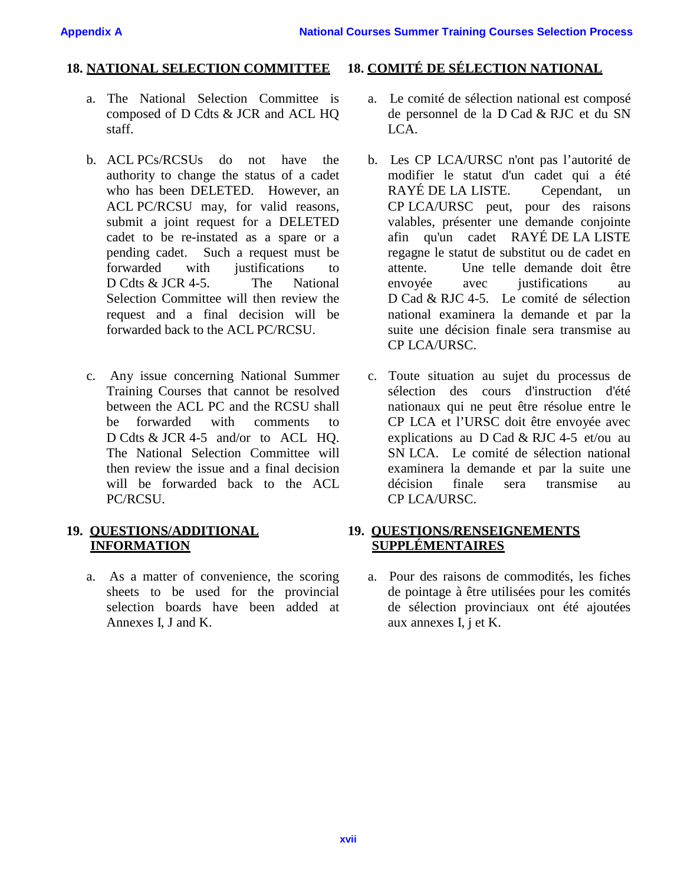## 18. NATIONAL SELECTION COMMITTEE

a. The National Selection Committee is composed of D Cdts & JCR and ACL HQ staff.

b. ACL PCs/RCSUs do not have the authority to change the status of a cadet who has been DELETED. However, an ACL PC/RCSU may, for valid reasons, submit a joint request for a DELETED cadet to be re-instated as a spare or a pending cadet. Such a request must be forwarded with justifications to D Cdts & JCR 4-5. The National Selection Committee will then review the request and a final decision will be forwarded back to the ACL PC/RCSU.

c. Any issue concerning National Summer Training Courses that cannot be resolved between the ACL PC and the RCSU shall be forwarded with comments to D Cdts & JCR 4-5 and/or to ACL HQ. The National Selection Committee will then review the issue and a final decision will be forwarded back to the ACL PC/RCSU.

## 19. QUESTIONS/ADDITIONAL INFORMATION

a. As a matter of convenience, the scoring sheets to be used for the provincial selection boards have been added at Annexes I, J and K.

## 18. COMITÉ DE SÉLECTION NATIONAL

a. Le comité de sélection national est composé de personnel de la D Cad & RJC et du SN LCA.

b. Les CP LCA/URSC n'ont pas l'autorité de modifier le statut d'un cadet qui a été RAYÉ DE LA LISTE. Cependant, un CP LCA/URSC peut, pour des raisons valables, présenter une demande conjointe afin qu'un cadet RAYÉ DE LA LISTE regagne le statut de substitut ou de cadet en attente. Une telle demande doit être envoyée avec justifications au D Cad & RJC 4-5. Le comité de sélection national examinera la demande et par la suite une décision finale sera transmise au CP LCA/URSC.

c. Toute situation au sujet du processus de sélection des cours d'instruction d'été nationaux qui ne peut être résolue entre le CP LCA et l'URSC doit être envoyée avec explications au D Cad & RJC 4-5 et/ou au SN LCA. Le comité de sélection national examinera la demande et par la suite une décision finale sera transmise au CP LCA/URSC.

## 19. QUESTIONS/RENSEIGNEMENTS SUPPLÉMENTAIRES

a. Pour des raisons de commodités, les fiches de pointage à être utilisées pour les comités de sélection provinciaux ont été ajoutées aux annexes I, j et K.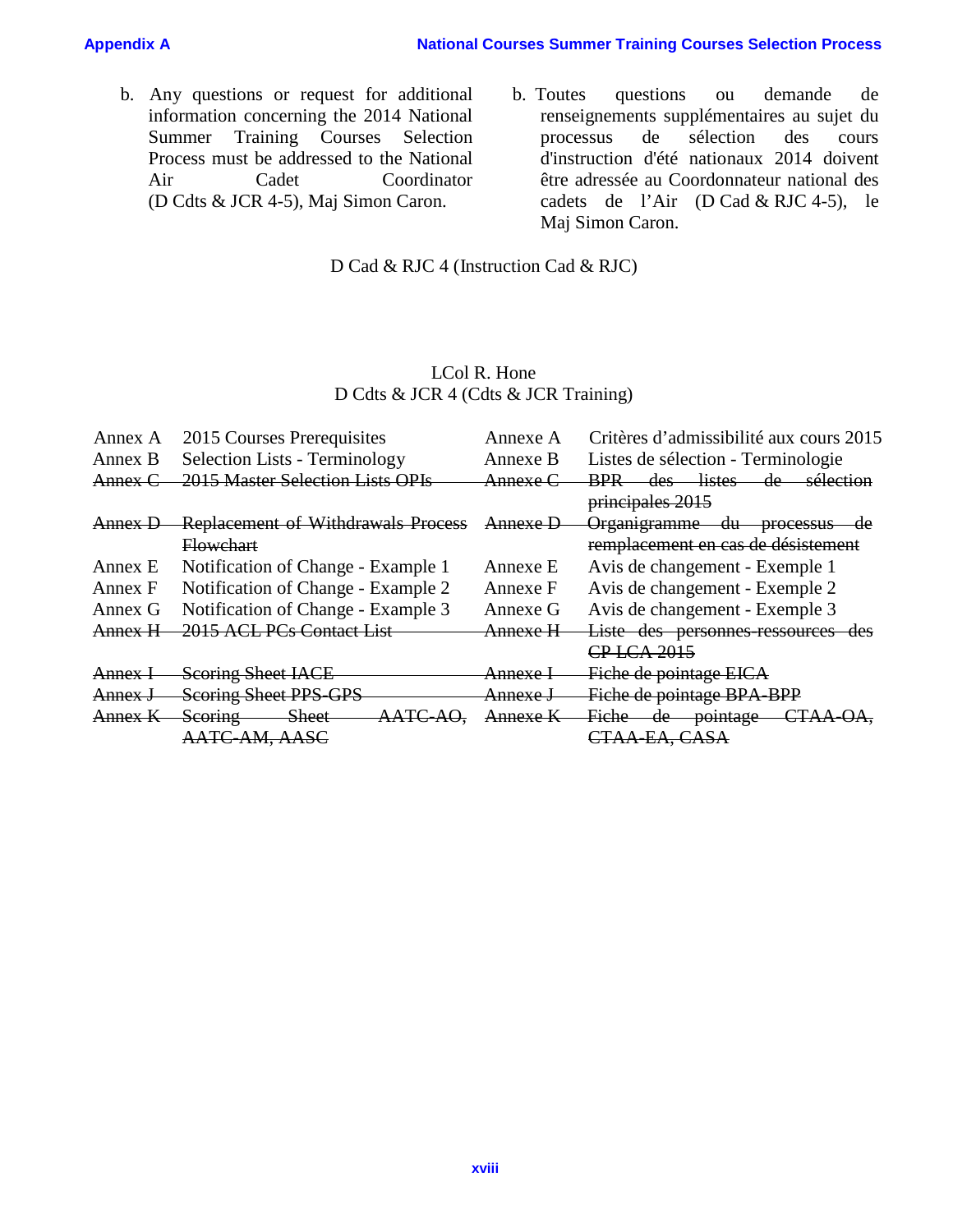b. Any questions or request for additional information concerning the 2014 National Summer Training Courses Selection Process must be addressed to the National Air Cadet Coordinator (D Cdts & JCR 4-5), Maj Simon Caron.

b. Toutes questions ou demande de renseignements supplémentaires au sujet du processus de sélection des cours d'instruction d'été nationaux 2014 doivent être adressée au Coordonnateur national des cadets de l'Air (D Cad & RJC 4-5), le Maj Simon Caron.

D Cad & RJC 4 (Instruction Cad & RJC)

LCol R. Hone
D Cdts & JCR 4 (Cdts & JCR Training)

| | | | |
|---|---|---|---|
| Annex A | 2015 Courses Prerequisites | Annexe A | Critères d'admissibilité aux cours 2015 |
| Annex B | Selection Lists - Terminology | Annexe B | Listes de sélection - Terminologie |
| ~~Annex C~~ | ~~2015 Master Selection Lists OPIs~~ | ~~Annexe C~~ | ~~BPR des listes de sélection principales 2015~~ |
| ~~Annex D~~ | ~~Replacement of Withdrawals Process Flowchart~~ | ~~Annexe D~~ | ~~Organigramme du processus de remplacement en cas de désistement~~ |
| Annex E | Notification of Change - Example 1 | Annexe E | Avis de changement - Exemple 1 |
| Annex F | Notification of Change - Example 2 | Annexe F | Avis de changement - Exemple 2 |
| Annex G | Notification of Change - Example 3 | Annexe G | Avis de changement - Exemple 3 |
| ~~Annex H~~ | ~~2015 ACL PCs Contact List~~ | ~~Annexe H~~ | ~~Liste des personnes-ressources des CP LCA 2015~~ |
| ~~Annex I~~ | ~~Scoring Sheet IACE~~ | ~~Annexe I~~ | ~~Fiche de pointage EICA~~ |
| ~~Annex J~~ | ~~Scoring Sheet PPS-GPS~~ | ~~Annexe J~~ | ~~Fiche de pointage BPA-BPP~~ |
| ~~Annex K~~ | ~~Scoring Sheet AATC-AO, AATC-AM, AASC~~ | ~~Annexe K~~ | ~~Fiche de pointage CTAA-OA, CTAA-EA, CASA~~ |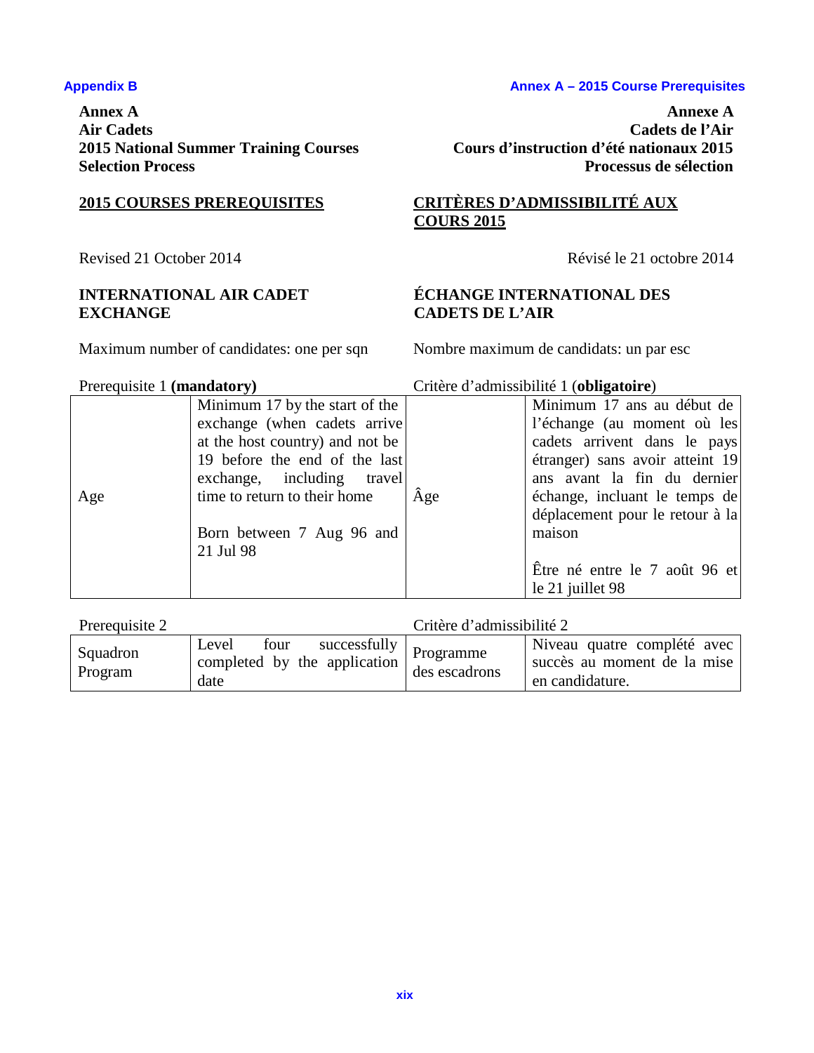**Annex A**
**Air Cadets**
**2015 National Summer Training Courses**
**Selection Process**

**Annexe A**
**Cadets de l'Air**
**Cours d'instruction d'été nationaux 2015**
**Processus de sélection**

## 2015 COURSES PREREQUISITES

## CRITÈRES D'ADMISSIBILITÉ AUX COURS 2015

Revised 21 October 2014

Révisé le 21 octobre 2014

### INTERNATIONAL AIR CADET EXCHANGE

### ÉCHANGE INTERNATIONAL DES CADETS DE L'AIR

Maximum number of candidates: one per sqn

Nombre maximum de candidats: un par esc

Prerequisite 1 **(mandatory)** / Critère d'admissibilité 1 (**obligatoire**)

| Age | Minimum 17 by the start of the exchange (when cadets arrive at the host country) and not be 19 before the end of the last exchange, including travel time to return to their home<br><br>Born between 7 Aug 96 and 21 Jul 98 | Âge | Minimum 17 ans au début de l'échange (au moment où les cadets arrivent dans le pays étranger) sans avoir atteint 19 ans avant la fin du dernier échange, incluant le temps de déplacement pour le retour à la maison<br><br>Être né entre le 7 août 96 et le 21 juillet 98 |
|---|---|---|---|

Prerequisite 2 / Critère d'admissibilité 2

| Squadron Program | Level four successfully completed by the application date | Programme des escadrons | Niveau quatre complété avec succès au moment de la mise en candidature. |
|---|---|---|---|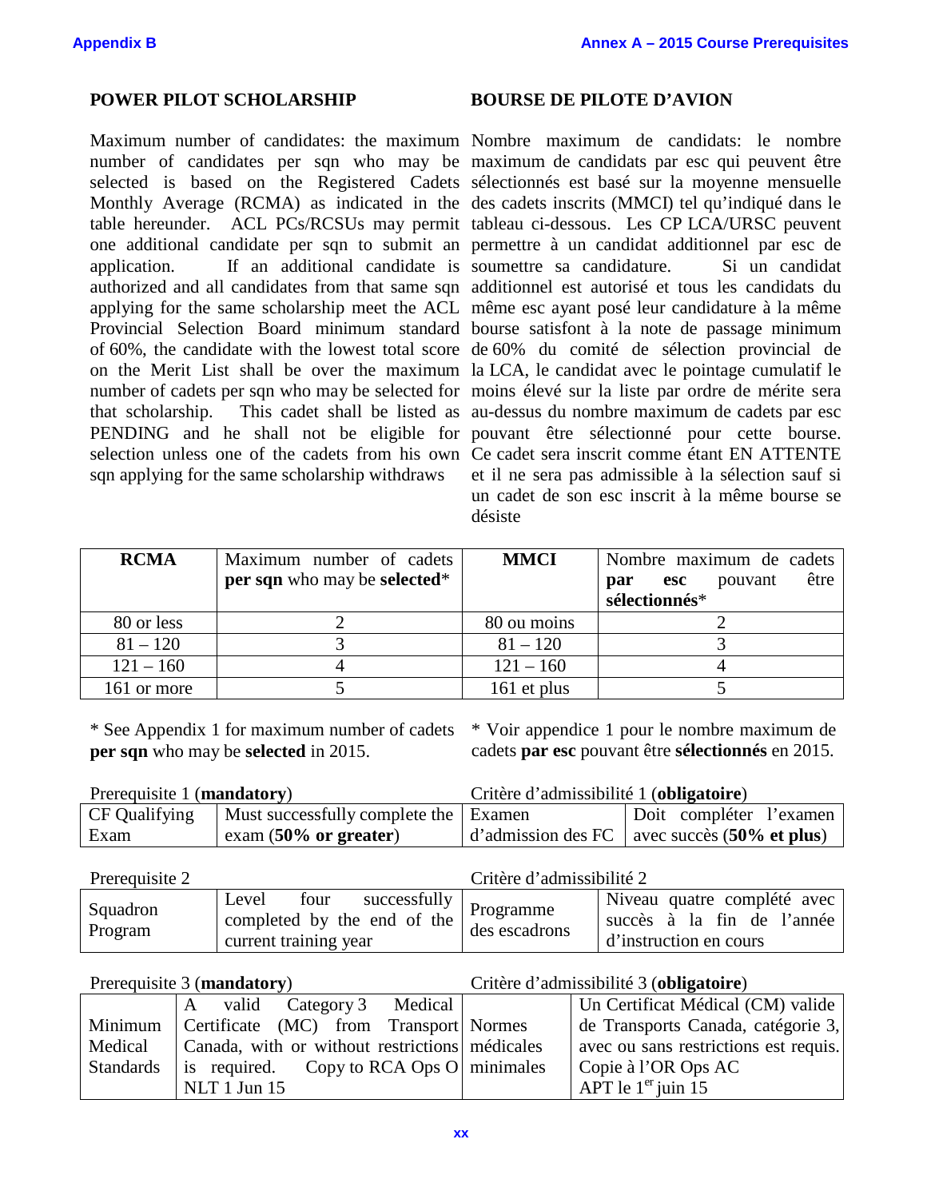## POWER PILOT SCHOLARSHIP

Maximum number of candidates: the maximum number of candidates per sqn who may be selected is based on the Registered Cadets Monthly Average (RCMA) as indicated in the table hereunder. ACL PCs/RCSUs may permit one additional candidate per sqn to submit an application. If an additional candidate is authorized and all candidates from that same sqn applying for the same scholarship meet the ACL Provincial Selection Board minimum standard of 60%, the candidate with the lowest total score on the Merit List shall be over the maximum number of cadets per sqn who may be selected for that scholarship. This cadet shall be listed as PENDING and he shall not be eligible for selection unless one of the cadets from his own sqn applying for the same scholarship withdraws

## BOURSE DE PILOTE D'AVION

Nombre maximum de candidats: le nombre maximum de candidats par esc qui peuvent être sélectionnés est basé sur la moyenne mensuelle des cadets inscrits (MMCI) tel qu'indiqué dans le tableau ci-dessous. Les CP LCA/URSC peuvent permettre à un candidat additionnel par esc de soumettre sa candidature. Si un candidat additionnel est autorisé et tous les candidats du même esc ayant posé leur candidature à la même bourse satisfont à la note de passage minimum de 60% du comité de sélection provincial de la LCA, le candidat avec le pointage cumulatif le moins élevé sur la liste par ordre de mérite sera au-dessus du nombre maximum de cadets par esc pouvant être sélectionné pour cette bourse. Ce cadet sera inscrit comme étant EN ATTENTE et il ne sera pas admissible à la sélection sauf si un cadet de son esc inscrit à la même bourse se désiste

| RCMA | Maximum number of cadets **per sqn** who may be **selected*** | MMCI | Nombre maximum de cadets **par esc** pouvant être **sélectionnés*** |
|---|---|---|---|
| 80 or less | 2 | 80 ou moins | 2 |
| 81 – 120 | 3 | 81 – 120 | 3 |
| 121 – 160 | 4 | 121 – 160 | 4 |
| 161 or more | 5 | 161 et plus | 5 |

* See Appendix 1 for maximum number of cadets **per sqn** who may be **selected** in 2015.

* Voir appendice 1 pour le nombre maximum de cadets **par esc** pouvant être **sélectionnés** en 2015.

Prerequisite 1 (**mandatory**) / Critère d'admissibilité 1 (**obligatoire**)

| CF Qualifying Exam | Must successfully complete the exam (**50% or greater**) | Examen d'admission des FC | Doit compléter l'examen avec succès (**50% et plus**) |
|---|---|---|---|

Prerequisite 2 / Critère d'admissibilité 2

| Squadron Program | Level four successfully completed by the end of the current training year | Programme des escadrons | Niveau quatre complété avec succès à la fin de l'année d'instruction en cours |
|---|---|---|---|

Prerequisite 3 (**mandatory**) / Critère d'admissibilité 3 (**obligatoire**)

| Minimum Medical Standards | A valid Category 3 Medical Certificate (MC) from Transport Canada, with or without restrictions is required. Copy to RCA Ops O NLT 1 Jun 15 | Normes médicales minimales | Un Certificat Médical (CM) valide de Transports Canada, catégorie 3, avec ou sans restrictions est requis. Copie à l'OR Ops AC APT le 1er juin 15 |
|---|---|---|---|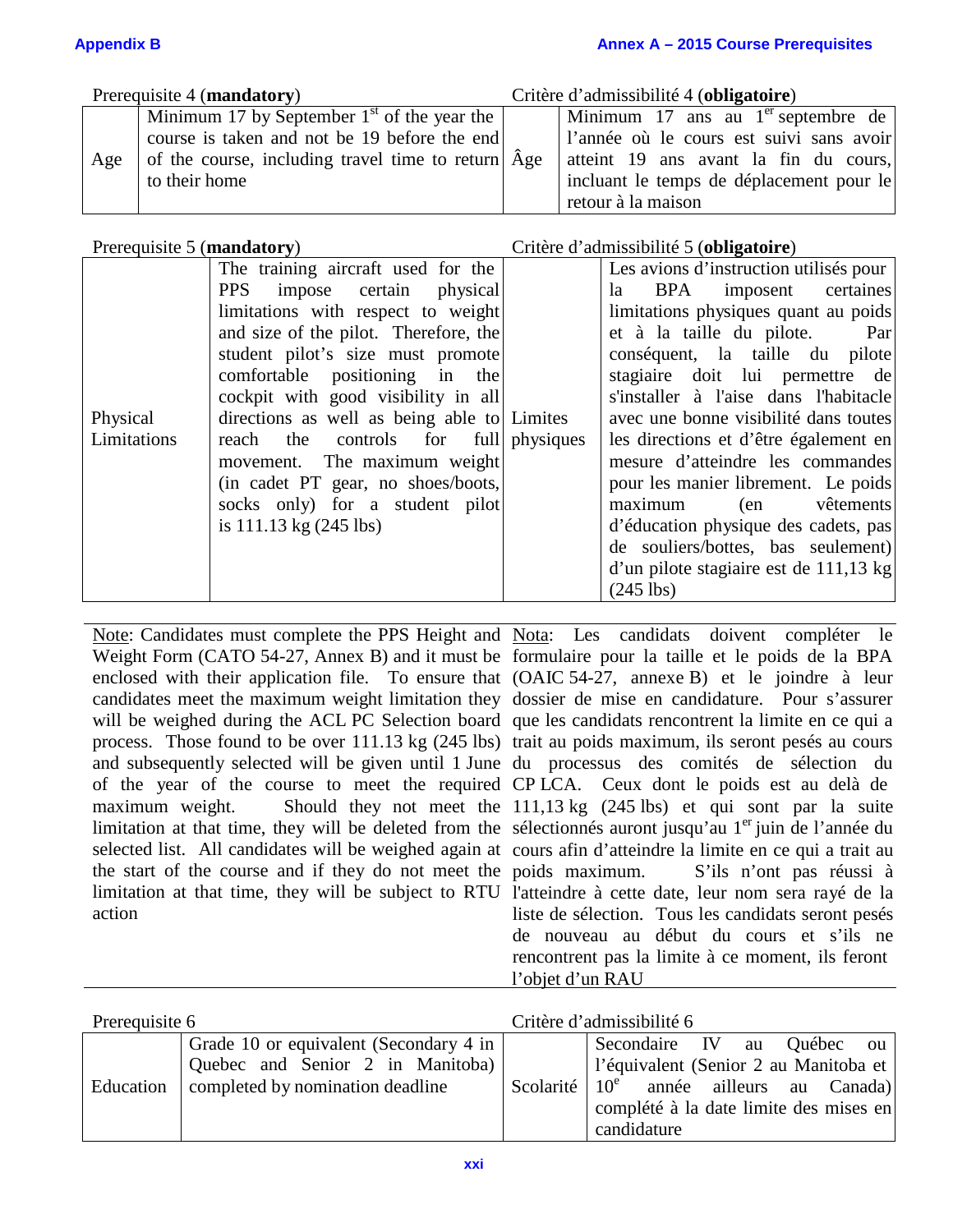Prerequisite 4 (**mandatory**) | Critère d'admissibilité 4 (**obligatoire**)

| Age | Minimum 17 by September 1st of the year the course is taken and not be 19 before the end of the course, including travel time to return to their home | Âge | Minimum 17 ans au 1er septembre de l'année où le cours est suivi sans avoir atteint 19 ans avant la fin du cours, incluant le temps de déplacement pour le retour à la maison |
|---|---|---|---|

Prerequisite 5 (**mandatory**) | Critère d'admissibilité 5 (**obligatoire**)

| Physical Limitations | The training aircraft used for the PPS impose certain physical limitations with respect to weight and size of the pilot. Therefore, the student pilot's size must promote comfortable positioning in the cockpit with good visibility in all directions as well as being able to reach the controls for full movement. The maximum weight (in cadet PT gear, no shoes/boots, socks only) for a student pilot is 111.13 kg (245 lbs) | Limites physiques | Les avions d'instruction utilisés pour la BPA imposent certaines limitations physiques quant au poids et à la taille du pilote. Par conséquent, la taille du pilote stagiaire doit lui permettre de s'installer à l'aise dans l'habitacle avec une bonne visibilité dans toutes les directions et d'être également en mesure d'atteindre les commandes pour les manier librement. Le poids maximum (en vêtements d'éducation physique des cadets, pas de souliers/bottes, bas seulement) d'un pilote stagiaire est de 111,13 kg (245 lbs) |
|---|---|---|---|

Note: Candidates must complete the PPS Height and Weight Form (CATO 54-27, Annex B) and it must be enclosed with their application file. To ensure that candidates meet the maximum weight limitation they will be weighed during the ACL PC Selection board process. Those found to be over 111.13 kg (245 lbs) and subsequently selected will be given until 1 June of the year of the course to meet the required maximum weight. Should they not meet the limitation at that time, they will be deleted from the selected list. All candidates will be weighed again at the start of the course and if they do not meet the limitation at that time, they will be subject to RTU action

Nota: Les candidats doivent compléter le formulaire pour la taille et le poids de la BPA (OAIC 54-27, annexe B) et le joindre à leur dossier de mise en candidature. Pour s'assurer que les candidats rencontrent la limite en ce qui a trait au poids maximum, ils seront pesés au cours du processus des comités de sélection du CP LCA. Ceux dont le poids est au delà de 111,13 kg (245 lbs) et qui sont par la suite sélectionnés auront jusqu'au 1er juin de l'année du cours afin d'atteindre la limite en ce qui a trait au poids maximum. S'ils n'ont pas réussi à l'atteindre à cette date, leur nom sera rayé de la liste de sélection. Tous les candidats seront pesés de nouveau au début du cours et s'ils ne rencontrent pas la limite à ce moment, ils feront l'objet d'un RAU

Prerequisite 6 | Critère d'admissibilité 6

| Education | Grade 10 or equivalent (Secondary 4 in Quebec and Senior 2 in Manitoba) completed by nomination deadline | Scolarité | Secondaire IV au Québec ou l'équivalent (Senior 2 au Manitoba et 10e année ailleurs au Canada) complété à la date limite des mises en candidature |
|---|---|---|---|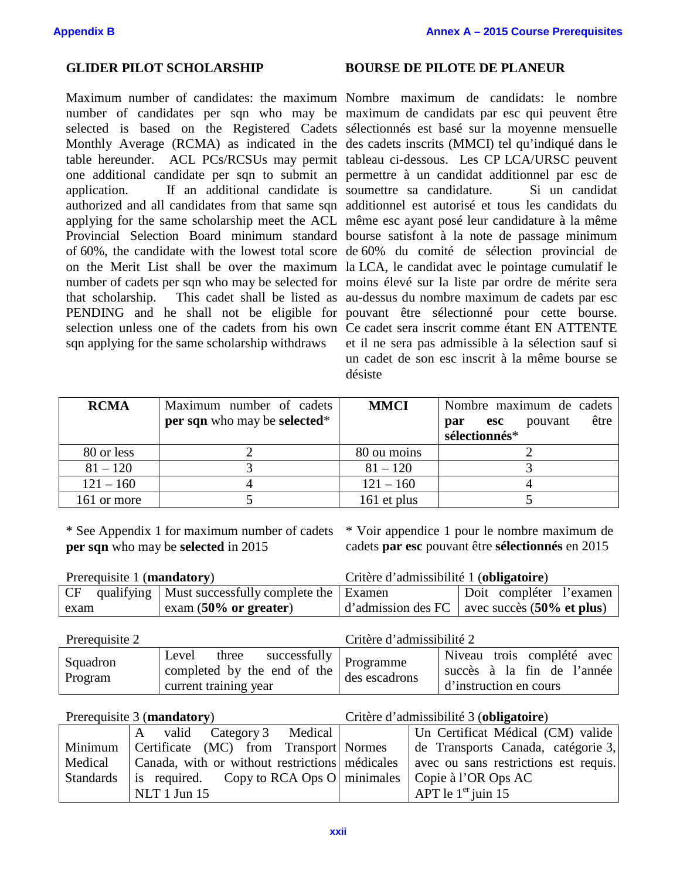## GLIDER PILOT SCHOLARSHIP

Maximum number of candidates: the maximum number of candidates per sqn who may be selected is based on the Registered Cadets Monthly Average (RCMA) as indicated in the table hereunder. ACL PCs/RCSUs may permit one additional candidate per sqn to submit an application. If an additional candidate is authorized and all candidates from that same sqn applying for the same scholarship meet the ACL Provincial Selection Board minimum standard of 60%, the candidate with the lowest total score on the Merit List shall be over the maximum number of cadets per sqn who may be selected for that scholarship. This cadet shall be listed as PENDING and he shall not be eligible for selection unless one of the cadets from his own sqn applying for the same scholarship withdraws

## BOURSE DE PILOTE DE PLANEUR

Nombre maximum de candidats: le nombre maximum de candidats par esc qui peuvent être sélectionnés est basé sur la moyenne mensuelle des cadets inscrits (MMCI) tel qu'indiqué dans le tableau ci-dessous. Les CP LCA/URSC peuvent permettre à un candidat additionnel par esc de soumettre sa candidature. Si un candidat additionnel est autorisé et tous les candidats du même esc ayant posé leur candidature à la même bourse satisfont à la note de passage minimum de 60% du comité de sélection provincial de la LCA, le candidat avec le pointage cumulatif le moins élevé sur la liste par ordre de mérite sera au-dessus du nombre maximum de cadets par esc pouvant être sélectionné pour cette bourse. Ce cadet sera inscrit comme étant EN ATTENTE et il ne sera pas admissible à la sélection sauf si un cadet de son esc inscrit à la même bourse se désiste

| **RCMA** | Maximum number of cadets **per sqn** who may be **selected**\* | **MMCI** | Nombre maximum de cadets **par esc** pouvant être **sélectionnés**\* |
|---|---|---|---|
| 80 or less | 2 | 80 ou moins | 2 |
| 81 – 120 | 3 | 81 – 120 | 3 |
| 121 – 160 | 4 | 121 – 160 | 4 |
| 161 or more | 5 | 161 et plus | 5 |

\* See Appendix 1 for maximum number of cadets **per sqn** who may be **selected** in 2015

\* Voir appendice 1 pour le nombre maximum de cadets **par esc** pouvant être **sélectionnés** en 2015

Prerequisite 1 (**mandatory**) / Critère d'admissibilité 1 (**obligatoire**)

| | | | |
|---|---|---|---|
| CF qualifying exam | Must successfully complete the exam (**50% or greater**) | Examen d'admission des FC | Doit compléter l'examen avec succès (**50% et plus**) |

Prerequisite 2 / Critère d'admissibilité 2

| | | | |
|---|---|---|---|
| Squadron Program | Level three successfully completed by the end of the current training year | Programme des escadrons | Niveau trois complété avec succès à la fin de l'année d'instruction en cours |

Prerequisite 3 (**mandatory**) / Critère d'admissibilité 3 (**obligatoire**)

| | | | |
|---|---|---|---|
| Minimum Medical Standards | A valid Category 3 Medical Certificate (MC) from Transport Canada, with or without restrictions is required. Copy to RCA Ops O NLT 1 Jun 15 | Normes médicales minimales | Un Certificat Médical (CM) valide de Transports Canada, catégorie 3, avec ou sans restrictions est requis. Copie à l'OR Ops AC APT le 1er juin 15 |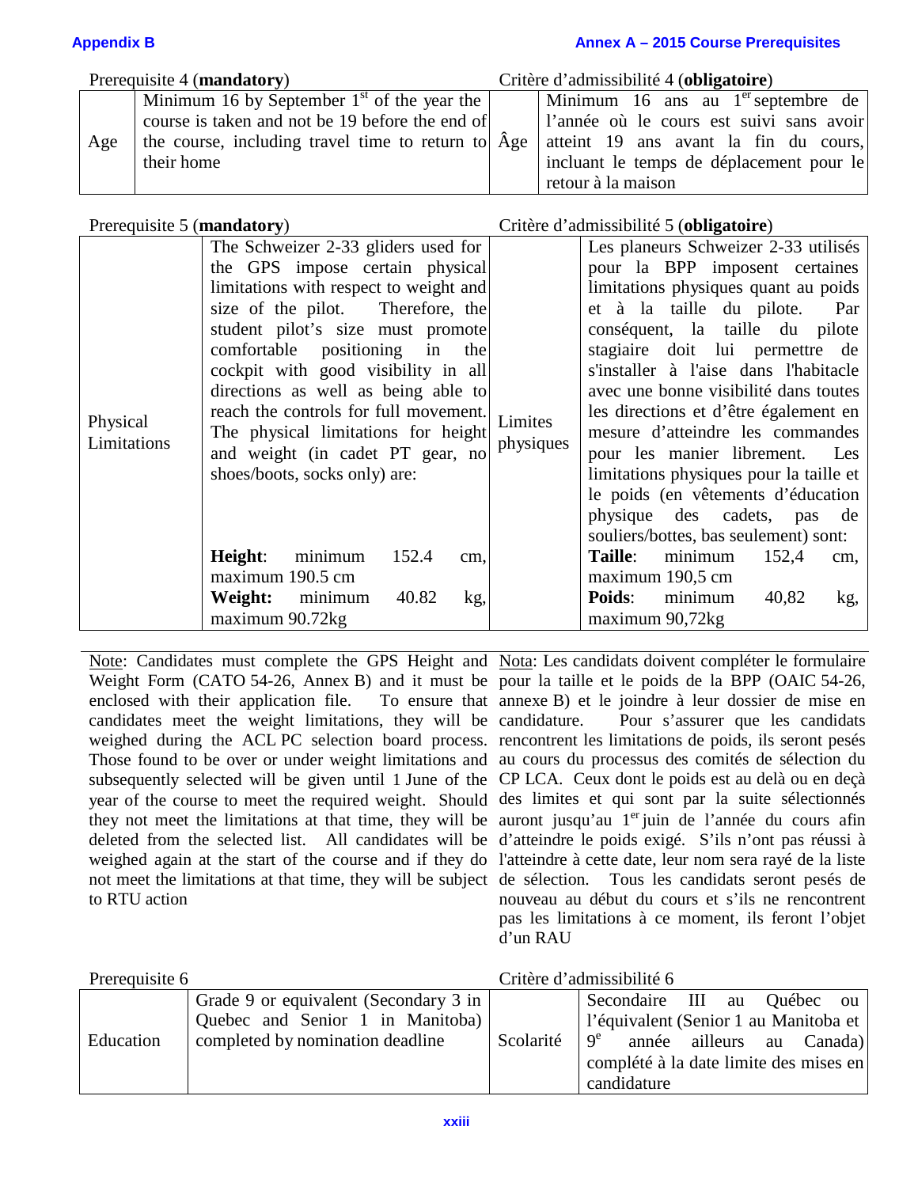Prerequisite 4 (**mandatory**)

Critère d'admissibilité 4 (**obligatoire**)

| | | | |
|---|---|---|---|
| Age | Minimum 16 by September 1st of the year the course is taken and not be 19 before the end of the course, including travel time to return to their home | Âge | Minimum 16 ans au 1er septembre de l'année où le cours est suivi sans avoir atteint 19 ans avant la fin du cours, incluant le temps de déplacement pour le retour à la maison |

Prerequisite 5 (**mandatory**)

Critère d'admissibilité 5 (**obligatoire**)

| | | | |
|---|---|---|---|
| Physical Limitations | The Schweizer 2-33 gliders used for the GPS impose certain physical limitations with respect to weight and size of the pilot. Therefore, the student pilot's size must promote comfortable positioning in the cockpit with good visibility in all directions as well as being able to reach the controls for full movement. The physical limitations for height and weight (in cadet PT gear, no shoes/boots, socks only) are:<br><br>**Height**: minimum 152.4 cm, maximum 190.5 cm<br>**Weight:** minimum 40.82 kg, maximum 90.72kg | Limites physiques | Les planeurs Schweizer 2-33 utilisés pour la BPP imposent certaines limitations physiques quant au poids et à la taille du pilote. Par conséquent, la taille du pilote stagiaire doit lui permettre de s'installer à l'aise dans l'habitacle avec une bonne visibilité dans toutes les directions et d'être également en mesure d'atteindre les commandes pour les manier librement. Les limitations physiques pour la taille et le poids (en vêtements d'éducation physique des cadets, pas de souliers/bottes, bas seulement) sont:<br><br>**Taille**: minimum 152,4 cm, maximum 190,5 cm<br>**Poids**: minimum 40,82 kg, maximum 90,72kg |

Note: Candidates must complete the GPS Height and Weight Form (CATO 54-26, Annex B) and it must be enclosed with their application file. To ensure that candidates meet the weight limitations, they will be weighed during the ACL PC selection board process. Those found to be over or under weight limitations and subsequently selected will be given until 1 June of the year of the course to meet the required weight. Should they not meet the limitations at that time, they will be deleted from the selected list. All candidates will be weighed again at the start of the course and if they do not meet the limitations at that time, they will be subject to RTU action

Nota: Les candidats doivent compléter le formulaire pour la taille et le poids de la BPP (OAIC 54-26, annexe B) et le joindre à leur dossier de mise en candidature. Pour s'assurer que les candidats rencontrent les limitations de poids, ils seront pesés au cours du processus des comités de sélection du CP LCA. Ceux dont le poids est au delà ou en deçà des limites et qui sont par la suite sélectionnés auront jusqu'au 1er juin de l'année du cours afin d'atteindre le poids exigé. S'ils n'ont pas réussi à l'atteindre à cette date, leur nom sera rayé de la liste de sélection. Tous les candidats seront pesés de nouveau au début du cours et s'ils ne rencontrent pas les limitations à ce moment, ils feront l'objet d'un RAU

Prerequisite 6

Critère d'admissibilité 6

| | | | |
|---|---|---|---|
| Education | Grade 9 or equivalent (Secondary 3 in Quebec and Senior 1 in Manitoba) completed by nomination deadline | Scolarité | Secondaire III au Québec ou l'équivalent (Senior 1 au Manitoba et 9e année ailleurs au Canada) complété à la date limite des mises en candidature |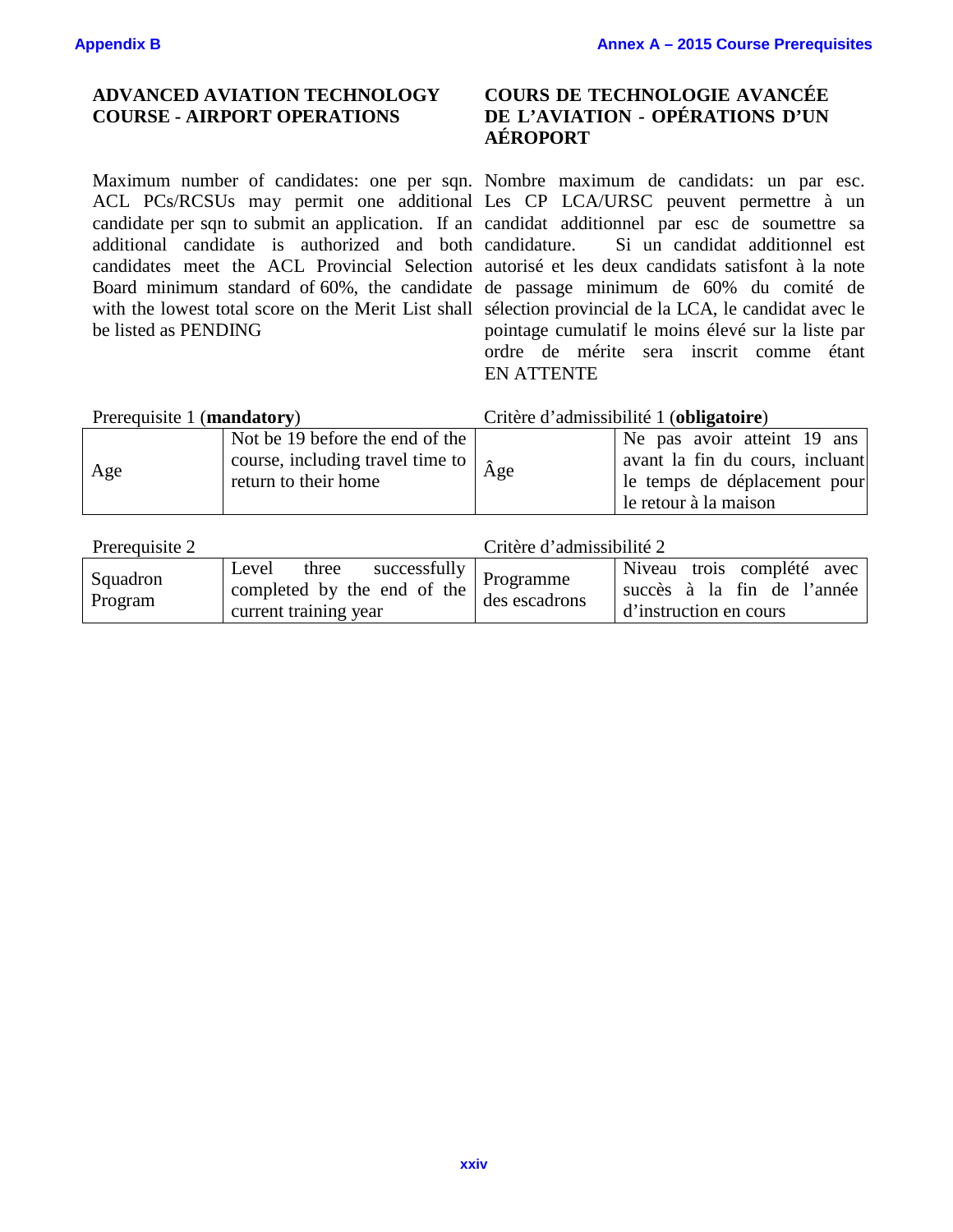## ADVANCED AVIATION TECHNOLOGY COURSE - AIRPORT OPERATIONS

Maximum number of candidates: one per sqn. ACL PCs/RCSUs may permit one additional candidate per sqn to submit an application. If an additional candidate is authorized and both candidates meet the ACL Provincial Selection Board minimum standard of 60%, the candidate with the lowest total score on the Merit List shall be listed as PENDING

Prerequisite 1 (**mandatory**)

| Age | Not be 19 before the end of the course, including travel time to return to their home |
|---|---|

Prerequisite 2

| Squadron Program | Level three successfully completed by the end of the current training year |
|---|---|

## COURS DE TECHNOLOGIE AVANCÉE DE L'AVIATION - OPÉRATIONS D'UN AÉROPORT

Nombre maximum de candidats: un par esc. Les CP LCA/URSC peuvent permettre à un candidat additionnel par esc de soumettre sa candidature. Si un candidat additionnel est autorisé et les deux candidats satisfont à la note de passage minimum de 60% du comité de sélection provincial de la LCA, le candidat avec le pointage cumulatif le moins élevé sur la liste par ordre de mérite sera inscrit comme étant EN ATTENTE

Critère d'admissibilité 1 (**obligatoire**)

| Âge | Ne pas avoir atteint 19 ans avant la fin du cours, incluant le temps de déplacement pour le retour à la maison |
|---|---|

Critère d'admissibilité 2

| Programme des escadrons | Niveau trois complété avec succès à la fin de l'année d'instruction en cours |
|---|---|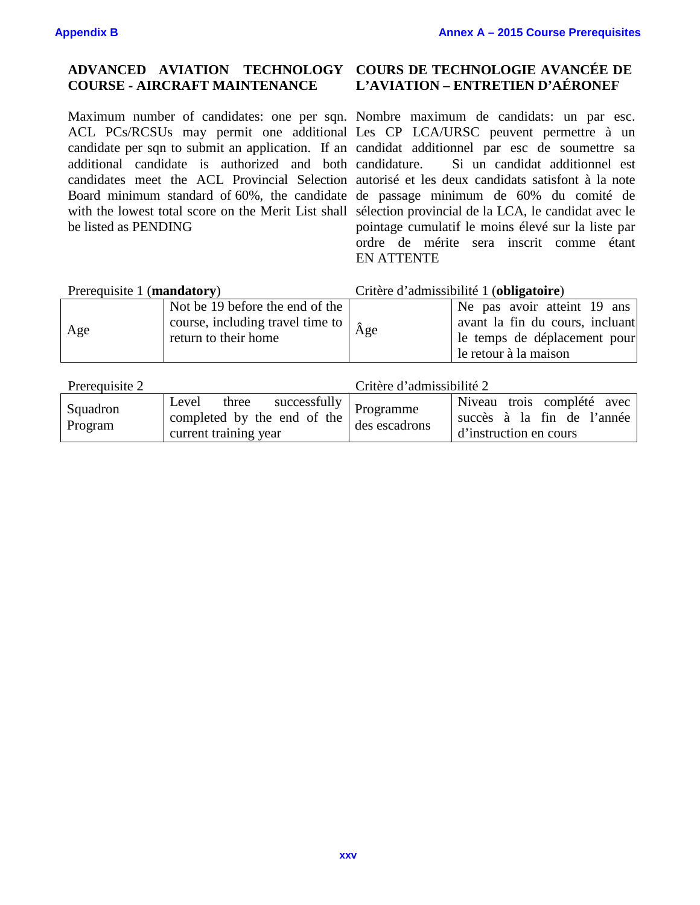## ADVANCED AVIATION TECHNOLOGY COURSE - AIRCRAFT MAINTENANCE

Maximum number of candidates: one per sqn. ACL PCs/RCSUs may permit one additional candidate per sqn to submit an application. If an additional candidate is authorized and both candidates meet the ACL Provincial Selection Board minimum standard of 60%, the candidate with the lowest total score on the Merit List shall be listed as PENDING

Prerequisite 1 (**mandatory**)

| Age | Not be 19 before the end of the course, including travel time to return to their home |
|---|---|

Prerequisite 2

| Squadron Program | Level three successfully completed by the end of the current training year |
|---|---|

## COURS DE TECHNOLOGIE AVANCÉE DE L'AVIATION – ENTRETIEN D'AÉRONEF

Nombre maximum de candidats: un par esc. Les CP LCA/URSC peuvent permettre à un candidat additionnel par esc de soumettre sa candidature. Si un candidat additionnel est autorisé et les deux candidats satisfont à la note de passage minimum de 60% du comité de sélection provincial de la LCA, le candidat avec le pointage cumulatif le moins élevé sur la liste par ordre de mérite sera inscrit comme étant EN ATTENTE

Critère d'admissibilité 1 (**obligatoire**)

| Âge | Ne pas avoir atteint 19 ans avant la fin du cours, incluant le temps de déplacement pour le retour à la maison |
|---|---|

Critère d'admissibilité 2

| Programme des escadrons | Niveau trois complété avec succès à la fin de l'année d'instruction en cours |
|---|---|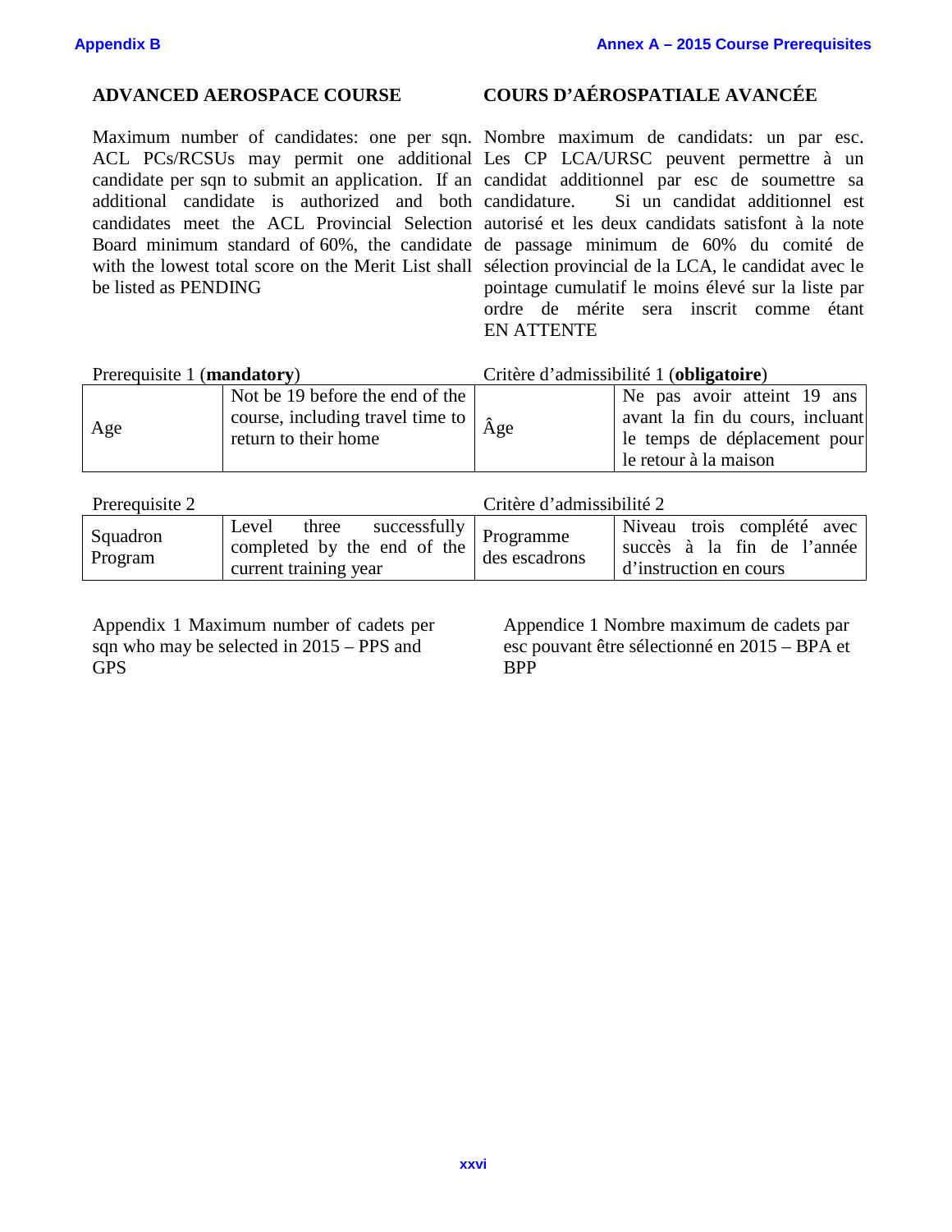## ADVANCED AEROSPACE COURSE

Maximum number of candidates: one per sqn. ACL PCs/RCSUs may permit one additional candidate per sqn to submit an application. If an additional candidate is authorized and both candidates meet the ACL Provincial Selection Board minimum standard of 60%, the candidate with the lowest total score on the Merit List shall be listed as PENDING

Prerequisite 1 (**mandatory**)

| Age | Not be 19 before the end of the course, including travel time to return to their home |
|---|---|

Prerequisite 2

| Squadron Program | Level three successfully completed by the end of the current training year |
|---|---|

Appendix 1 Maximum number of cadets per sqn who may be selected in 2015 – PPS and GPS

## COURS D'AÉROSPATIALE AVANCÉE

Nombre maximum de candidats: un par esc. Les CP LCA/URSC peuvent permettre à un candidat additionnel par esc de soumettre sa candidature. Si un candidat additionnel est autorisé et les deux candidats satisfont à la note de passage minimum de 60% du comité de sélection provincial de la LCA, le candidat avec le pointage cumulatif le moins élevé sur la liste par ordre de mérite sera inscrit comme étant EN ATTENTE

Critère d'admissibilité 1 (**obligatoire**)

| Âge | Ne pas avoir atteint 19 ans avant la fin du cours, incluant le temps de déplacement pour le retour à la maison |
|---|---|

Critère d'admissibilité 2

| Programme des escadrons | Niveau trois complété avec succès à la fin de l'année d'instruction en cours |
|---|---|

Appendice 1 Nombre maximum de cadets par esc pouvant être sélectionné en 2015 – BPA et BPP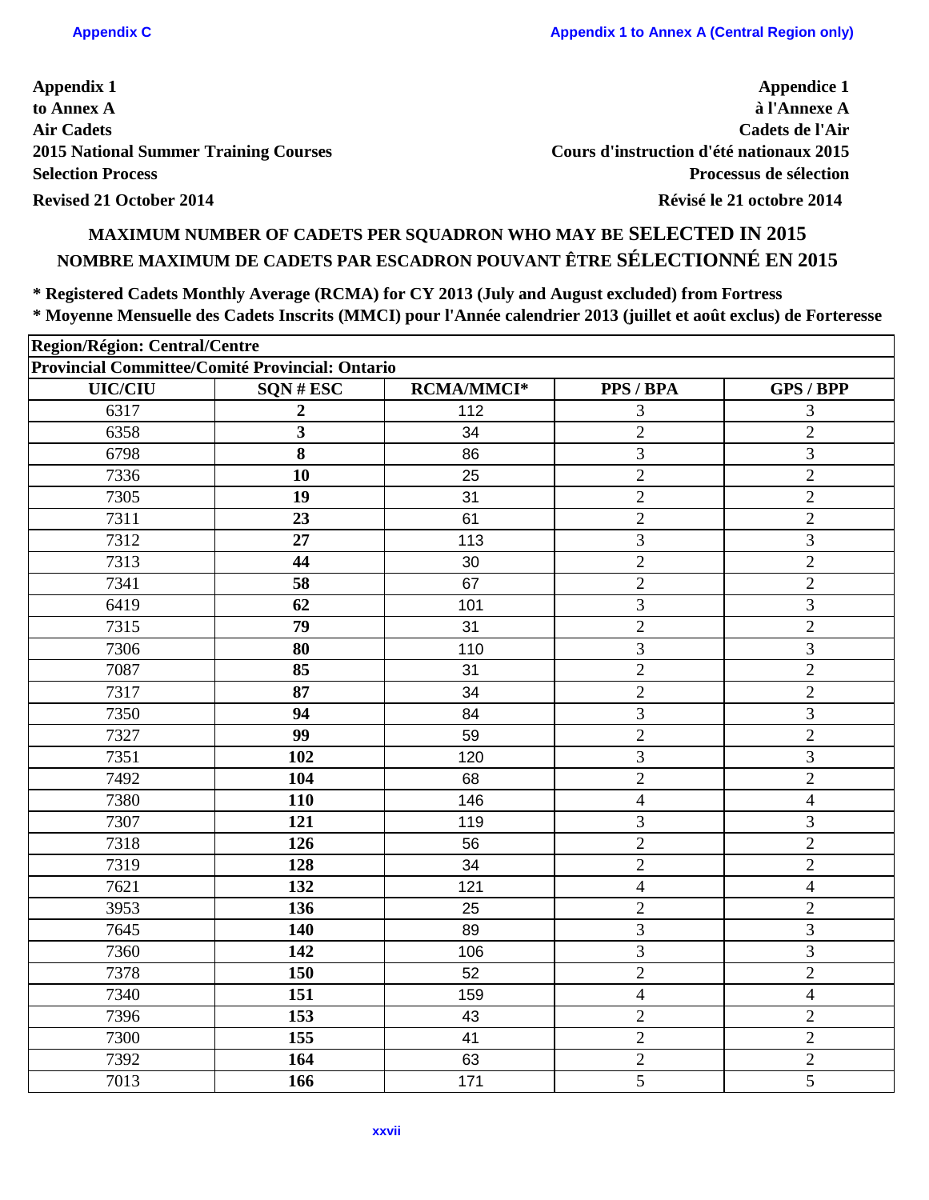Appendix 1
to Annex A
Air Cadets
2015 National Summer Training Courses
Selection Process
Revised 21 October 2014

Appendice 1
à l'Annexe A
Cadets de l'Air
Cours d'instruction d'été nationaux 2015
Processus de sélection
Révisé le 21 octobre 2014

## MAXIMUM NUMBER OF CADETS PER SQUADRON WHO MAY BE SELECTED IN 2015
## NOMBRE MAXIMUM DE CADETS PAR ESCADRON POUVANT ÊTRE SÉLECTIONNÉ EN 2015

**\* Registered Cadets Monthly Average (RCMA) for CY 2013 (July and August excluded) from Fortress**
**\* Moyenne Mensuelle des Cadets Inscrits (MMCI) pour l'Année calendrier 2013 (juillet et août exclus) de Forteresse**

| Region/Région: Central/Centre | | | | |
|---|---|---|---|---|
| **Provincial Committee/Comité Provincial: Ontario** | | | | |
| **UIC/CIU** | **SQN # ESC** | **RCMA/MMCI*** | **PPS / BPA** | **GPS / BPP** |
| 6317 | **2** | 112 | 3 | 3 |
| 6358 | **3** | 34 | 2 | 2 |
| 6798 | **8** | 86 | 3 | 3 |
| 7336 | **10** | 25 | 2 | 2 |
| 7305 | **19** | 31 | 2 | 2 |
| 7311 | **23** | 61 | 2 | 2 |
| 7312 | **27** | 113 | 3 | 3 |
| 7313 | **44** | 30 | 2 | 2 |
| 7341 | **58** | 67 | 2 | 2 |
| 6419 | **62** | 101 | 3 | 3 |
| 7315 | **79** | 31 | 2 | 2 |
| 7306 | **80** | 110 | 3 | 3 |
| 7087 | **85** | 31 | 2 | 2 |
| 7317 | **87** | 34 | 2 | 2 |
| 7350 | **94** | 84 | 3 | 3 |
| 7327 | **99** | 59 | 2 | 2 |
| 7351 | **102** | 120 | 3 | 3 |
| 7492 | **104** | 68 | 2 | 2 |
| 7380 | **110** | 146 | 4 | 4 |
| 7307 | **121** | 119 | 3 | 3 |
| 7318 | **126** | 56 | 2 | 2 |
| 7319 | **128** | 34 | 2 | 2 |
| 7621 | **132** | 121 | 4 | 4 |
| 3953 | **136** | 25 | 2 | 2 |
| 7645 | **140** | 89 | 3 | 3 |
| 7360 | **142** | 106 | 3 | 3 |
| 7378 | **150** | 52 | 2 | 2 |
| 7340 | **151** | 159 | 4 | 4 |
| 7396 | **153** | 43 | 2 | 2 |
| 7300 | **155** | 41 | 2 | 2 |
| 7392 | **164** | 63 | 2 | 2 |
| 7013 | **166** | 171 | 5 | 5 |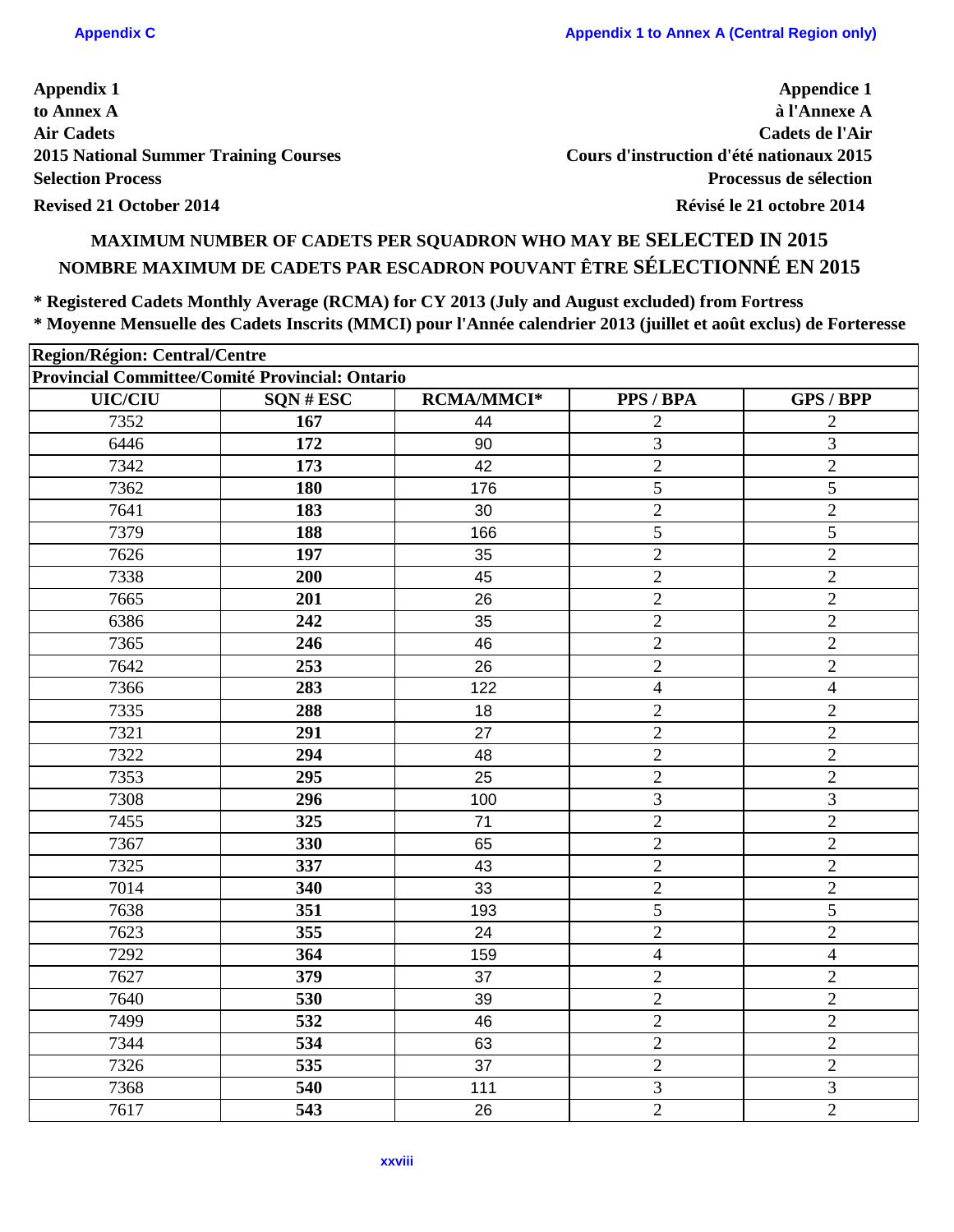Appendix 1
to Annex A
Air Cadets
2015 National Summer Training Courses
Selection Process
Revised 21 October 2014

Appendice 1
à l'Annexe A
Cadets de l'Air
Cours d'instruction d'été nationaux 2015
Processus de sélection
Révisé le 21 octobre 2014

## MAXIMUM NUMBER OF CADETS PER SQUADRON WHO MAY BE SELECTED IN 2015
## NOMBRE MAXIMUM DE CADETS PAR ESCADRON POUVANT ÊTRE SÉLECTIONNÉ EN 2015

**\* Registered Cadets Monthly Average (RCMA) for CY 2013 (July and August excluded) from Fortress**
**\* Moyenne Mensuelle des Cadets Inscrits (MMCI) pour l'Année calendrier 2013 (juillet et août exclus) de Forteresse**

| Region/Région: Central/Centre | | | | |
|---|---|---|---|---|
| **Provincial Committee/Comité Provincial: Ontario** | | | | |
| **UIC/CIU** | **SQN # ESC** | **RCMA/MMCI*** | **PPS / BPA** | **GPS / BPP** |
| 7352 | **167** | 44 | 2 | 2 |
| 6446 | **172** | 90 | 3 | 3 |
| 7342 | **173** | 42 | 2 | 2 |
| 7362 | **180** | 176 | 5 | 5 |
| 7641 | **183** | 30 | 2 | 2 |
| 7379 | **188** | 166 | 5 | 5 |
| 7626 | **197** | 35 | 2 | 2 |
| 7338 | **200** | 45 | 2 | 2 |
| 7665 | **201** | 26 | 2 | 2 |
| 6386 | **242** | 35 | 2 | 2 |
| 7365 | **246** | 46 | 2 | 2 |
| 7642 | **253** | 26 | 2 | 2 |
| 7366 | **283** | 122 | 4 | 4 |
| 7335 | **288** | 18 | 2 | 2 |
| 7321 | **291** | 27 | 2 | 2 |
| 7322 | **294** | 48 | 2 | 2 |
| 7353 | **295** | 25 | 2 | 2 |
| 7308 | **296** | 100 | 3 | 3 |
| 7455 | **325** | 71 | 2 | 2 |
| 7367 | **330** | 65 | 2 | 2 |
| 7325 | **337** | 43 | 2 | 2 |
| 7014 | **340** | 33 | 2 | 2 |
| 7638 | **351** | 193 | 5 | 5 |
| 7623 | **355** | 24 | 2 | 2 |
| 7292 | **364** | 159 | 4 | 4 |
| 7627 | **379** | 37 | 2 | 2 |
| 7640 | **530** | 39 | 2 | 2 |
| 7499 | **532** | 46 | 2 | 2 |
| 7344 | **534** | 63 | 2 | 2 |
| 7326 | **535** | 37 | 2 | 2 |
| 7368 | **540** | 111 | 3 | 3 |
| 7617 | **543** | 26 | 2 | 2 |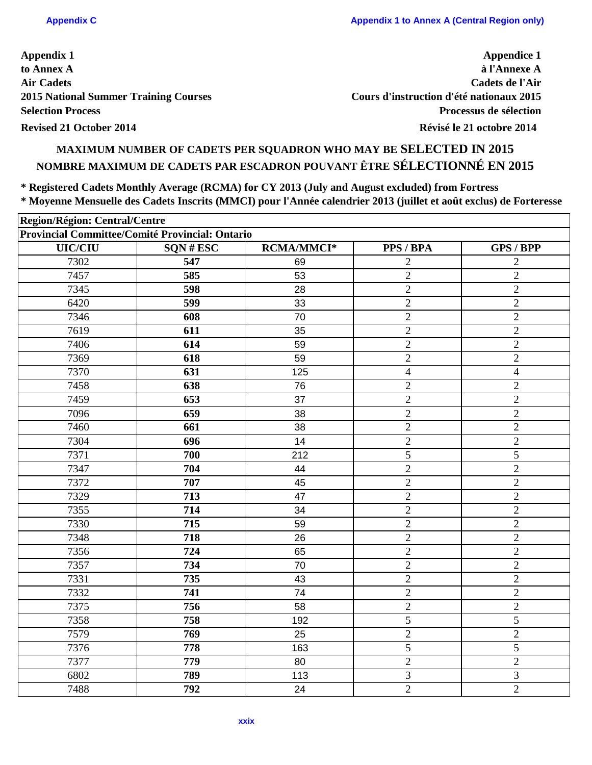**Appendix 1**
**to Annex A**
**Air Cadets**
**2015 National Summer Training Courses**
**Selection Process**
**Revised 21 October 2014**

**Appendice 1**
**à l'Annexe A**
**Cadets de l'Air**
**Cours d'instruction d'été nationaux 2015**
**Processus de sélection**
**Révisé le 21 octobre 2014**

## MAXIMUM NUMBER OF CADETS PER SQUADRON WHO MAY BE SELECTED IN 2015
## NOMBRE MAXIMUM DE CADETS PAR ESCADRON POUVANT ÊTRE SÉLECTIONNÉ EN 2015

**\* Registered Cadets Monthly Average (RCMA) for CY 2013 (July and August excluded) from Fortress**
**\* Moyenne Mensuelle des Cadets Inscrits (MMCI) pour l'Année calendrier 2013 (juillet et août exclus) de Forteresse**

| **Region/Région: Central/Centre** | | | | |
|---|---|---|---|---|
| **Provincial Committee/Comité Provincial: Ontario** | | | | |
| **UIC/CIU** | **SQN # ESC** | **RCMA/MMCI*** | **PPS / BPA** | **GPS / BPP** |
| 7302 | **547** | 69 | 2 | 2 |
| 7457 | **585** | 53 | 2 | 2 |
| 7345 | **598** | 28 | 2 | 2 |
| 6420 | **599** | 33 | 2 | 2 |
| 7346 | **608** | 70 | 2 | 2 |
| 7619 | **611** | 35 | 2 | 2 |
| 7406 | **614** | 59 | 2 | 2 |
| 7369 | **618** | 59 | 2 | 2 |
| 7370 | **631** | 125 | 4 | 4 |
| 7458 | **638** | 76 | 2 | 2 |
| 7459 | **653** | 37 | 2 | 2 |
| 7096 | **659** | 38 | 2 | 2 |
| 7460 | **661** | 38 | 2 | 2 |
| 7304 | **696** | 14 | 2 | 2 |
| 7371 | **700** | 212 | 5 | 5 |
| 7347 | **704** | 44 | 2 | 2 |
| 7372 | **707** | 45 | 2 | 2 |
| 7329 | **713** | 47 | 2 | 2 |
| 7355 | **714** | 34 | 2 | 2 |
| 7330 | **715** | 59 | 2 | 2 |
| 7348 | **718** | 26 | 2 | 2 |
| 7356 | **724** | 65 | 2 | 2 |
| 7357 | **734** | 70 | 2 | 2 |
| 7331 | **735** | 43 | 2 | 2 |
| 7332 | **741** | 74 | 2 | 2 |
| 7375 | **756** | 58 | 2 | 2 |
| 7358 | **758** | 192 | 5 | 5 |
| 7579 | **769** | 25 | 2 | 2 |
| 7376 | **778** | 163 | 5 | 5 |
| 7377 | **779** | 80 | 2 | 2 |
| 6802 | **789** | 113 | 3 | 3 |
| 7488 | **792** | 24 | 2 | 2 |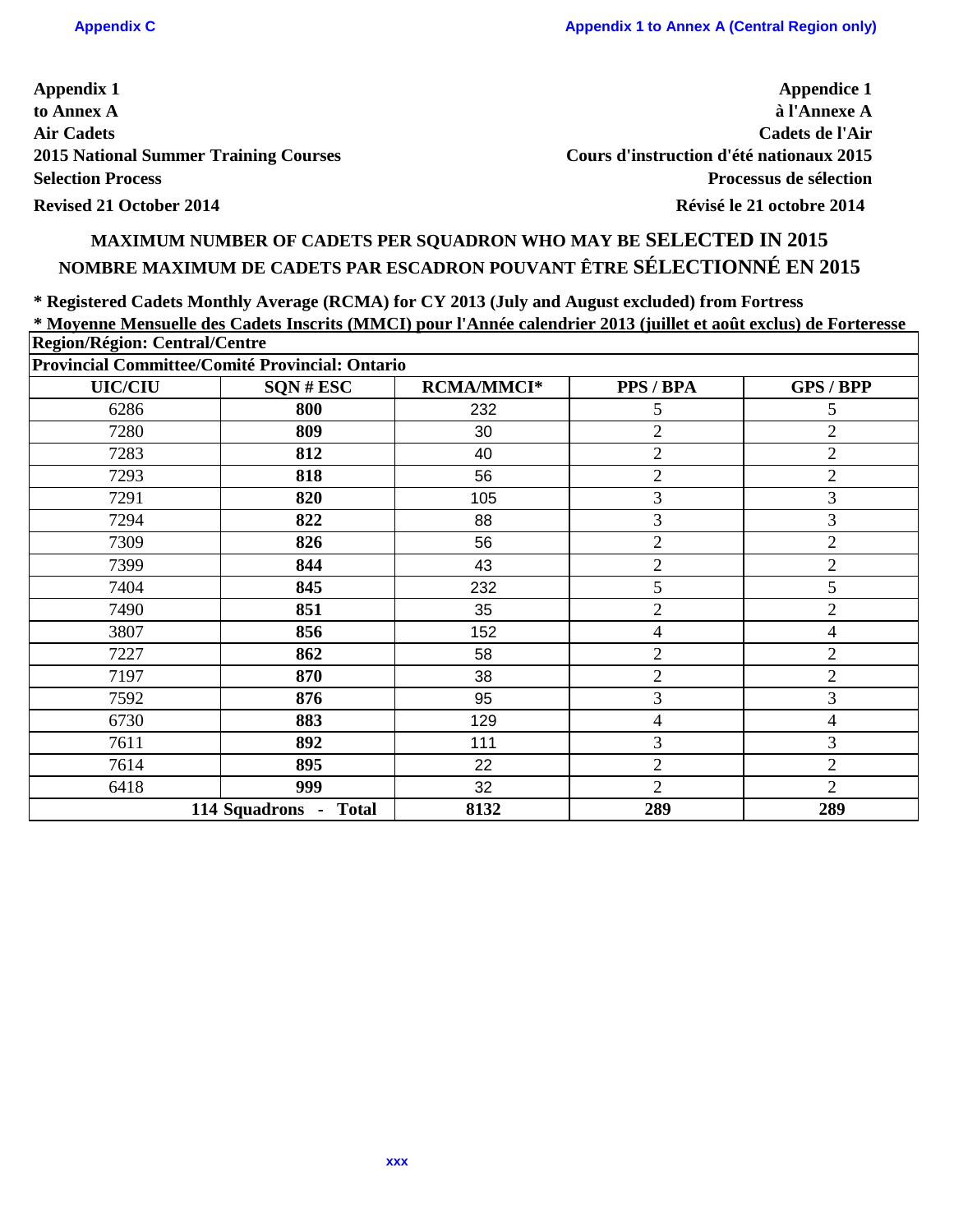**Appendix 1**
**to Annex A**
**Air Cadets**
**2015 National Summer Training Courses**
**Selection Process**
**Revised 21 October 2014**

**Appendice 1**
**à l'Annexe A**
**Cadets de l'Air**
**Cours d'instruction d'été nationaux 2015**
**Processus de sélection**
**Révisé le 21 octobre 2014**

## MAXIMUM NUMBER OF CADETS PER SQUADRON WHO MAY BE SELECTED IN 2015
## NOMBRE MAXIMUM DE CADETS PAR ESCADRON POUVANT ÊTRE SÉLECTIONNÉ EN 2015

**\* Registered Cadets Monthly Average (RCMA) for CY 2013 (July and August excluded) from Fortress**

**\* Moyenne Mensuelle des Cadets Inscrits (MMCI) pour l'Année calendrier 2013 (juillet et août exclus) de Forteresse**

**Region/Région: Central/Centre**

**Provincial Committee/Comité Provincial: Ontario**

| UIC/CIU | SQN # ESC | RCMA/MMCI* | PPS / BPA | GPS / BPP |
|---|---|---|---|---|
| 6286 | **800** | 232 | 5 | 5 |
| 7280 | **809** | 30 | 2 | 2 |
| 7283 | **812** | 40 | 2 | 2 |
| 7293 | **818** | 56 | 2 | 2 |
| 7291 | **820** | 105 | 3 | 3 |
| 7294 | **822** | 88 | 3 | 3 |
| 7309 | **826** | 56 | 2 | 2 |
| 7399 | **844** | 43 | 2 | 2 |
| 7404 | **845** | 232 | 5 | 5 |
| 7490 | **851** | 35 | 2 | 2 |
| 3807 | **856** | 152 | 4 | 4 |
| 7227 | **862** | 58 | 2 | 2 |
| 7197 | **870** | 38 | 2 | 2 |
| 7592 | **876** | 95 | 3 | 3 |
| 6730 | **883** | 129 | 4 | 4 |
| 7611 | **892** | 111 | 3 | 3 |
| 7614 | **895** | 22 | 2 | 2 |
| 6418 | **999** | 32 | 2 | 2 |
| **114 Squadrons - Total** | | **8132** | **289** | **289** |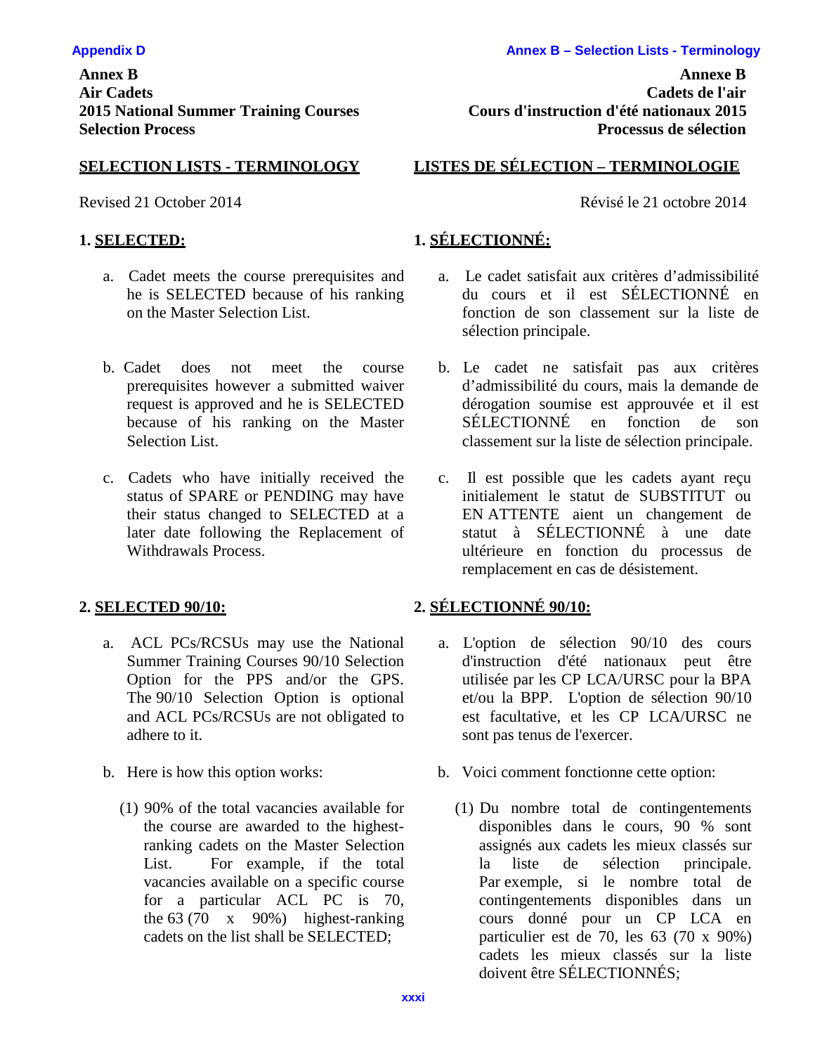**Annex B**
**Air Cadets**
**2015 National Summer Training Courses**
**Selection Process**

**SELECTION LISTS - TERMINOLOGY**

Revised 21 October 2014

**1. SELECTED:**

a. Cadet meets the course prerequisites and he is SELECTED because of his ranking on the Master Selection List.

b. Cadet does not meet the course prerequisites however a submitted waiver request is approved and he is SELECTED because of his ranking on the Master Selection List.

c. Cadets who have initially received the status of SPARE or PENDING may have their status changed to SELECTED at a later date following the Replacement of Withdrawals Process.

**2. SELECTED 90/10:**

a. ACL PCs/RCSUs may use the National Summer Training Courses 90/10 Selection Option for the PPS and/or the GPS. The 90/10 Selection Option is optional and ACL PCs/RCSUs are not obligated to adhere to it.

b. Here is how this option works:

(1) 90% of the total vacancies available for the course are awarded to the highest-ranking cadets on the Master Selection List. For example, if the total vacancies available on a specific course for a particular ACL PC is 70, the 63 (70 x 90%) highest-ranking cadets on the list shall be SELECTED;

**Annexe B**
**Cadets de l'air**
**Cours d'instruction d'été nationaux 2015**
**Processus de sélection**

**LISTES DE SÉLECTION – TERMINOLOGIE**

Révisé le 21 octobre 2014

**1. SÉLECTIONNÉ:**

a. Le cadet satisfait aux critères d'admissibilité du cours et il est SÉLECTIONNÉ en fonction de son classement sur la liste de sélection principale.

b. Le cadet ne satisfait pas aux critères d'admissibilité du cours, mais la demande de dérogation soumise est approuvée et il est SÉLECTIONNÉ en fonction de son classement sur la liste de sélection principale.

c. Il est possible que les cadets ayant reçu initialement le statut de SUBSTITUT ou EN ATTENTE aient un changement de statut à SÉLECTIONNÉ à une date ultérieure en fonction du processus de remplacement en cas de désistement.

**2. SÉLECTIONNÉ 90/10:**

a. L'option de sélection 90/10 des cours d'instruction d'été nationaux peut être utilisée par les CP LCA/URSC pour la BPA et/ou la BPP. L'option de sélection 90/10 est facultative, et les CP LCA/URSC ne sont pas tenus de l'exercer.

b. Voici comment fonctionne cette option:

(1) Du nombre total de contingentements disponibles dans le cours, 90 % sont assignés aux cadets les mieux classés sur la liste de sélection principale. Par exemple, si le nombre total de contingentements disponibles dans un cours donné pour un CP LCA en particulier est de 70, les 63 (70 x 90%) cadets les mieux classés sur la liste doivent être SÉLECTIONNÉS;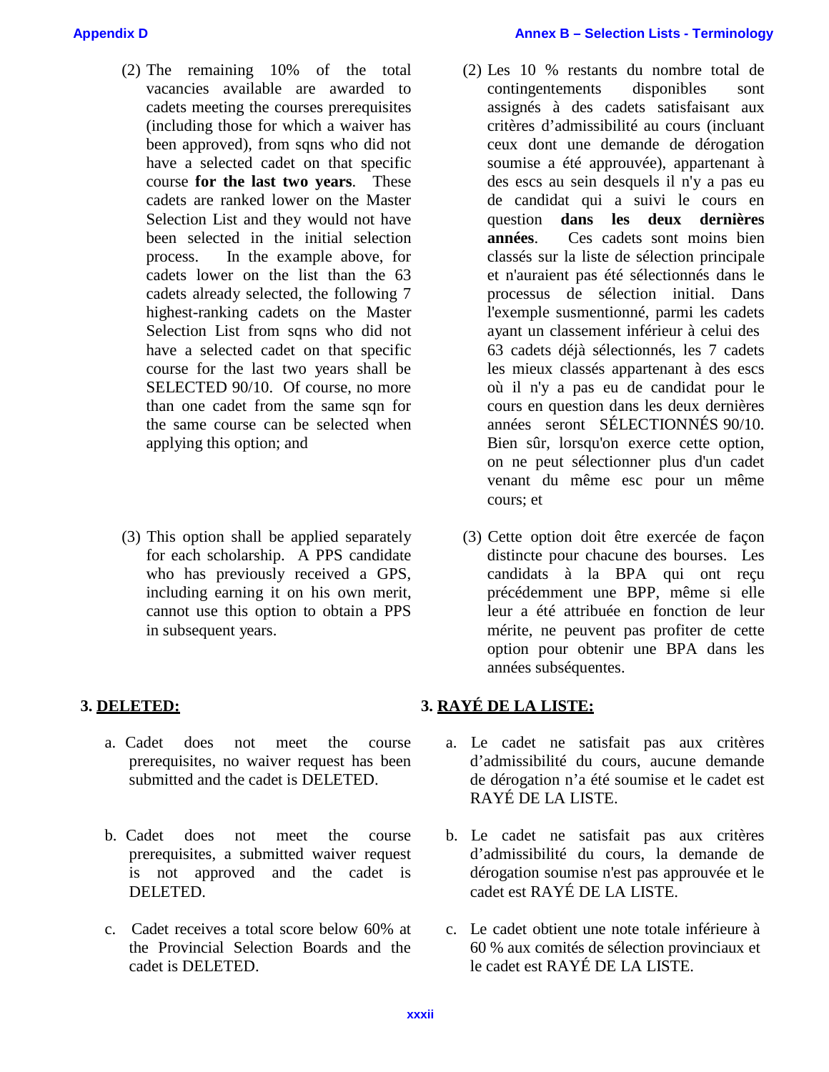(2) The remaining 10% of the total vacancies available are awarded to cadets meeting the courses prerequisites (including those for which a waiver has been approved), from sqns who did not have a selected cadet on that specific course **for the last two years**. These cadets are ranked lower on the Master Selection List and they would not have been selected in the initial selection process. In the example above, for cadets lower on the list than the 63 cadets already selected, the following 7 highest-ranking cadets on the Master Selection List from sqns who did not have a selected cadet on that specific course for the last two years shall be SELECTED 90/10. Of course, no more than one cadet from the same sqn for the same course can be selected when applying this option; and

(3) This option shall be applied separately for each scholarship. A PPS candidate who has previously received a GPS, including earning it on his own merit, cannot use this option to obtain a PPS in subsequent years.

## 3. DELETED:

a. Cadet does not meet the course prerequisites, no waiver request has been submitted and the cadet is DELETED.

b. Cadet does not meet the course prerequisites, a submitted waiver request is not approved and the cadet is DELETED.

c. Cadet receives a total score below 60% at the Provincial Selection Boards and the cadet is DELETED.

(2) Les 10 % restants du nombre total de contingentements disponibles sont assignés à des cadets satisfaisant aux critères d'admissibilité au cours (incluant ceux dont une demande de dérogation soumise a été approuvée), appartenant à des escs au sein desquels il n'y a pas eu de candidat qui a suivi le cours en question **dans les deux dernières années**. Ces cadets sont moins bien classés sur la liste de sélection principale et n'auraient pas été sélectionnés dans le processus de sélection initial. Dans l'exemple susmentionné, parmi les cadets ayant un classement inférieur à celui des 63 cadets déjà sélectionnés, les 7 cadets les mieux classés appartenant à des escs où il n'y a pas eu de candidat pour le cours en question dans les deux dernières années seront SÉLECTIONNÉS 90/10. Bien sûr, lorsqu'on exerce cette option, on ne peut sélectionner plus d'un cadet venant du même esc pour un même cours; et

(3) Cette option doit être exercée de façon distincte pour chacune des bourses. Les candidats à la BPA qui ont reçu précédemment une BPP, même si elle leur a été attribuée en fonction de leur mérite, ne peuvent pas profiter de cette option pour obtenir une BPA dans les années subséquentes.

## 3. RAYÉ DE LA LISTE:

a. Le cadet ne satisfait pas aux critères d'admissibilité du cours, aucune demande de dérogation n'a été soumise et le cadet est RAYÉ DE LA LISTE.

b. Le cadet ne satisfait pas aux critères d'admissibilité du cours, la demande de dérogation soumise n'est pas approuvée et le cadet est RAYÉ DE LA LISTE.

c. Le cadet obtient une note totale inférieure à 60 % aux comités de sélection provinciaux et le cadet est RAYÉ DE LA LISTE.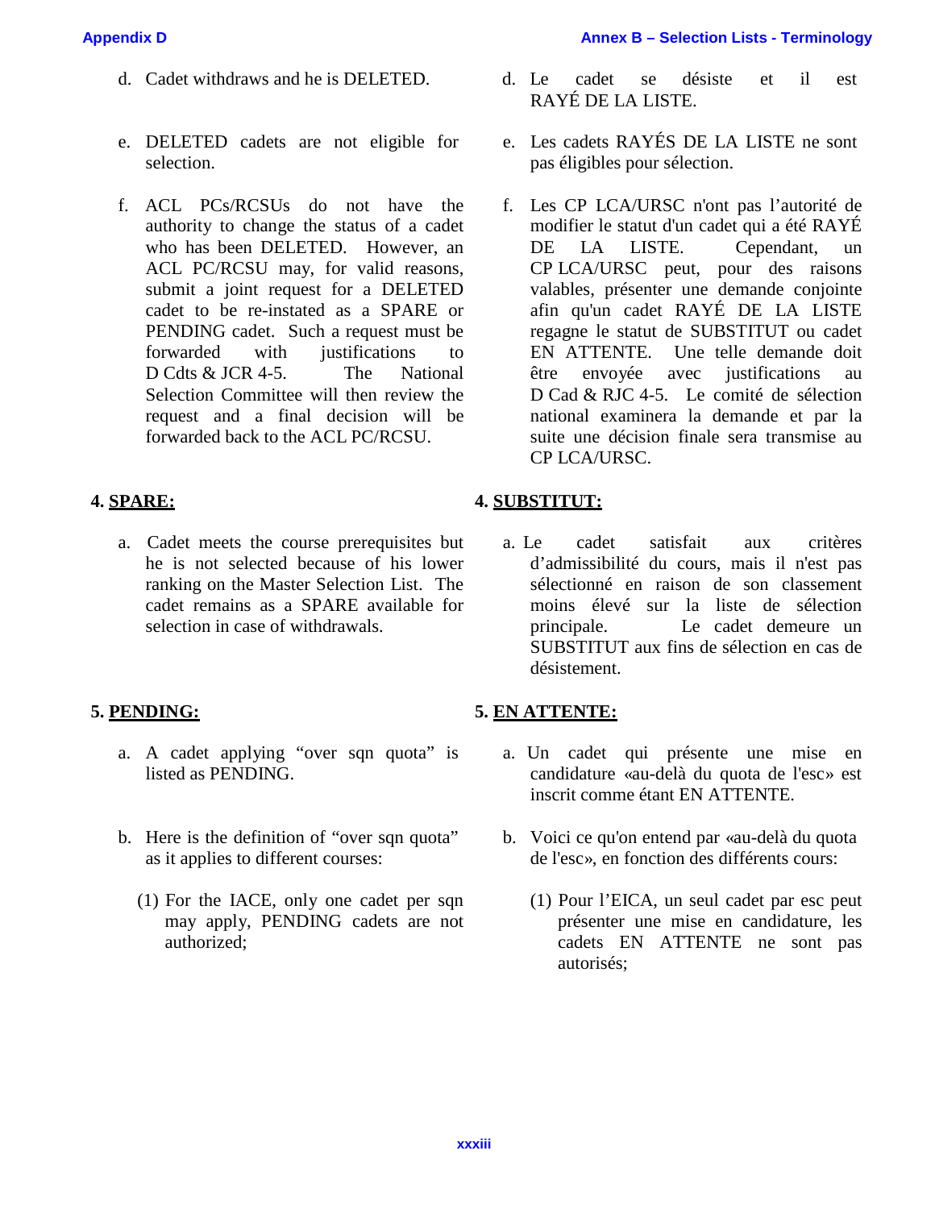d. Cadet withdraws and he is DELETED.

e. DELETED cadets are not eligible for selection.

f. ACL PCs/RCSUs do not have the authority to change the status of a cadet who has been DELETED. However, an ACL PC/RCSU may, for valid reasons, submit a joint request for a DELETED cadet to be re-instated as a SPARE or PENDING cadet. Such a request must be forwarded with justifications to D Cdts & JCR 4-5. The National Selection Committee will then review the request and a final decision will be forwarded back to the ACL PC/RCSU.

**4. <u>SPARE:</u>**

a. Cadet meets the course prerequisites but he is not selected because of his lower ranking on the Master Selection List. The cadet remains as a SPARE available for selection in case of withdrawals.

**5. <u>PENDING:</u>**

a. A cadet applying “over sqn quota” is listed as PENDING.

b. Here is the definition of “over sqn quota” as it applies to different courses:

(1) For the IACE, only one cadet per sqn may apply, PENDING cadets are not authorized;

d. Le cadet se désiste et il est RAYÉ DE LA LISTE.

e. Les cadets RAYÉS DE LA LISTE ne sont pas éligibles pour sélection.

f. Les CP LCA/URSC n'ont pas l’autorité de modifier le statut d'un cadet qui a été RAYÉ DE LA LISTE. Cependant, un CP LCA/URSC peut, pour des raisons valables, présenter une demande conjointe afin qu'un cadet RAYÉ DE LA LISTE regagne le statut de SUBSTITUT ou cadet EN ATTENTE. Une telle demande doit être envoyée avec justifications au D Cad & RJC 4-5. Le comité de sélection national examinera la demande et par la suite une décision finale sera transmise au CP LCA/URSC.

**4. <u>SUBSTITUT:</u>**

a. Le cadet satisfait aux critères d’admissibilité du cours, mais il n'est pas sélectionné en raison de son classement moins élevé sur la liste de sélection principale. Le cadet demeure un SUBSTITUT aux fins de sélection en cas de désistement.

**5. <u>EN ATTENTE:</u>**

a. Un cadet qui présente une mise en candidature «au-delà du quota de l'esc» est inscrit comme étant EN ATTENTE.

b. Voici ce qu'on entend par «au-delà du quota de l'esc», en fonction des différents cours:

(1) Pour l’EICA, un seul cadet par esc peut présenter une mise en candidature, les cadets EN ATTENTE ne sont pas autorisés;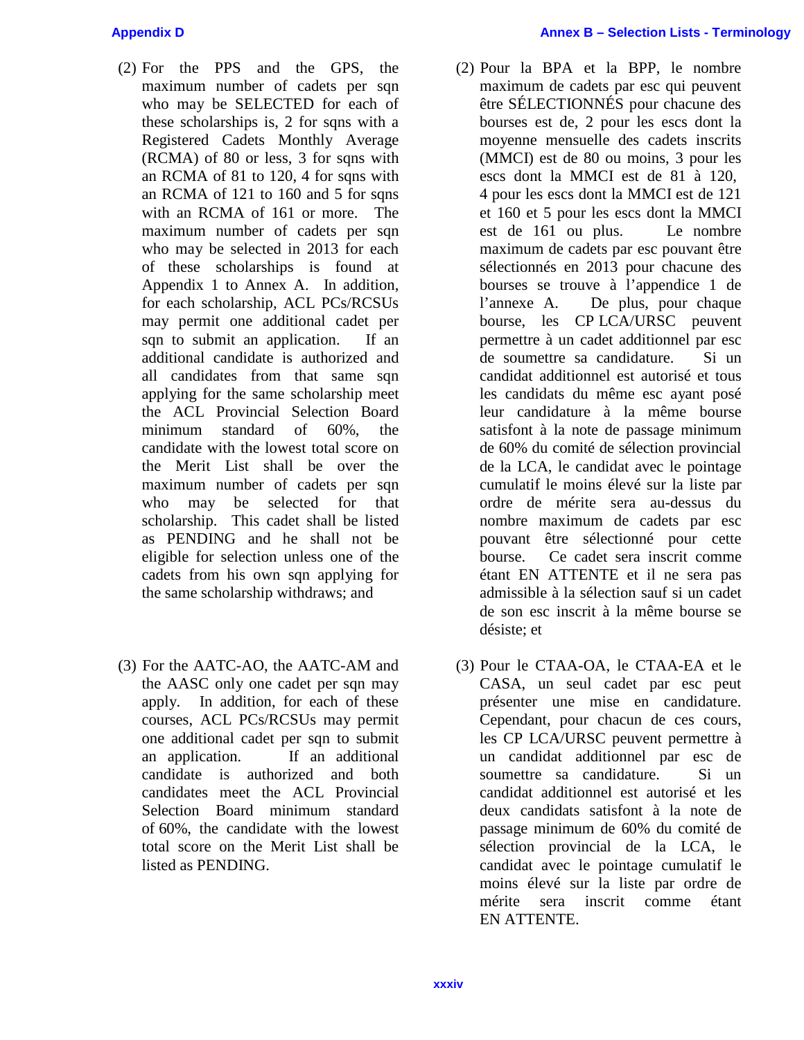(2) For the PPS and the GPS, the maximum number of cadets per sqn who may be SELECTED for each of these scholarships is, 2 for sqns with a Registered Cadets Monthly Average (RCMA) of 80 or less, 3 for sqns with an RCMA of 81 to 120, 4 for sqns with an RCMA of 121 to 160 and 5 for sqns with an RCMA of 161 or more. The maximum number of cadets per sqn who may be selected in 2013 for each of these scholarships is found at Appendix 1 to Annex A. In addition, for each scholarship, ACL PCs/RCSUs may permit one additional cadet per sqn to submit an application. If an additional candidate is authorized and all candidates from that same sqn applying for the same scholarship meet the ACL Provincial Selection Board minimum standard of 60%, the candidate with the lowest total score on the Merit List shall be over the maximum number of cadets per sqn who may be selected for that scholarship. This cadet shall be listed as PENDING and he shall not be eligible for selection unless one of the cadets from his own sqn applying for the same scholarship withdraws; and

(3) For the AATC-AO, the AATC-AM and the AASC only one cadet per sqn may apply. In addition, for each of these courses, ACL PCs/RCSUs may permit one additional cadet per sqn to submit an application. If an additional candidate is authorized and both candidates meet the ACL Provincial Selection Board minimum standard of 60%, the candidate with the lowest total score on the Merit List shall be listed as PENDING.

(2) Pour la BPA et la BPP, le nombre maximum de cadets par esc qui peuvent être SÉLECTIONNÉS pour chacune des bourses est de, 2 pour les escs dont la moyenne mensuelle des cadets inscrits (MMCI) est de 80 ou moins, 3 pour les escs dont la MMCI est de 81 à 120, 4 pour les escs dont la MMCI est de 121 et 160 et 5 pour les escs dont la MMCI est de 161 ou plus. Le nombre maximum de cadets par esc pouvant être sélectionnés en 2013 pour chacune des bourses se trouve à l'appendice 1 de l'annexe A. De plus, pour chaque bourse, les CP LCA/URSC peuvent permettre à un cadet additionnel par esc de soumettre sa candidature. Si un candidat additionnel est autorisé et tous les candidats du même esc ayant posé leur candidature à la même bourse satisfont à la note de passage minimum de 60% du comité de sélection provincial de la LCA, le candidat avec le pointage cumulatif le moins élevé sur la liste par ordre de mérite sera au-dessus du nombre maximum de cadets par esc pouvant être sélectionné pour cette bourse. Ce cadet sera inscrit comme étant EN ATTENTE et il ne sera pas admissible à la sélection sauf si un cadet de son esc inscrit à la même bourse se désiste; et

(3) Pour le CTAA-OA, le CTAA-EA et le CASA, un seul cadet par esc peut présenter une mise en candidature. Cependant, pour chacun de ces cours, les CP LCA/URSC peuvent permettre à un candidat additionnel par esc de soumettre sa candidature. Si un candidat additionnel est autorisé et les deux candidats satisfont à la note de passage minimum de 60% du comité de sélection provincial de la LCA, le candidat avec le pointage cumulatif le moins élevé sur la liste par ordre de mérite sera inscrit comme étant EN ATTENTE.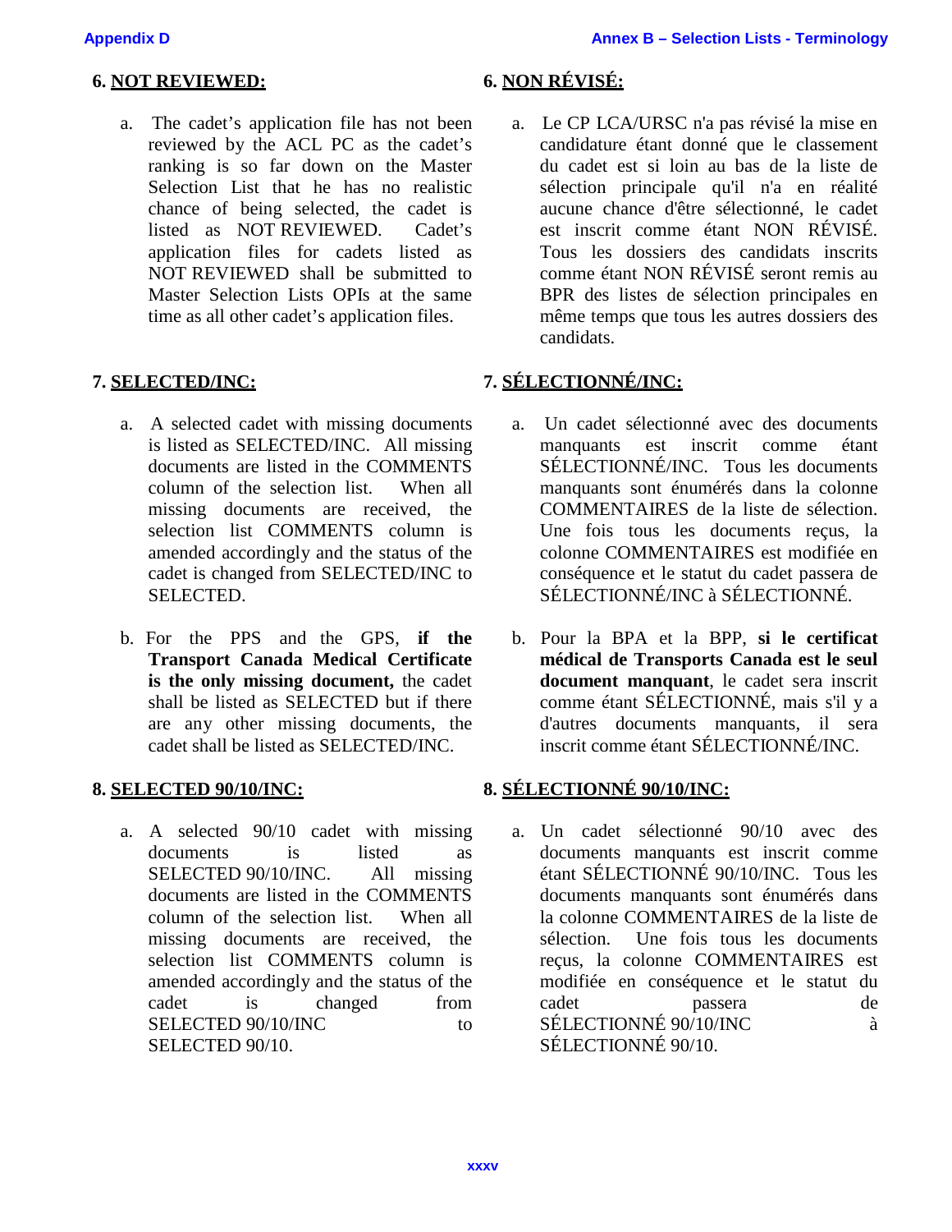## 6. NOT REVIEWED:

a. The cadet's application file has not been reviewed by the ACL PC as the cadet's ranking is so far down on the Master Selection List that he has no realistic chance of being selected, the cadet is listed as NOT REVIEWED. Cadet's application files for cadets listed as NOT REVIEWED shall be submitted to Master Selection Lists OPIs at the same time as all other cadet's application files.

## 6. NON RÉVISÉ:

a. Le CP LCA/URSC n'a pas révisé la mise en candidature étant donné que le classement du cadet est si loin au bas de la liste de sélection principale qu'il n'a en réalité aucune chance d'être sélectionné, le cadet est inscrit comme étant NON RÉVISÉ. Tous les dossiers des candidats inscrits comme étant NON RÉVISÉ seront remis au BPR des listes de sélection principales en même temps que tous les autres dossiers des candidats.

## 7. SELECTED/INC:

a. A selected cadet with missing documents is listed as SELECTED/INC. All missing documents are listed in the COMMENTS column of the selection list. When all missing documents are received, the selection list COMMENTS column is amended accordingly and the status of the cadet is changed from SELECTED/INC to SELECTED.

b. For the PPS and the GPS, **if the Transport Canada Medical Certificate is the only missing document,** the cadet shall be listed as SELECTED but if there are any other missing documents, the cadet shall be listed as SELECTED/INC.

## 7. SÉLECTIONNÉ/INC:

a. Un cadet sélectionné avec des documents manquants est inscrit comme étant SÉLECTIONNÉ/INC. Tous les documents manquants sont énumérés dans la colonne COMMENTAIRES de la liste de sélection. Une fois tous les documents reçus, la colonne COMMENTAIRES est modifiée en conséquence et le statut du cadet passera de SÉLECTIONNÉ/INC à SÉLECTIONNÉ.

b. Pour la BPA et la BPP, **si le certificat médical de Transports Canada est le seul document manquant**, le cadet sera inscrit comme étant SÉLECTIONNÉ, mais s'il y a d'autres documents manquants, il sera inscrit comme étant SÉLECTIONNÉ/INC.

## 8. SELECTED 90/10/INC:

a. A selected 90/10 cadet with missing documents is listed as SELECTED 90/10/INC. All missing documents are listed in the COMMENTS column of the selection list. When all missing documents are received, the selection list COMMENTS column is amended accordingly and the status of the cadet is changed from SELECTED 90/10/INC to SELECTED 90/10.

## 8. SÉLECTIONNÉ 90/10/INC:

a. Un cadet sélectionné 90/10 avec des documents manquants est inscrit comme étant SÉLECTIONNÉ 90/10/INC. Tous les documents manquants sont énumérés dans la colonne COMMENTAIRES de la liste de sélection. Une fois tous les documents reçus, la colonne COMMENTAIRES est modifiée en conséquence et le statut du cadet passera de SÉLECTIONNÉ 90/10/INC à SÉLECTIONNÉ 90/10.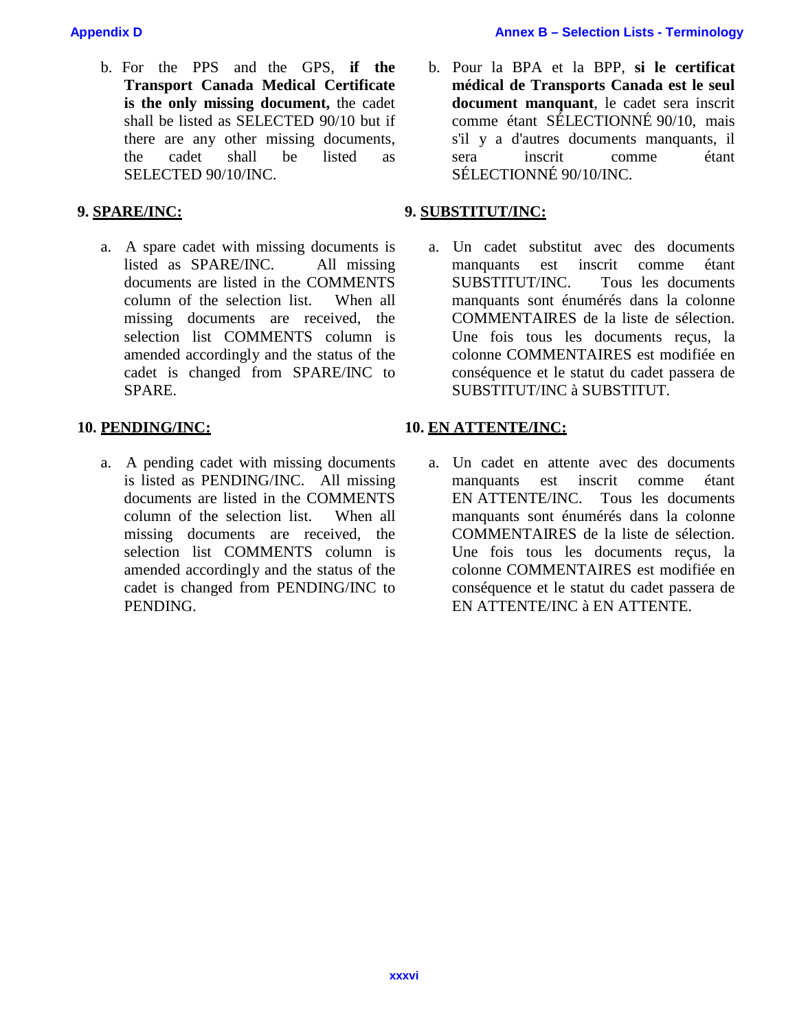b. For the PPS and the GPS, **if the Transport Canada Medical Certificate is the only missing document,** the cadet shall be listed as SELECTED 90/10 but if there are any other missing documents, the cadet shall be listed as SELECTED 90/10/INC.

**9. <u>SPARE/INC:</u>**

a. A spare cadet with missing documents is listed as SPARE/INC. All missing documents are listed in the COMMENTS column of the selection list. When all missing documents are received, the selection list COMMENTS column is amended accordingly and the status of the cadet is changed from SPARE/INC to SPARE.

**10. <u>PENDING/INC:</u>**

a. A pending cadet with missing documents is listed as PENDING/INC. All missing documents are listed in the COMMENTS column of the selection list. When all missing documents are received, the selection list COMMENTS column is amended accordingly and the status of the cadet is changed from PENDING/INC to PENDING.

b. Pour la BPA et la BPP, **si le certificat médical de Transports Canada est le seul document manquant**, le cadet sera inscrit comme étant SÉLECTIONNÉ 90/10, mais s'il y a d'autres documents manquants, il sera inscrit comme étant SÉLECTIONNÉ 90/10/INC.

**9. <u>SUBSTITUT/INC:</u>**

a. Un cadet substitut avec des documents manquants est inscrit comme étant SUBSTITUT/INC. Tous les documents manquants sont énumérés dans la colonne COMMENTAIRES de la liste de sélection. Une fois tous les documents reçus, la colonne COMMENTAIRES est modifiée en conséquence et le statut du cadet passera de SUBSTITUT/INC à SUBSTITUT.

**10. <u>EN ATTENTE/INC:</u>**

a. Un cadet en attente avec des documents manquants est inscrit comme étant EN ATTENTE/INC. Tous les documents manquants sont énumérés dans la colonne COMMENTAIRES de la liste de sélection. Une fois tous les documents reçus, la colonne COMMENTAIRES est modifiée en conséquence et le statut du cadet passera de EN ATTENTE/INC à EN ATTENTE.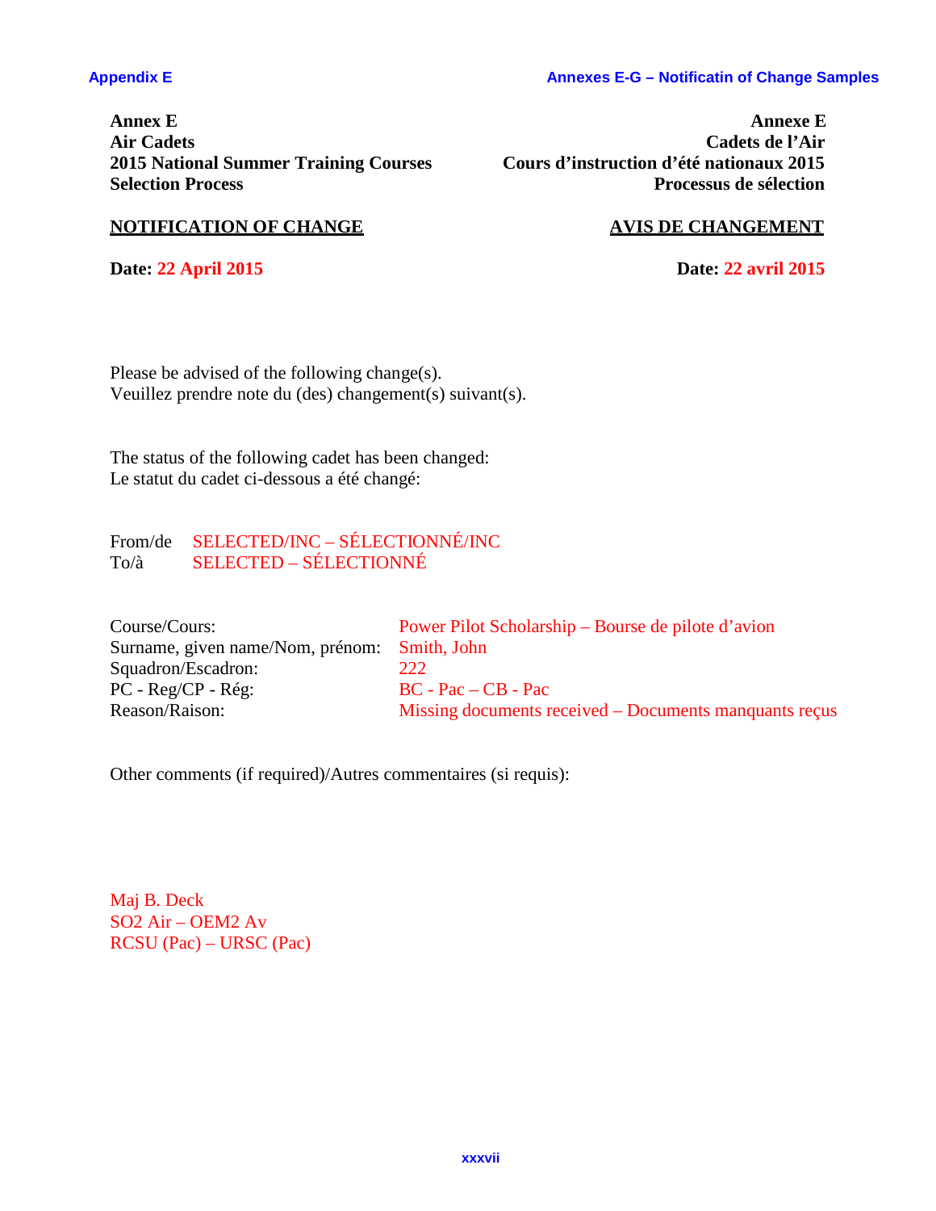**Annex E**
**Air Cadets**
**2015 National Summer Training Courses**
**Selection Process**

**Annexe E**
**Cadets de l'Air**
**Cours d'instruction d'été nationaux 2015**
**Processus de sélection**

**<u>NOTIFICATION OF CHANGE</u>**

**<u>AVIS DE CHANGEMENT</u>**

**Date:** 22 April 2015

**Date:** 22 avril 2015

Please be advised of the following change(s).
Veuillez prendre note du (des) changement(s) suivant(s).

The status of the following cadet has been changed:
Le statut du cadet ci-dessous a été changé:

From/de SELECTED/INC – SÉLECTIONNÉ/INC
To/à SELECTED – SÉLECTIONNÉ

| | |
|---|---|
| Course/Cours: | Power Pilot Scholarship – Bourse de pilote d'avion |
| Surname, given name/Nom, prénom: | Smith, John |
| Squadron/Escadron: | 222 |
| PC - Reg/CP - Rég: | BC - Pac – CB - Pac |
| Reason/Raison: | Missing documents received – Documents manquants reçus |

Other comments (if required)/Autres commentaires (si requis):

Maj B. Deck
SO2 Air – OEM2 Av
RCSU (Pac) – URSC (Pac)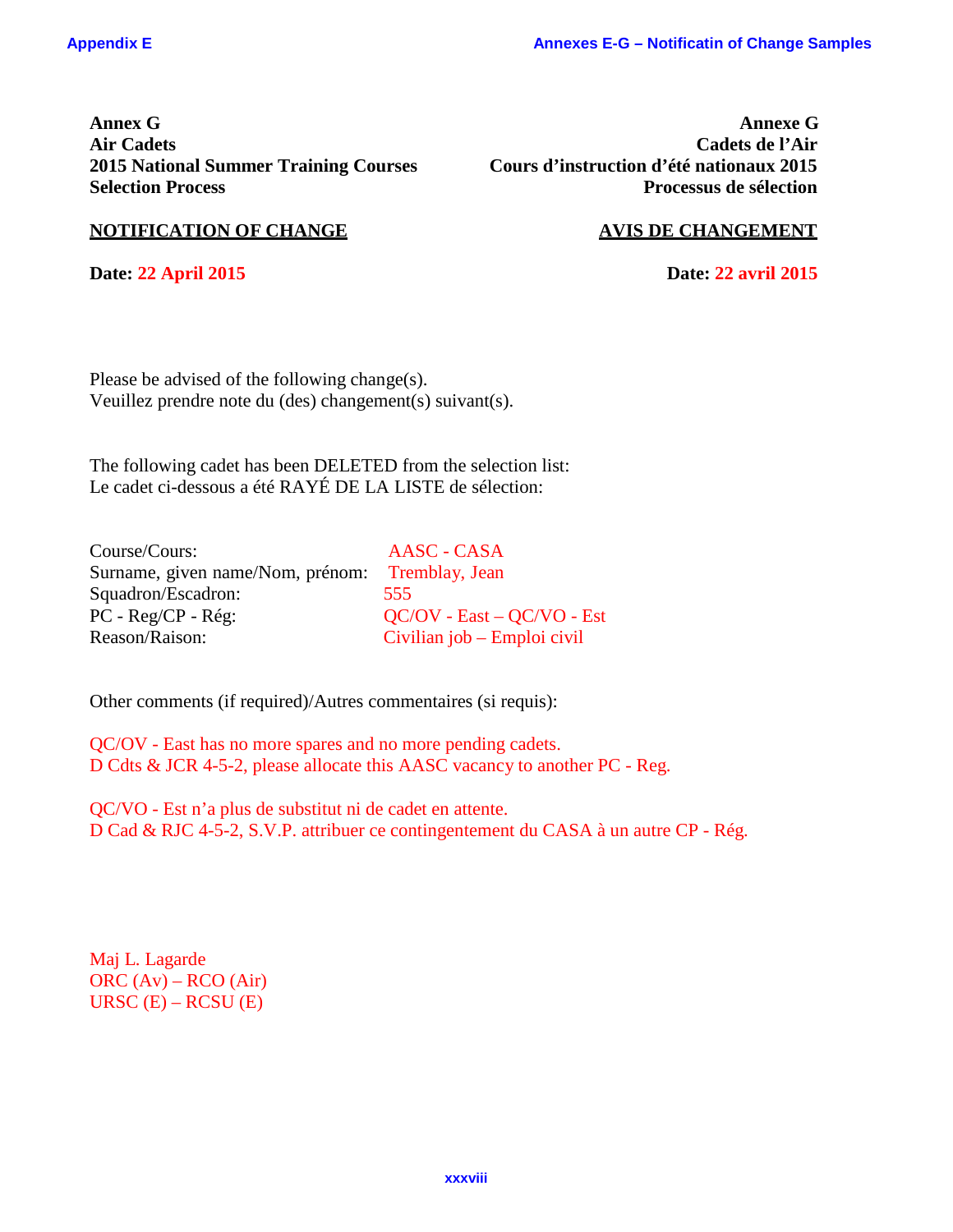**Annex G**
**Air Cadets**
**2015 National Summer Training Courses**
**Selection Process**

**Annexe G**
**Cadets de l'Air**
**Cours d'instruction d'été nationaux 2015**
**Processus de sélection**

**<u>NOTIFICATION OF CHANGE</u>** **<u>AVIS DE CHANGEMENT</u>**

**Date:** 22 April 2015 **Date:** 22 avril 2015

Please be advised of the following change(s).
Veuillez prendre note du (des) changement(s) suivant(s).

The following cadet has been DELETED from the selection list:
Le cadet ci-dessous a été RAYÉ DE LA LISTE de sélection:

| | |
|---|---|
| Course/Cours: | AASC - CASA |
| Surname, given name/Nom, prénom: | Tremblay, Jean |
| Squadron/Escadron: | 555 |
| PC - Reg/CP - Rég: | QC/OV - East – QC/VO - Est |
| Reason/Raison: | Civilian job – Emploi civil |

Other comments (if required)/Autres commentaires (si requis):

QC/OV - East has no more spares and no more pending cadets.
D Cdts & JCR 4-5-2, please allocate this AASC vacancy to another PC - Reg.

QC/VO - Est n'a plus de substitut ni de cadet en attente.
D Cad & RJC 4-5-2, S.V.P. attribuer ce contingentement du CASA à un autre CP - Rég.

Maj L. Lagarde
ORC (Av) – RCO (Air)
URSC (E) – RCSU (E)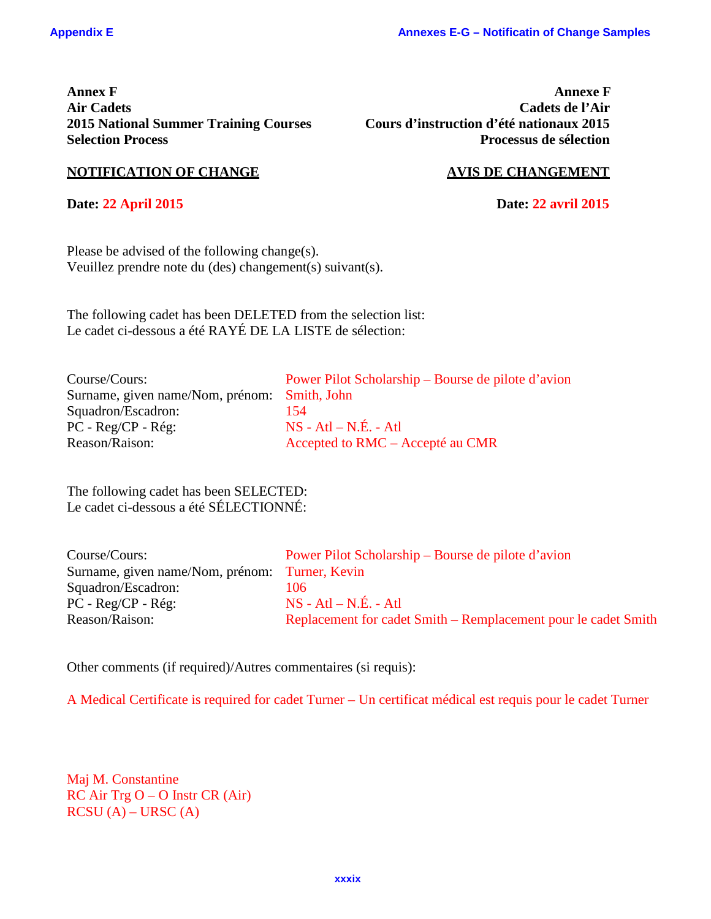**Annex F**
**Air Cadets**
**2015 National Summer Training Courses**
**Selection Process**

**Annexe F**
**Cadets de l'Air**
**Cours d'instruction d'été nationaux 2015**
**Processus de sélection**

## NOTIFICATION OF CHANGE

## AVIS DE CHANGEMENT

**Date:** 22 April 2015

**Date:** 22 avril 2015

Please be advised of the following change(s).
Veuillez prendre note du (des) changement(s) suivant(s).

The following cadet has been DELETED from the selection list:
Le cadet ci-dessous a été RAYÉ DE LA LISTE de sélection:

| | |
|---|---|
| Course/Cours: | Power Pilot Scholarship – Bourse de pilote d'avion |
| Surname, given name/Nom, prénom: | Smith, John |
| Squadron/Escadron: | 154 |
| PC - Reg/CP - Rég: | NS - Atl – N.É. - Atl |
| Reason/Raison: | Accepted to RMC – Accepté au CMR |

The following cadet has been SELECTED:
Le cadet ci-dessous a été SÉLECTIONNÉ:

| | |
|---|---|
| Course/Cours: | Power Pilot Scholarship – Bourse de pilote d'avion |
| Surname, given name/Nom, prénom: | Turner, Kevin |
| Squadron/Escadron: | 106 |
| PC - Reg/CP - Rég: | NS - Atl – N.É. - Atl |
| Reason/Raison: | Replacement for cadet Smith – Remplacement pour le cadet Smith |

Other comments (if required)/Autres commentaires (si requis):

A Medical Certificate is required for cadet Turner – Un certificat médical est requis pour le cadet Turner

Maj M. Constantine
RC Air Trg O – O Instr CR (Air)
RCSU (A) – URSC (A)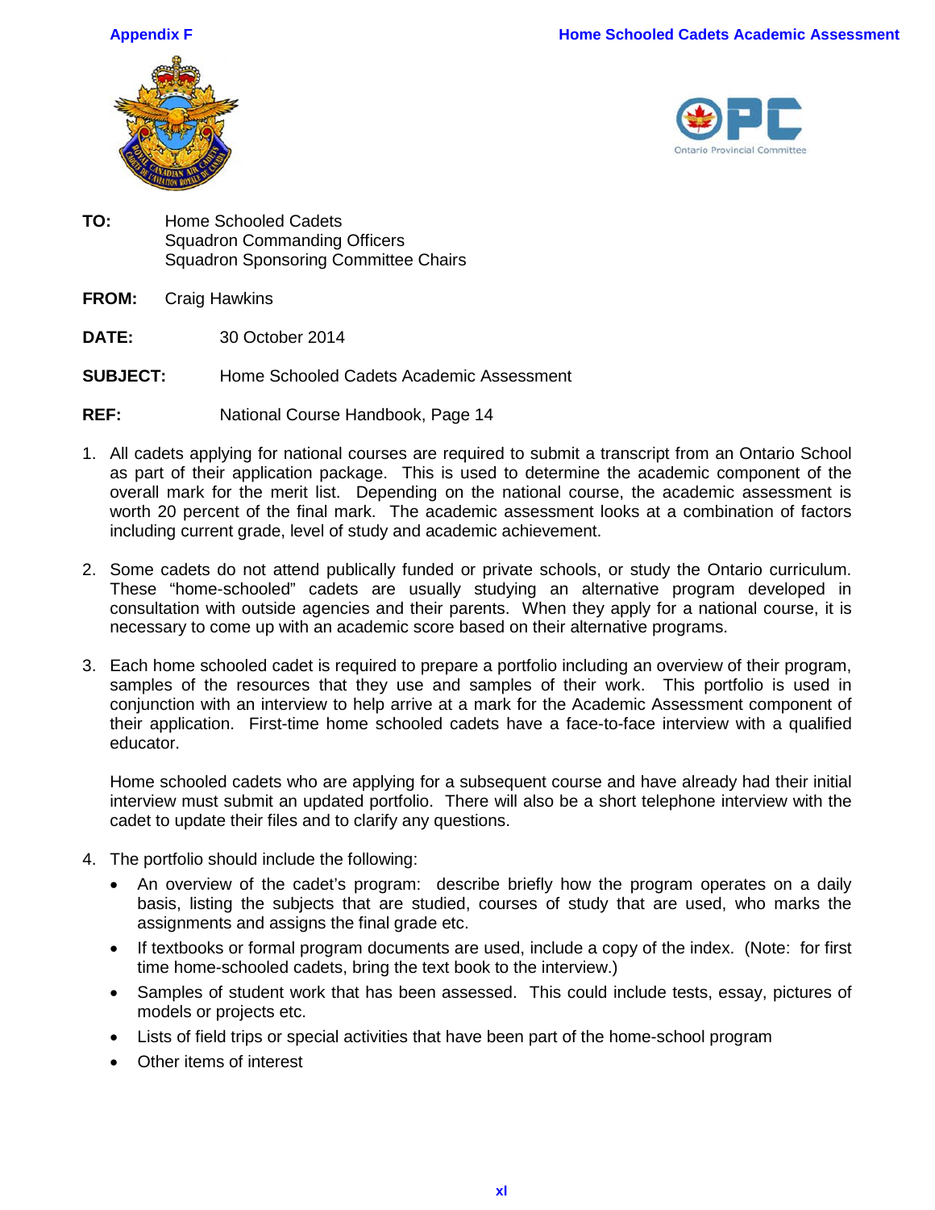**TO:** Home Schooled Cadets
Squadron Commanding Officers
Squadron Sponsoring Committee Chairs

**FROM:** Craig Hawkins

**DATE:** 30 October 2014

**SUBJECT:** Home Schooled Cadets Academic Assessment

**REF:** National Course Handbook, Page 14

1. All cadets applying for national courses are required to submit a transcript from an Ontario School as part of their application package. This is used to determine the academic component of the overall mark for the merit list. Depending on the national course, the academic assessment is worth 20 percent of the final mark. The academic assessment looks at a combination of factors including current grade, level of study and academic achievement.

2. Some cadets do not attend publically funded or private schools, or study the Ontario curriculum. These "home-schooled" cadets are usually studying an alternative program developed in consultation with outside agencies and their parents. When they apply for a national course, it is necessary to come up with an academic score based on their alternative programs.

3. Each home schooled cadet is required to prepare a portfolio including an overview of their program, samples of the resources that they use and samples of their work. This portfolio is used in conjunction with an interview to help arrive at a mark for the Academic Assessment component of their application. First-time home schooled cadets have a face-to-face interview with a qualified educator.

   Home schooled cadets who are applying for a subsequent course and have already had their initial interview must submit an updated portfolio. There will also be a short telephone interview with the cadet to update their files and to clarify any questions.

4. The portfolio should include the following:
   - An overview of the cadet's program: describe briefly how the program operates on a daily basis, listing the subjects that are studied, courses of study that are used, who marks the assignments and assigns the final grade etc.
   - If textbooks or formal program documents are used, include a copy of the index. (Note: for first time home-schooled cadets, bring the text book to the interview.)
   - Samples of student work that has been assessed. This could include tests, essay, pictures of models or projects etc.
   - Lists of field trips or special activities that have been part of the home-school program
   - Other items of interest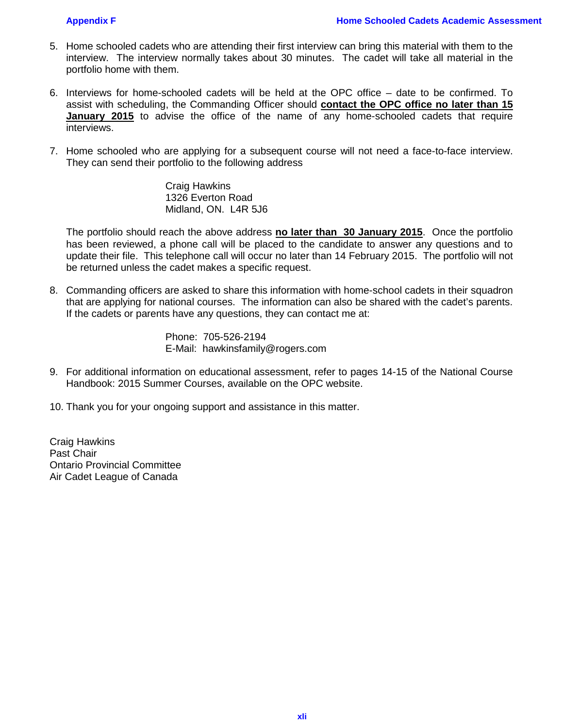5. Home schooled cadets who are attending their first interview can bring this material with them to the interview. The interview normally takes about 30 minutes. The cadet will take all material in the portfolio home with them.

6. Interviews for home-schooled cadets will be held at the OPC office – date to be confirmed. To assist with scheduling, the Commanding Officer should **contact the OPC office no later than 15 January 2015** to advise the office of the name of any home-schooled cadets that require interviews.

7. Home schooled who are applying for a subsequent course will not need a face-to-face interview. They can send their portfolio to the following address

   Craig Hawkins
   1326 Everton Road
   Midland, ON. L4R 5J6

   The portfolio should reach the above address **no later than 30 January 2015**. Once the portfolio has been reviewed, a phone call will be placed to the candidate to answer any questions and to update their file. This telephone call will occur no later than 14 February 2015. The portfolio will not be returned unless the cadet makes a specific request.

8. Commanding officers are asked to share this information with home-school cadets in their squadron that are applying for national courses. The information can also be shared with the cadet's parents. If the cadets or parents have any questions, they can contact me at:

   Phone: 705-526-2194
   E-Mail: hawkinsfamily@rogers.com

9. For additional information on educational assessment, refer to pages 14-15 of the National Course Handbook: 2015 Summer Courses, available on the OPC website.

10. Thank you for your ongoing support and assistance in this matter.

Craig Hawkins
Past Chair
Ontario Provincial Committee
Air Cadet League of Canada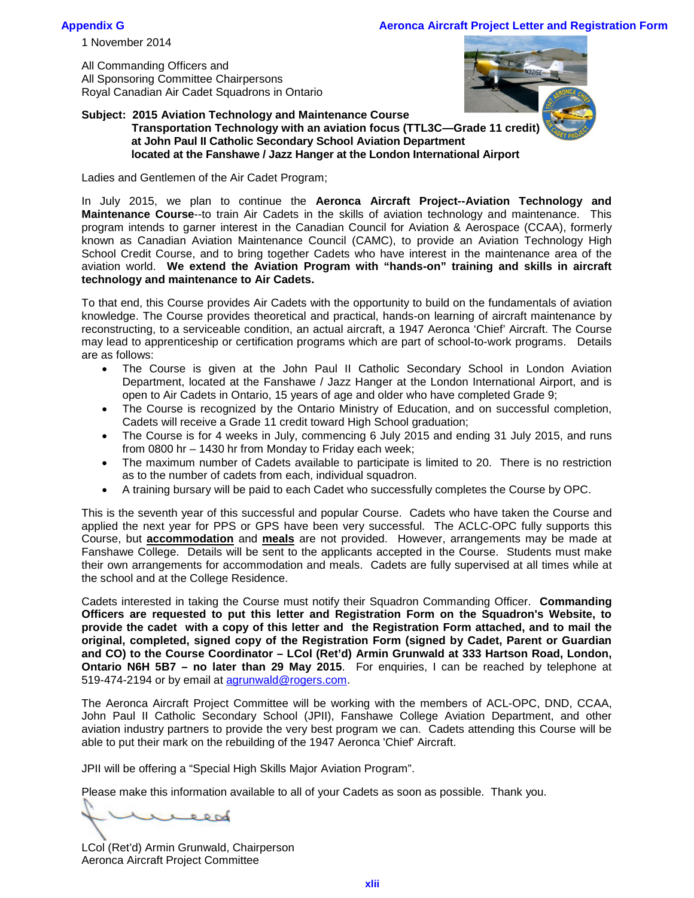**Appendix G** **Aeronca Aircraft Project Letter and Registration Form**

1 November 2014

All Commanding Officers and
All Sponsoring Committee Chairpersons
Royal Canadian Air Cadet Squadrons in Ontario

**Subject: 2015 Aviation Technology and Maintenance Course**
**Transportation Technology with an aviation focus (TTL3C—Grade 11 credit)**
**at John Paul II Catholic Secondary School Aviation Department**
**located at the Fanshawe / Jazz Hanger at the London International Airport**

Ladies and Gentlemen of the Air Cadet Program;

In July 2015, we plan to continue the **Aeronca Aircraft Project--Aviation Technology and Maintenance Course**--to train Air Cadets in the skills of aviation technology and maintenance. This program intends to garner interest in the Canadian Council for Aviation & Aerospace (CCAA), formerly known as Canadian Aviation Maintenance Council (CAMC), to provide an Aviation Technology High School Credit Course, and to bring together Cadets who have interest in the maintenance area of the aviation world. **We extend the Aviation Program with "hands-on" training and skills in aircraft technology and maintenance to Air Cadets.**

To that end, this Course provides Air Cadets with the opportunity to build on the fundamentals of aviation knowledge. The Course provides theoretical and practical, hands-on learning of aircraft maintenance by reconstructing, to a serviceable condition, an actual aircraft, a 1947 Aeronca 'Chief' Aircraft. The Course may lead to apprenticeship or certification programs which are part of school-to-work programs. Details are as follows:

- The Course is given at the John Paul II Catholic Secondary School in London Aviation Department, located at the Fanshawe / Jazz Hanger at the London International Airport, and is open to Air Cadets in Ontario, 15 years of age and older who have completed Grade 9;
- The Course is recognized by the Ontario Ministry of Education, and on successful completion, Cadets will receive a Grade 11 credit toward High School graduation;
- The Course is for 4 weeks in July, commencing 6 July 2015 and ending 31 July 2015, and runs from 0800 hr – 1430 hr from Monday to Friday each week;
- The maximum number of Cadets available to participate is limited to 20. There is no restriction as to the number of cadets from each, individual squadron.
- A training bursary will be paid to each Cadet who successfully completes the Course by OPC.

This is the seventh year of this successful and popular Course. Cadets who have taken the Course and applied the next year for PPS or GPS have been very successful. The ACLC-OPC fully supports this Course, but **accommodation** and **meals** are not provided. However, arrangements may be made at Fanshawe College. Details will be sent to the applicants accepted in the Course. Students must make their own arrangements for accommodation and meals. Cadets are fully supervised at all times while at the school and at the College Residence.

Cadets interested in taking the Course must notify their Squadron Commanding Officer. **Commanding Officers are requested to put this letter and Registration Form on the Squadron's Website, to provide the cadet with a copy of this letter and the Registration Form attached, and to mail the original, completed, signed copy of the Registration Form (signed by Cadet, Parent or Guardian and CO) to the Course Coordinator – LCol (Ret'd) Armin Grunwald at 333 Hartson Road, London, Ontario N6H 5B7 – no later than 29 May 2015**. For enquiries, I can be reached by telephone at 519-474-2194 or by email at agrunwald@rogers.com.

The Aeronca Aircraft Project Committee will be working with the members of ACL-OPC, DND, CCAA, John Paul II Catholic Secondary School (JPII), Fanshawe College Aviation Department, and other aviation industry partners to provide the very best program we can. Cadets attending this Course will be able to put their mark on the rebuilding of the 1947 Aeronca 'Chief' Aircraft.

JPII will be offering a "Special High Skills Major Aviation Program".

Please make this information available to all of your Cadets as soon as possible. Thank you.

LCol (Ret'd) Armin Grunwald, Chairperson
Aeronca Aircraft Project Committee